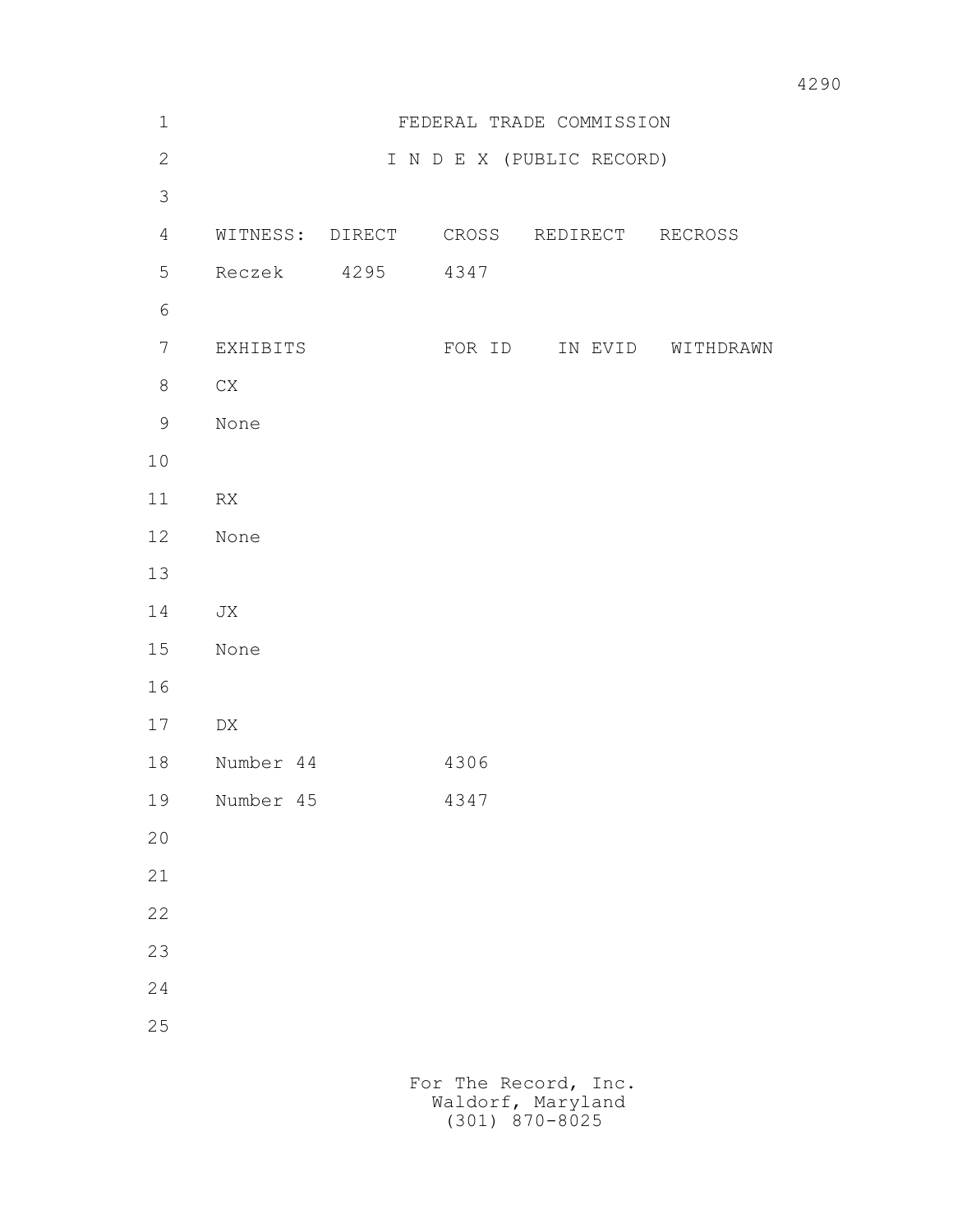# FEDERAL TRADE COMMISSION

## I N D E X (PUBLIC RECORD)

| WITNESS: | DIRECT | CROSS | REDIRECT | RECROSS |
|---|---|---|---|---|
| Reczek | 4295 | 4347 | | |

| EXHIBITS | FOR ID | IN EVID | WITHDRAWN |
|---|---|---|---|
| CX | | | |
| None | | | |
| | | | |
| RX | | | |
| None | | | |
| | | | |
| JX | | | |
| None | | | |
| | | | |
| DX | | | |
| Number 44 | 4306 | | |
| Number 45 | 4347 | | |

For The Record, Inc.
Waldorf, Maryland
(301) 870-8025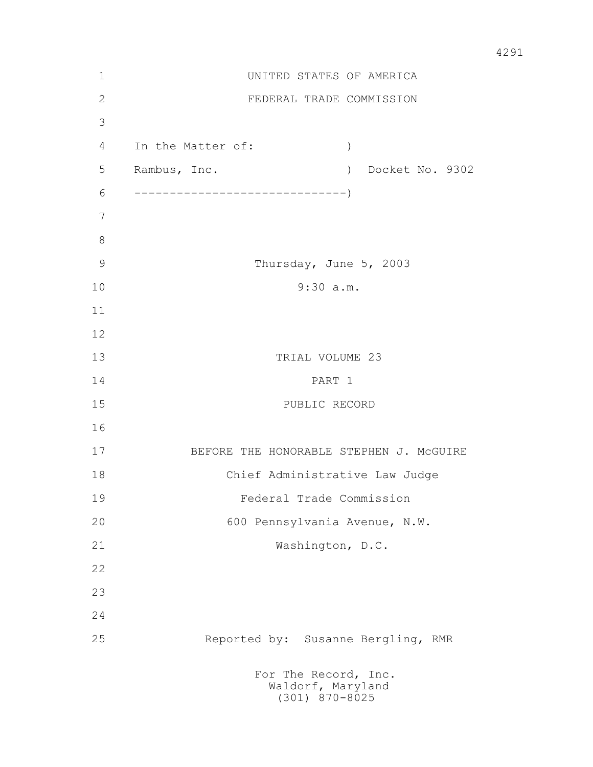UNITED STATES OF AMERICA

FEDERAL TRADE COMMISSION

In the Matter of: )

Rambus, Inc. ) Docket No. 9302

------------------------------)

Thursday, June 5, 2003

9:30 a.m.

TRIAL VOLUME 23

PART 1

PUBLIC RECORD

BEFORE THE HONORABLE STEPHEN J. McGUIRE

Chief Administrative Law Judge

Federal Trade Commission

600 Pennsylvania Avenue, N.W.

Washington, D.C.

Reported by: Susanne Bergling, RMR

For The Record, Inc.
Waldorf, Maryland
(301) 870-8025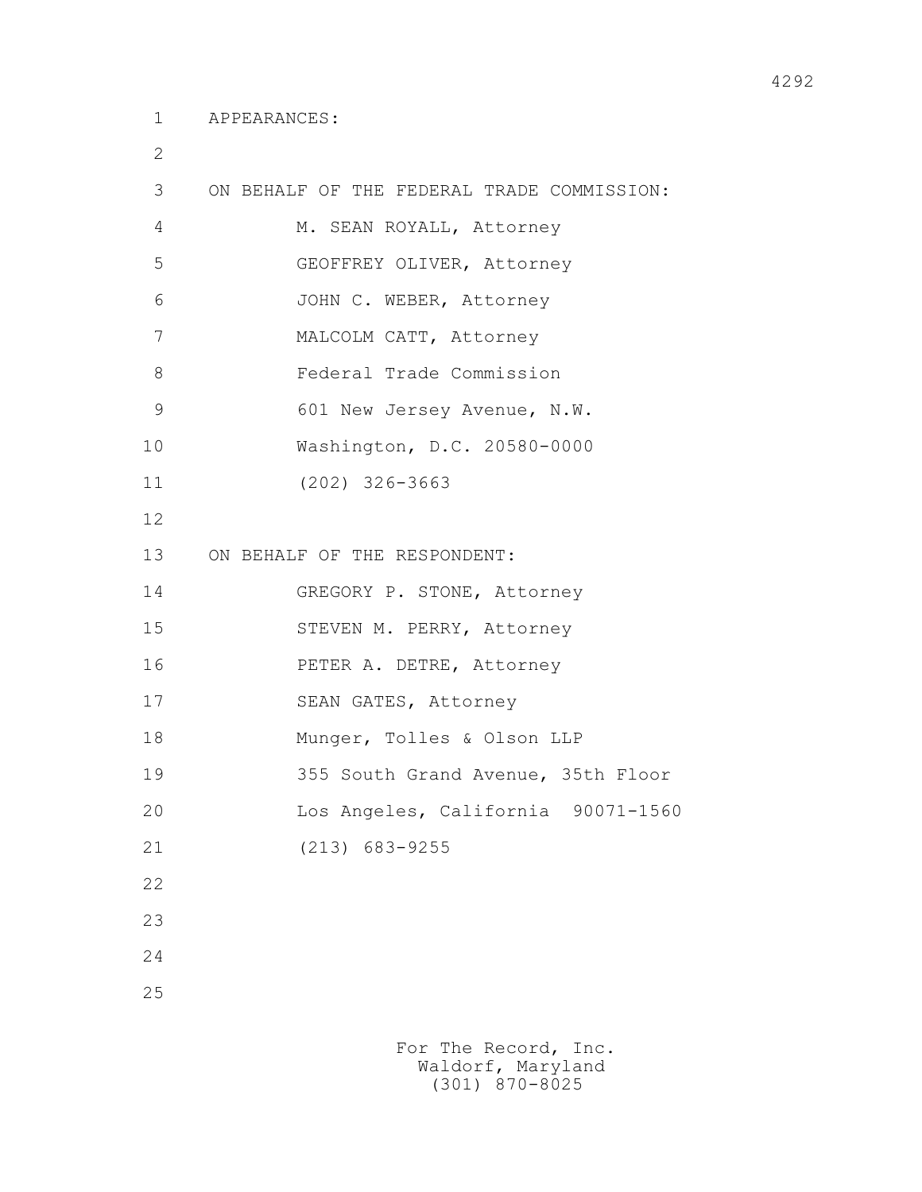APPEARANCES:

ON BEHALF OF THE FEDERAL TRADE COMMISSION:

M. SEAN ROYALL, Attorney
GEOFFREY OLIVER, Attorney
JOHN C. WEBER, Attorney
MALCOLM CATT, Attorney
Federal Trade Commission
601 New Jersey Avenue, N.W.
Washington, D.C. 20580-0000
(202) 326-3663

ON BEHALF OF THE RESPONDENT:

GREGORY P. STONE, Attorney
STEVEN M. PERRY, Attorney
PETER A. DETRE, Attorney
SEAN GATES, Attorney
Munger, Tolles & Olson LLP
355 South Grand Avenue, 35th Floor
Los Angeles, California 90071-1560
(213) 683-9255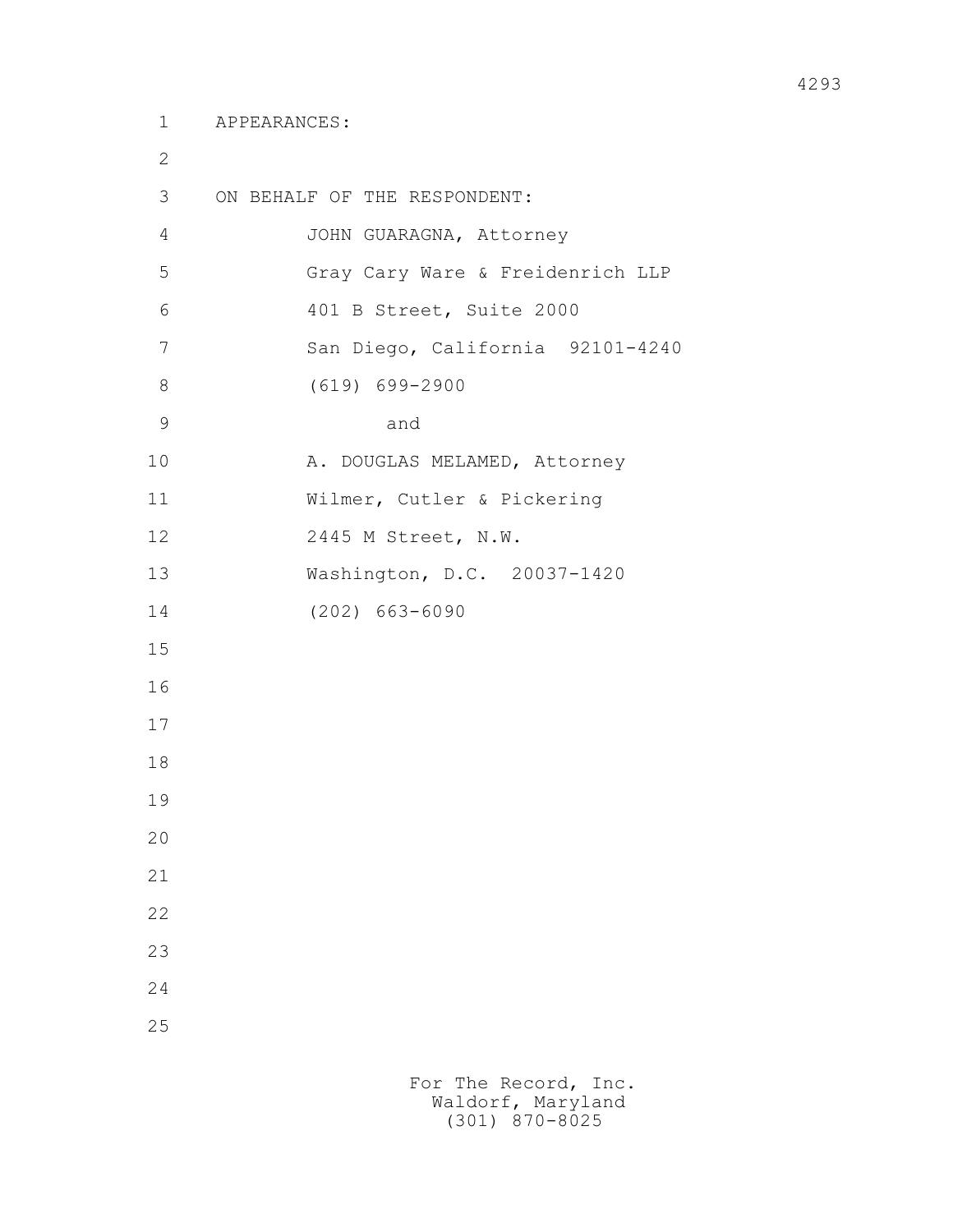APPEARANCES:

ON BEHALF OF THE RESPONDENT:

JOHN GUARAGNA, Attorney
Gray Cary Ware & Freidenrich LLP
401 B Street, Suite 2000
San Diego, California 92101-4240
(619) 699-2900

and

A. DOUGLAS MELAMED, Attorney
Wilmer, Cutler & Pickering
2445 M Street, N.W.
Washington, D.C. 20037-1420
(202) 663-6090

For The Record, Inc.
Waldorf, Maryland
(301) 870-8025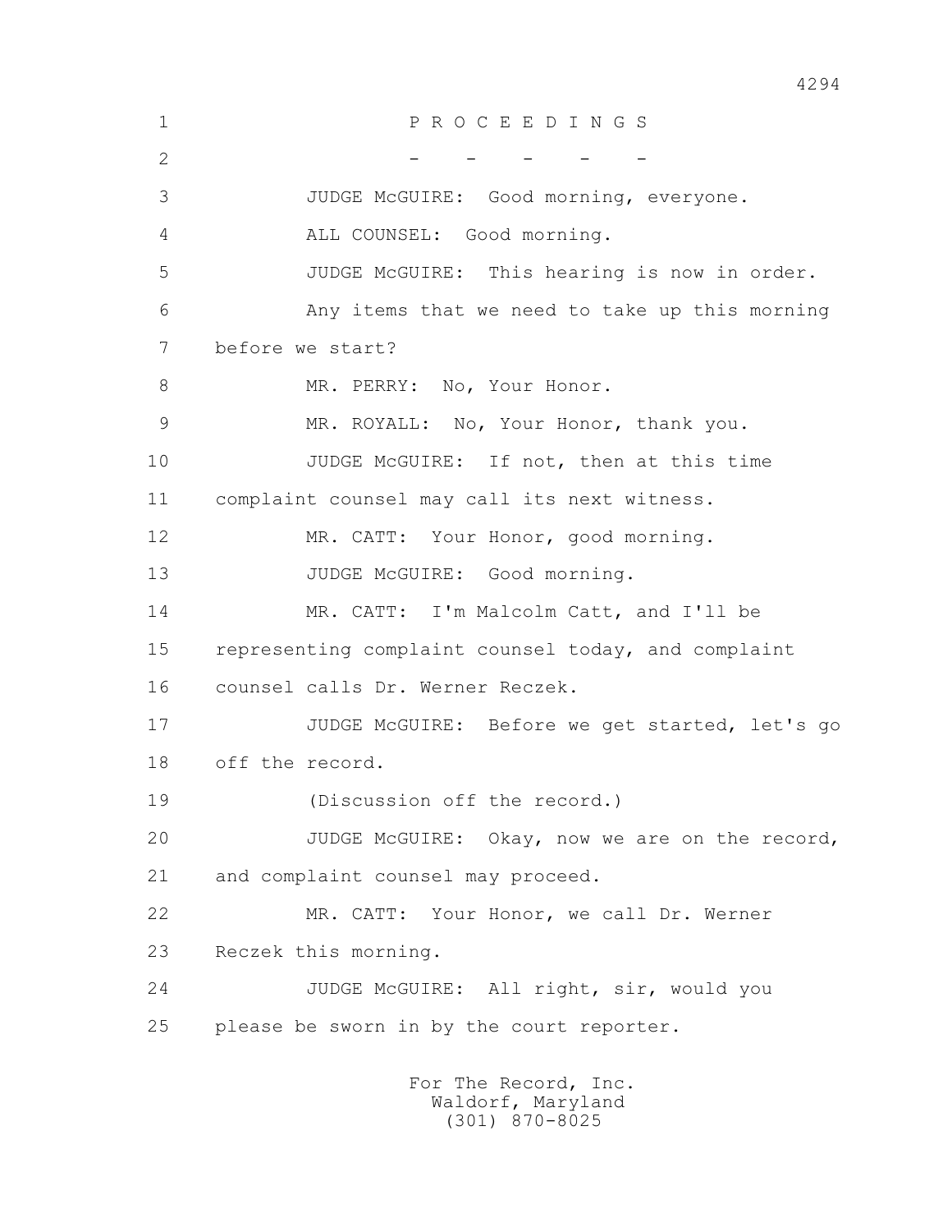P R O C E E D I N G S

\- - - - -

JUDGE McGUIRE: Good morning, everyone.

ALL COUNSEL: Good morning.

JUDGE McGUIRE: This hearing is now in order.

Any items that we need to take up this morning before we start?

MR. PERRY: No, Your Honor.

MR. ROYALL: No, Your Honor, thank you.

JUDGE McGUIRE: If not, then at this time complaint counsel may call its next witness.

MR. CATT: Your Honor, good morning.

JUDGE McGUIRE: Good morning.

MR. CATT: I'm Malcolm Catt, and I'll be representing complaint counsel today, and complaint counsel calls Dr. Werner Reczek.

JUDGE McGUIRE: Before we get started, let's go off the record.

(Discussion off the record.)

JUDGE McGUIRE: Okay, now we are on the record, and complaint counsel may proceed.

MR. CATT: Your Honor, we call Dr. Werner Reczek this morning.

JUDGE McGUIRE: All right, sir, would you please be sworn in by the court reporter.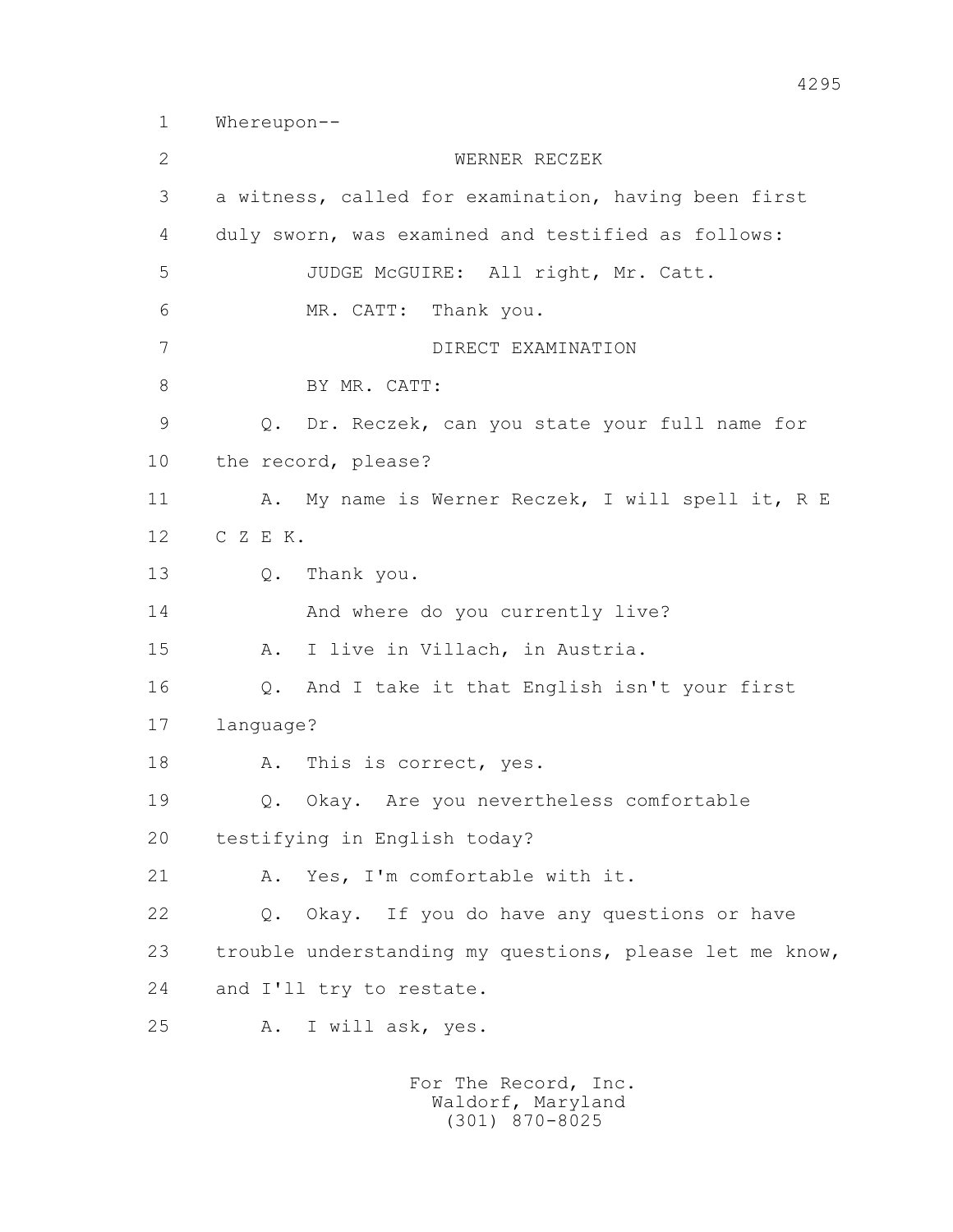1 Whereupon--

2 WERNER RECZEK

3 a witness, called for examination, having been first

4 duly sworn, was examined and testified as follows:

5 JUDGE McGUIRE: All right, Mr. Catt.

6 MR. CATT: Thank you.

7 DIRECT EXAMINATION

8 BY MR. CATT:

9 Q. Dr. Reczek, can you state your full name for

10 the record, please?

11 A. My name is Werner Reczek, I will spell it, R E

12 C Z E K.

13 Q. Thank you.

14 And where do you currently live?

15 A. I live in Villach, in Austria.

16 Q. And I take it that English isn't your first

17 language?

18 A. This is correct, yes.

19 Q. Okay. Are you nevertheless comfortable

20 testifying in English today?

21 A. Yes, I'm comfortable with it.

22 Q. Okay. If you do have any questions or have

23 trouble understanding my questions, please let me know,

24 and I'll try to restate.

25 A. I will ask, yes.

For The Record, Inc.
Waldorf, Maryland
(301) 870-8025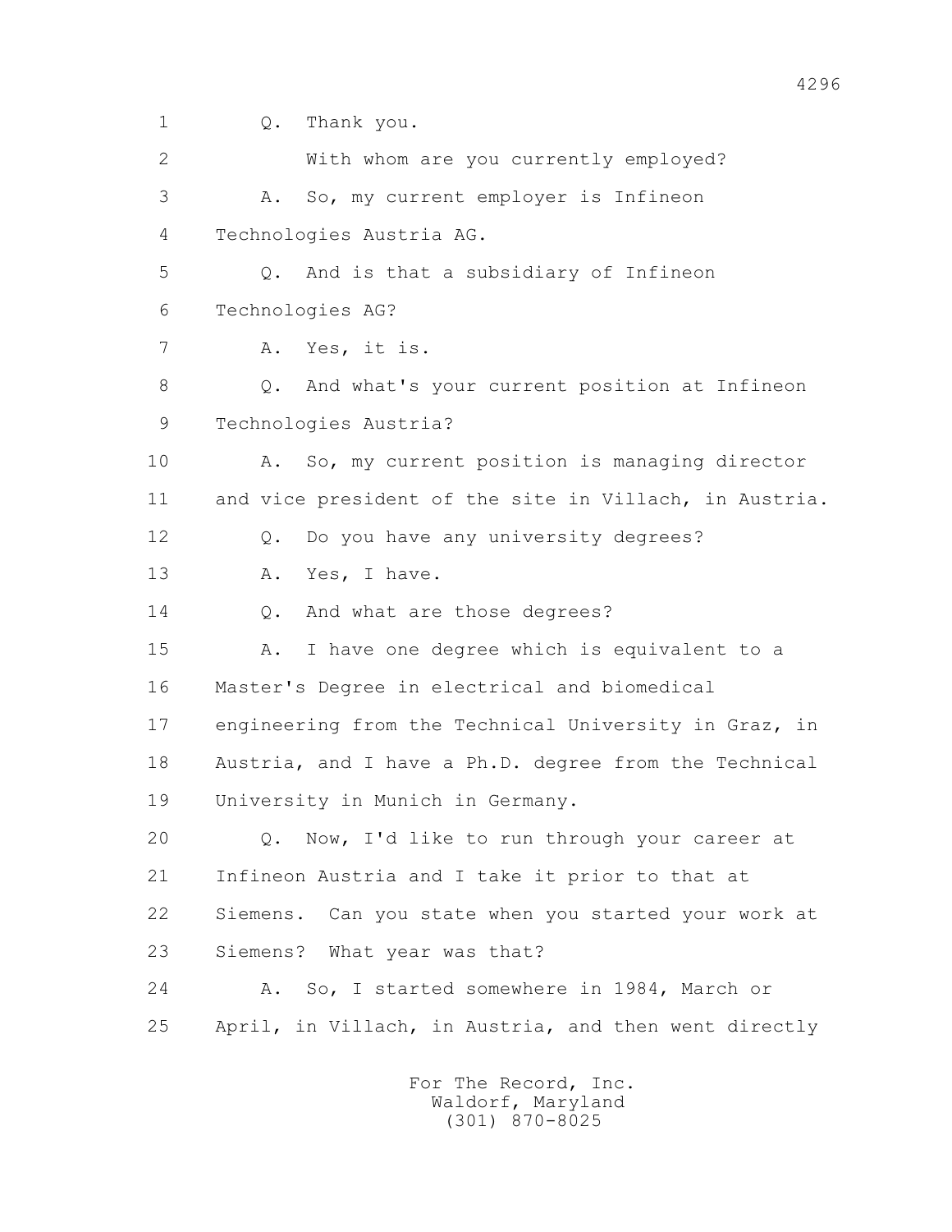1 Q. Thank you.

2 With whom are you currently employed?

3 A. So, my current employer is Infineon

4 Technologies Austria AG.

5 Q. And is that a subsidiary of Infineon

6 Technologies AG?

7 A. Yes, it is.

8 Q. And what's your current position at Infineon

9 Technologies Austria?

10 A. So, my current position is managing director

11 and vice president of the site in Villach, in Austria.

12 Q. Do you have any university degrees?

13 A. Yes, I have.

14 Q. And what are those degrees?

15 A. I have one degree which is equivalent to a

16 Master's Degree in electrical and biomedical

17 engineering from the Technical University in Graz, in

18 Austria, and I have a Ph.D. degree from the Technical

19 University in Munich in Germany.

20 Q. Now, I'd like to run through your career at

21 Infineon Austria and I take it prior to that at

22 Siemens. Can you state when you started your work at

23 Siemens? What year was that?

24 A. So, I started somewhere in 1984, March or

25 April, in Villach, in Austria, and then went directly

For The Record, Inc.
Waldorf, Maryland
(301) 870-8025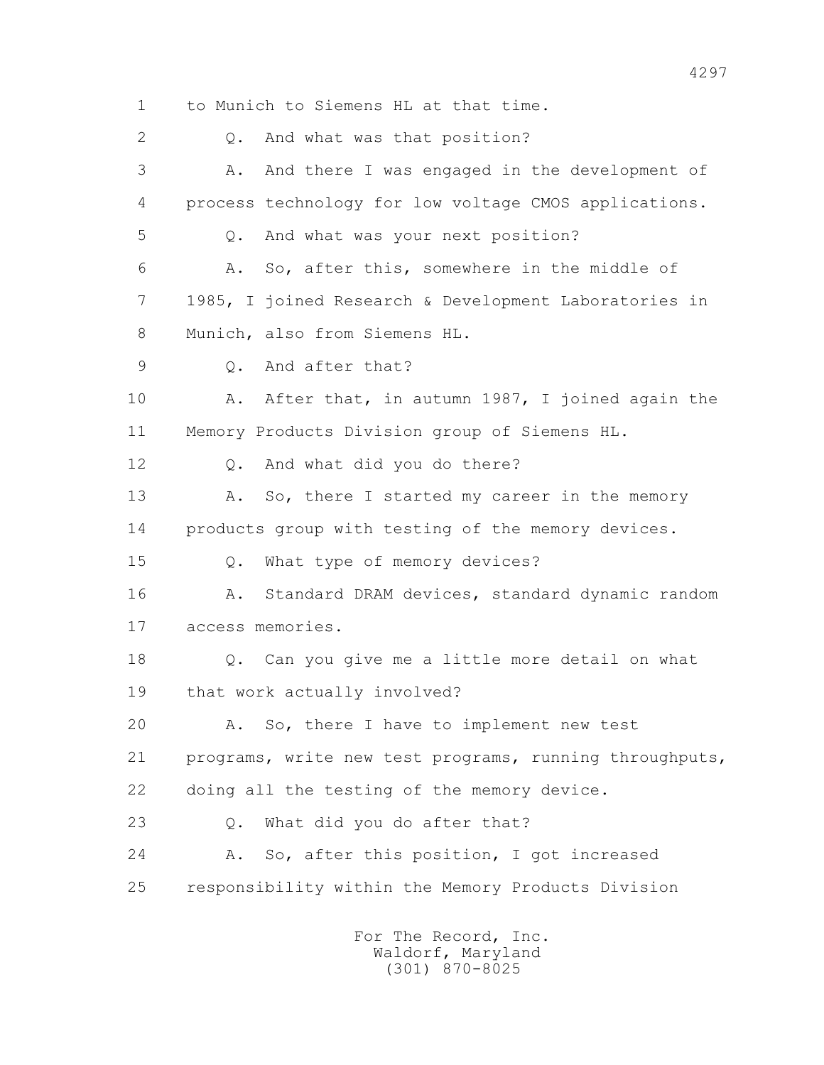1 to Munich to Siemens HL at that time.

2 Q. And what was that position?

3 A. And there I was engaged in the development of

4 process technology for low voltage CMOS applications.

5 Q. And what was your next position?

6 A. So, after this, somewhere in the middle of

7 1985, I joined Research & Development Laboratories in

8 Munich, also from Siemens HL.

9 Q. And after that?

10 A. After that, in autumn 1987, I joined again the

11 Memory Products Division group of Siemens HL.

12 Q. And what did you do there?

13 A. So, there I started my career in the memory

14 products group with testing of the memory devices.

15 Q. What type of memory devices?

16 A. Standard DRAM devices, standard dynamic random

17 access memories.

18 Q. Can you give me a little more detail on what

19 that work actually involved?

20 A. So, there I have to implement new test

21 programs, write new test programs, running throughputs,

22 doing all the testing of the memory device.

23 Q. What did you do after that?

24 A. So, after this position, I got increased

25 responsibility within the Memory Products Division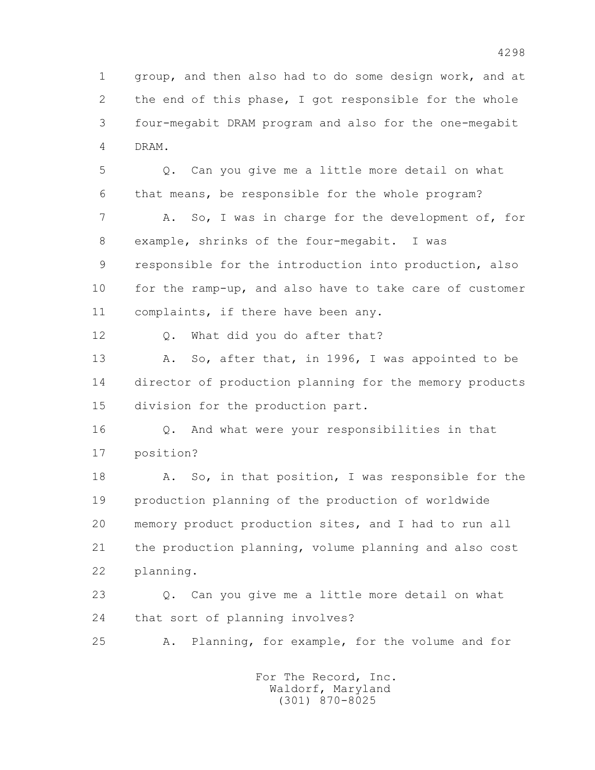group, and then also had to do some design work, and at the end of this phase, I got responsible for the whole four-megabit DRAM program and also for the one-megabit DRAM.

Q. Can you give me a little more detail on what that means, be responsible for the whole program?

A. So, I was in charge for the development of, for example, shrinks of the four-megabit. I was responsible for the introduction into production, also for the ramp-up, and also have to take care of customer complaints, if there have been any.

Q. What did you do after that?

A. So, after that, in 1996, I was appointed to be director of production planning for the memory products division for the production part.

Q. And what were your responsibilities in that position?

A. So, in that position, I was responsible for the production planning of the production of worldwide memory product production sites, and I had to run all the production planning, volume planning and also cost planning.

Q. Can you give me a little more detail on what that sort of planning involves?

A. Planning, for example, for the volume and for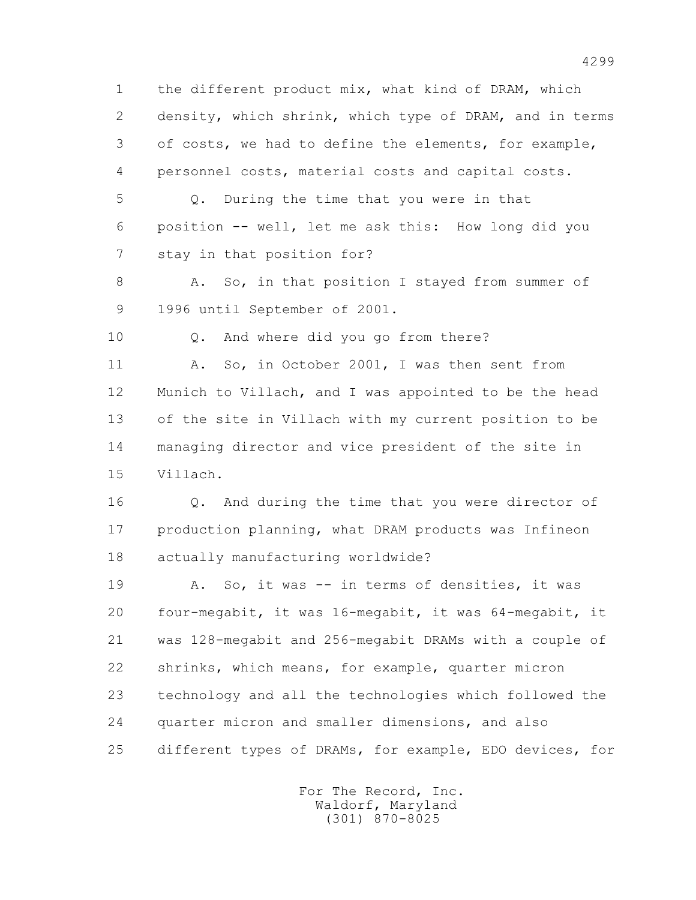1 the different product mix, what kind of DRAM, which
2 density, which shrink, which type of DRAM, and in terms
3 of costs, we had to define the elements, for example,
4 personnel costs, material costs and capital costs.

5 Q. During the time that you were in that
6 position -- well, let me ask this: How long did you
7 stay in that position for?

8 A. So, in that position I stayed from summer of
9 1996 until September of 2001.

10 Q. And where did you go from there?

11 A. So, in October 2001, I was then sent from
12 Munich to Villach, and I was appointed to be the head
13 of the site in Villach with my current position to be
14 managing director and vice president of the site in
15 Villach.

16 Q. And during the time that you were director of
17 production planning, what DRAM products was Infineon
18 actually manufacturing worldwide?

19 A. So, it was -- in terms of densities, it was
20 four-megabit, it was 16-megabit, it was 64-megabit, it
21 was 128-megabit and 256-megabit DRAMs with a couple of
22 shrinks, which means, for example, quarter micron
23 technology and all the technologies which followed the
24 quarter micron and smaller dimensions, and also
25 different types of DRAMs, for example, EDO devices, for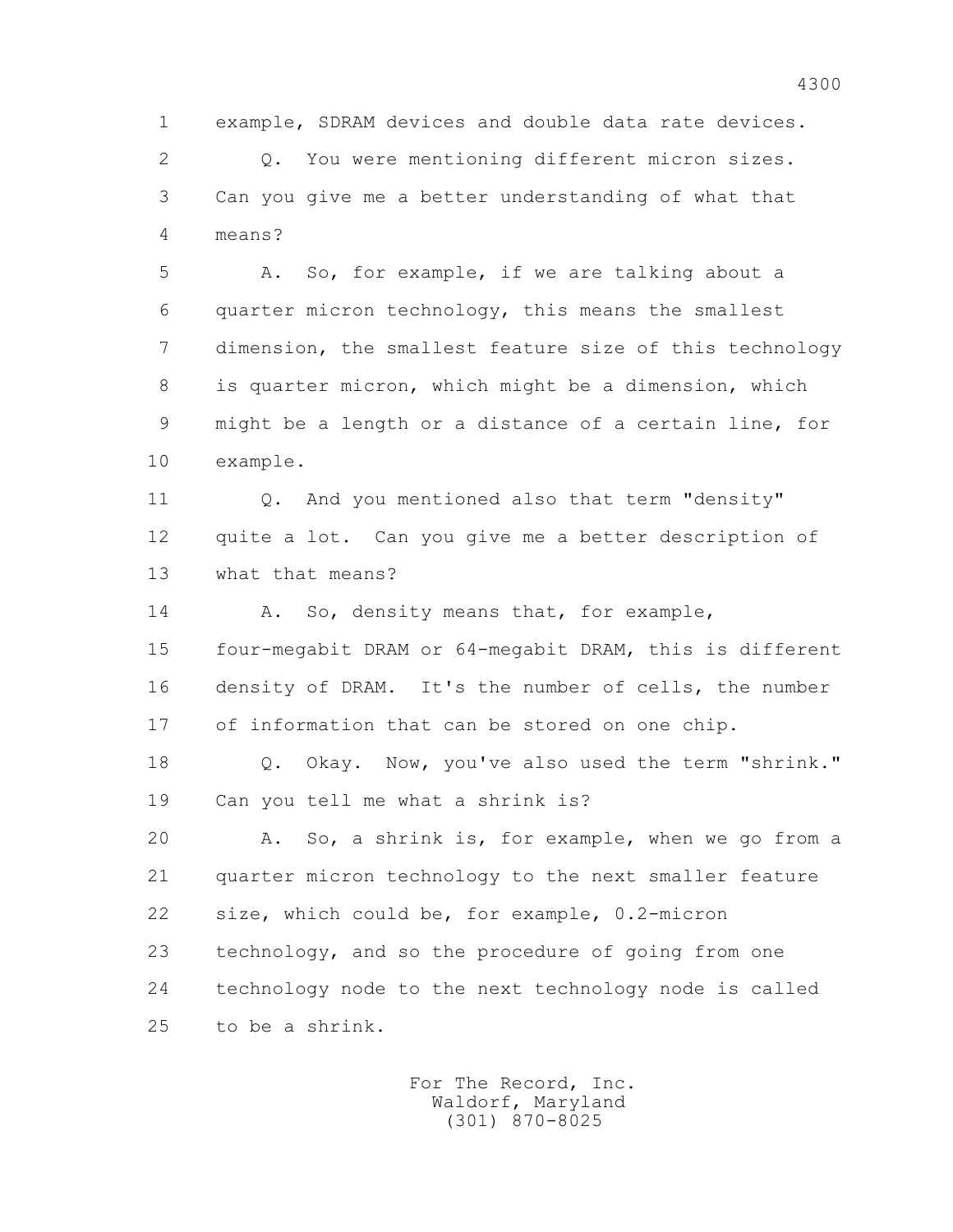example, SDRAM devices and double data rate devices.

Q. You were mentioning different micron sizes. Can you give me a better understanding of what that means?

A. So, for example, if we are talking about a quarter micron technology, this means the smallest dimension, the smallest feature size of this technology is quarter micron, which might be a dimension, which might be a length or a distance of a certain line, for example.

Q. And you mentioned also that term "density" quite a lot. Can you give me a better description of what that means?

A. So, density means that, for example, four-megabit DRAM or 64-megabit DRAM, this is different density of DRAM. It's the number of cells, the number of information that can be stored on one chip.

Q. Okay. Now, you've also used the term "shrink." Can you tell me what a shrink is?

A. So, a shrink is, for example, when we go from a quarter micron technology to the next smaller feature size, which could be, for example, 0.2-micron technology, and so the procedure of going from one technology node to the next technology node is called to be a shrink.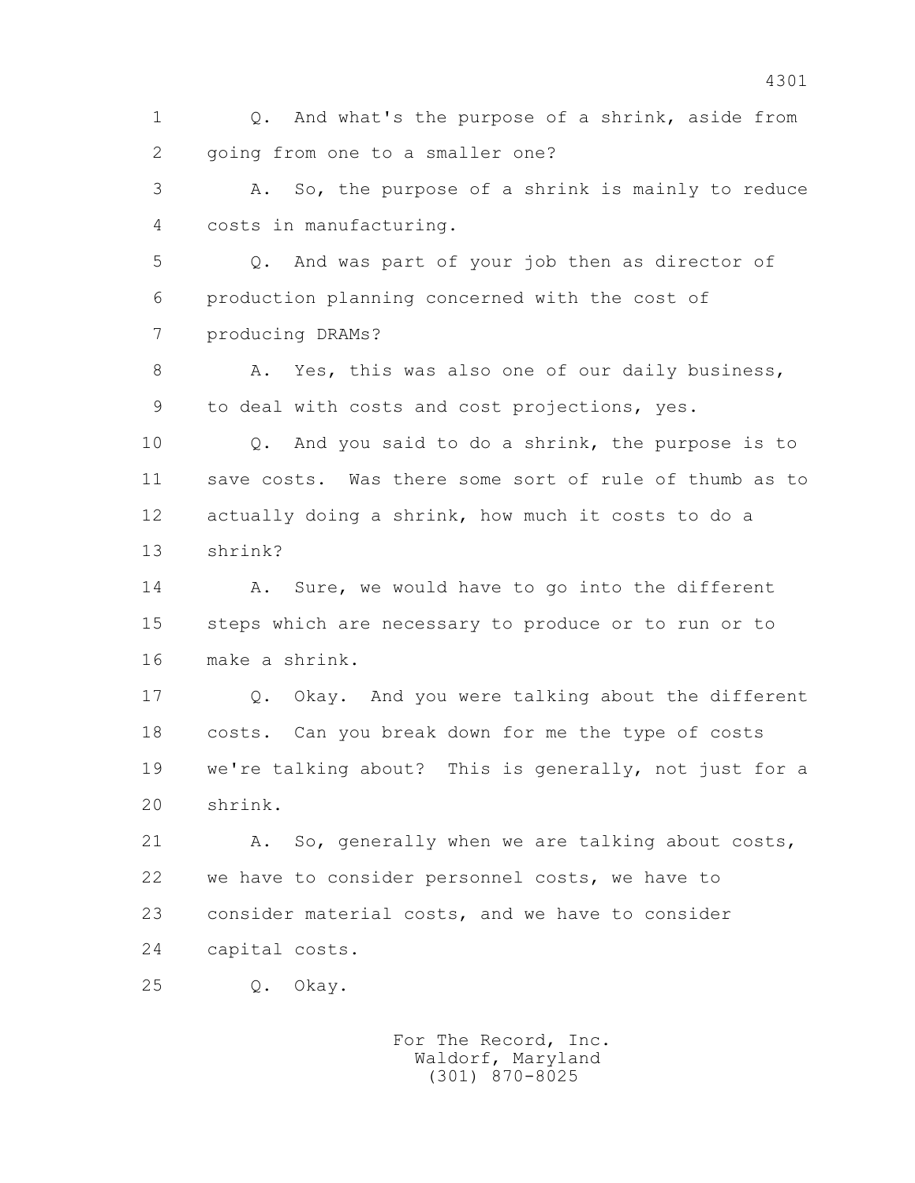1 Q. And what's the purpose of a shrink, aside from
2 going from one to a smaller one?

3 A. So, the purpose of a shrink is mainly to reduce
4 costs in manufacturing.

5 Q. And was part of your job then as director of
6 production planning concerned with the cost of
7 producing DRAMs?

8 A. Yes, this was also one of our daily business,
9 to deal with costs and cost projections, yes.

10 Q. And you said to do a shrink, the purpose is to
11 save costs. Was there some sort of rule of thumb as to
12 actually doing a shrink, how much it costs to do a
13 shrink?

14 A. Sure, we would have to go into the different
15 steps which are necessary to produce or to run or to
16 make a shrink.

17 Q. Okay. And you were talking about the different
18 costs. Can you break down for me the type of costs
19 we're talking about? This is generally, not just for a
20 shrink.

21 A. So, generally when we are talking about costs,
22 we have to consider personnel costs, we have to
23 consider material costs, and we have to consider
24 capital costs.

25 Q. Okay.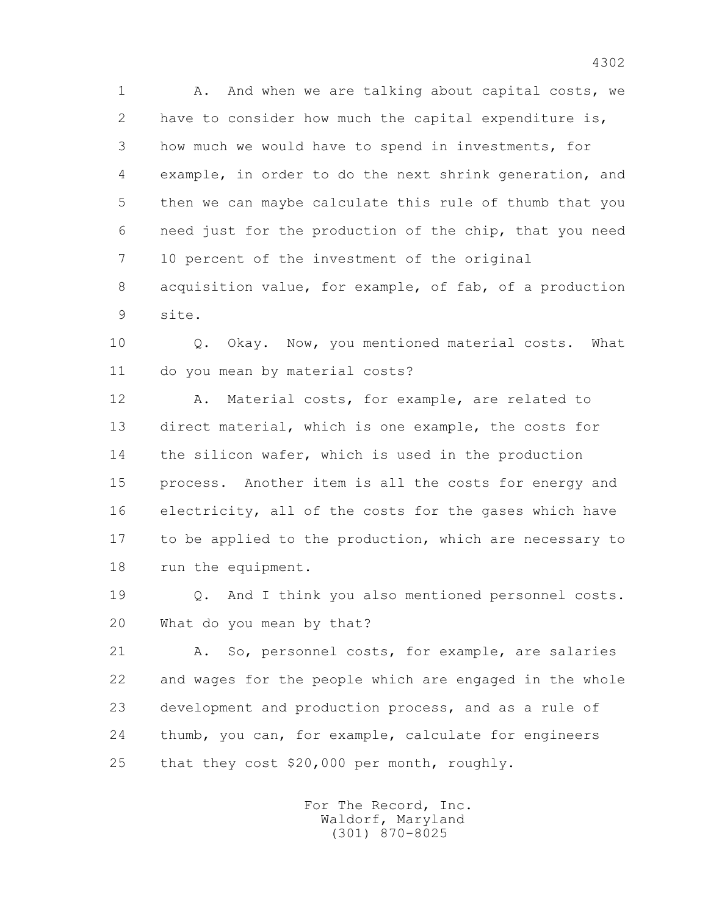A. And when we are talking about capital costs, we have to consider how much the capital expenditure is, how much we would have to spend in investments, for example, in order to do the next shrink generation, and then we can maybe calculate this rule of thumb that you need just for the production of the chip, that you need 10 percent of the investment of the original acquisition value, for example, of fab, of a production site.

Q. Okay. Now, you mentioned material costs. What do you mean by material costs?

A. Material costs, for example, are related to direct material, which is one example, the costs for the silicon wafer, which is used in the production process. Another item is all the costs for energy and electricity, all of the costs for the gases which have to be applied to the production, which are necessary to run the equipment.

Q. And I think you also mentioned personnel costs. What do you mean by that?

A. So, personnel costs, for example, are salaries and wages for the people which are engaged in the whole development and production process, and as a rule of thumb, you can, for example, calculate for engineers that they cost $20,000 per month, roughly.

For The Record, Inc.
Waldorf, Maryland
(301) 870-8025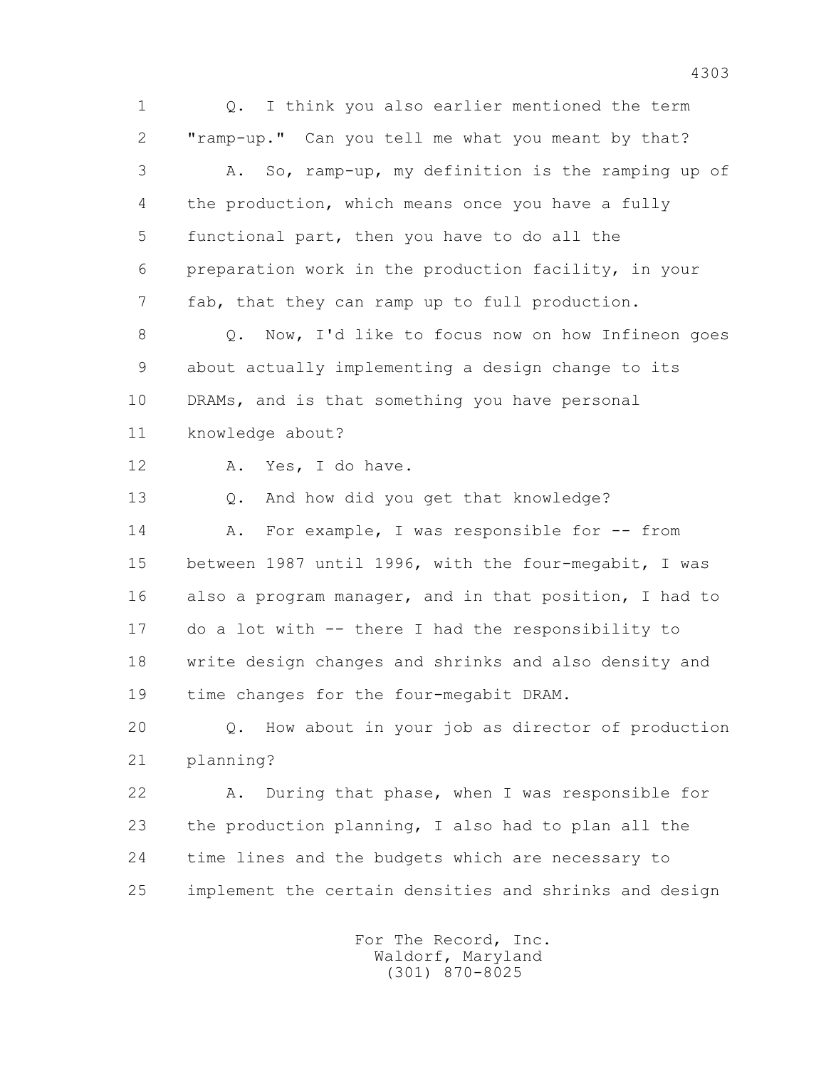Q. I think you also earlier mentioned the term "ramp-up." Can you tell me what you meant by that?

A. So, ramp-up, my definition is the ramping up of the production, which means once you have a fully functional part, then you have to do all the preparation work in the production facility, in your fab, that they can ramp up to full production.

Q. Now, I'd like to focus now on how Infineon goes about actually implementing a design change to its DRAMs, and is that something you have personal knowledge about?

A. Yes, I do have.

Q. And how did you get that knowledge?

A. For example, I was responsible for -- from between 1987 until 1996, with the four-megabit, I was also a program manager, and in that position, I had to do a lot with -- there I had the responsibility to write design changes and shrinks and also density and time changes for the four-megabit DRAM.

Q. How about in your job as director of production planning?

A. During that phase, when I was responsible for the production planning, I also had to plan all the time lines and the budgets which are necessary to implement the certain densities and shrinks and design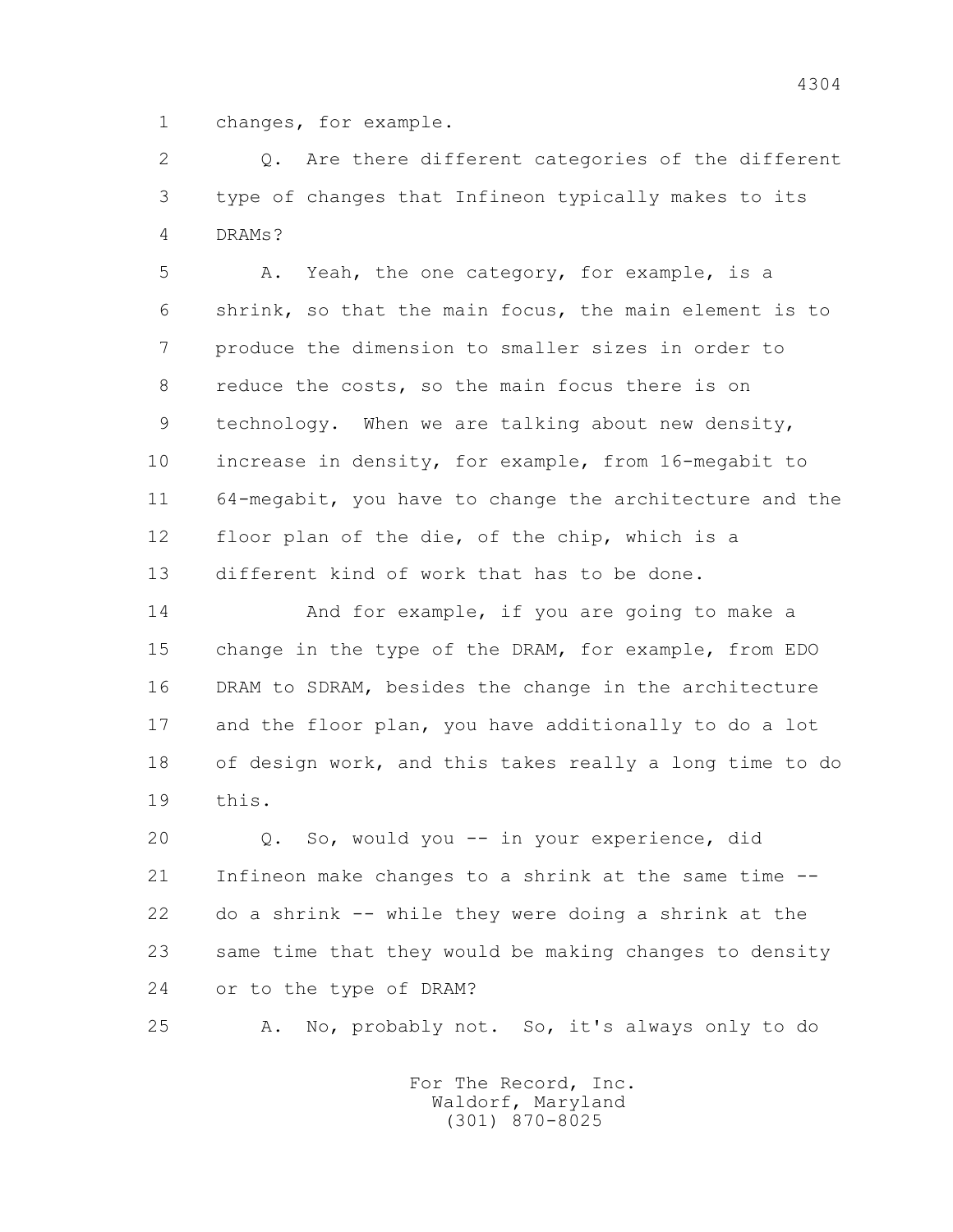1 changes, for example.

2 Q. Are there different categories of the different
3 type of changes that Infineon typically makes to its
4 DRAMs?

5 A. Yeah, the one category, for example, is a
6 shrink, so that the main focus, the main element is to
7 produce the dimension to smaller sizes in order to
8 reduce the costs, so the main focus there is on
9 technology. When we are talking about new density,
10 increase in density, for example, from 16-megabit to
11 64-megabit, you have to change the architecture and the
12 floor plan of the die, of the chip, which is a
13 different kind of work that has to be done.

14 And for example, if you are going to make a
15 change in the type of the DRAM, for example, from EDO
16 DRAM to SDRAM, besides the change in the architecture
17 and the floor plan, you have additionally to do a lot
18 of design work, and this takes really a long time to do
19 this.

20 Q. So, would you -- in your experience, did
21 Infineon make changes to a shrink at the same time --
22 do a shrink -- while they were doing a shrink at the
23 same time that they would be making changes to density
24 or to the type of DRAM?

25 A. No, probably not. So, it's always only to do

For The Record, Inc.
Waldorf, Maryland
(301) 870-8025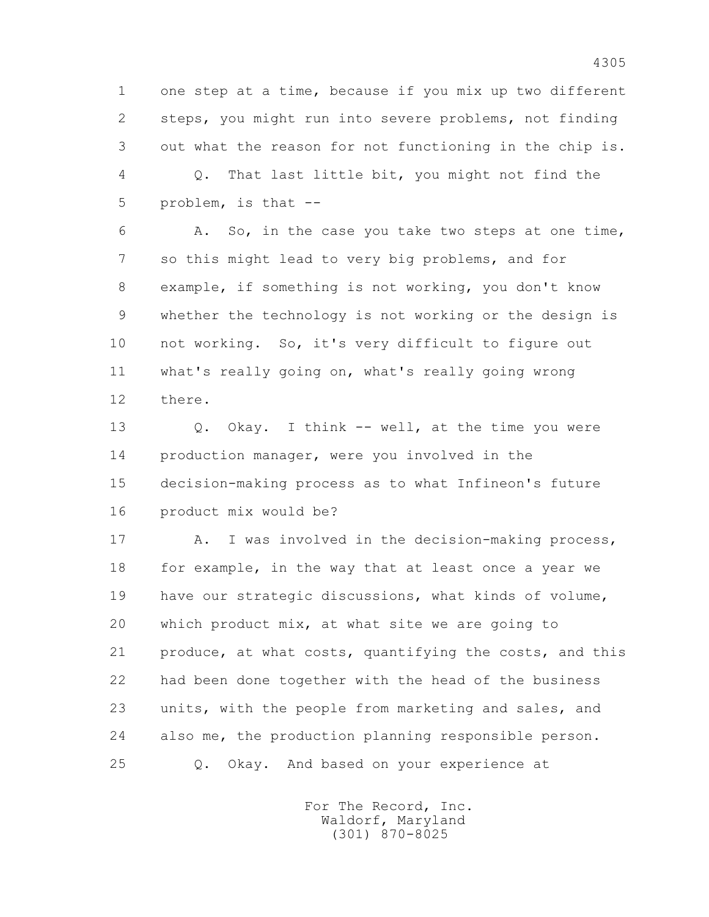1 one step at a time, because if you mix up two different
2 steps, you might run into severe problems, not finding
3 out what the reason for not functioning in the chip is.
4 Q. That last little bit, you might not find the
5 problem, is that --
6 A. So, in the case you take two steps at one time,
7 so this might lead to very big problems, and for
8 example, if something is not working, you don't know
9 whether the technology is not working or the design is
10 not working. So, it's very difficult to figure out
11 what's really going on, what's really going wrong
12 there.
13 Q. Okay. I think -- well, at the time you were
14 production manager, were you involved in the
15 decision-making process as to what Infineon's future
16 product mix would be?
17 A. I was involved in the decision-making process,
18 for example, in the way that at least once a year we
19 have our strategic discussions, what kinds of volume,
20 which product mix, at what site we are going to
21 produce, at what costs, quantifying the costs, and this
22 had been done together with the head of the business
23 units, with the people from marketing and sales, and
24 also me, the production planning responsible person.
25 Q. Okay. And based on your experience at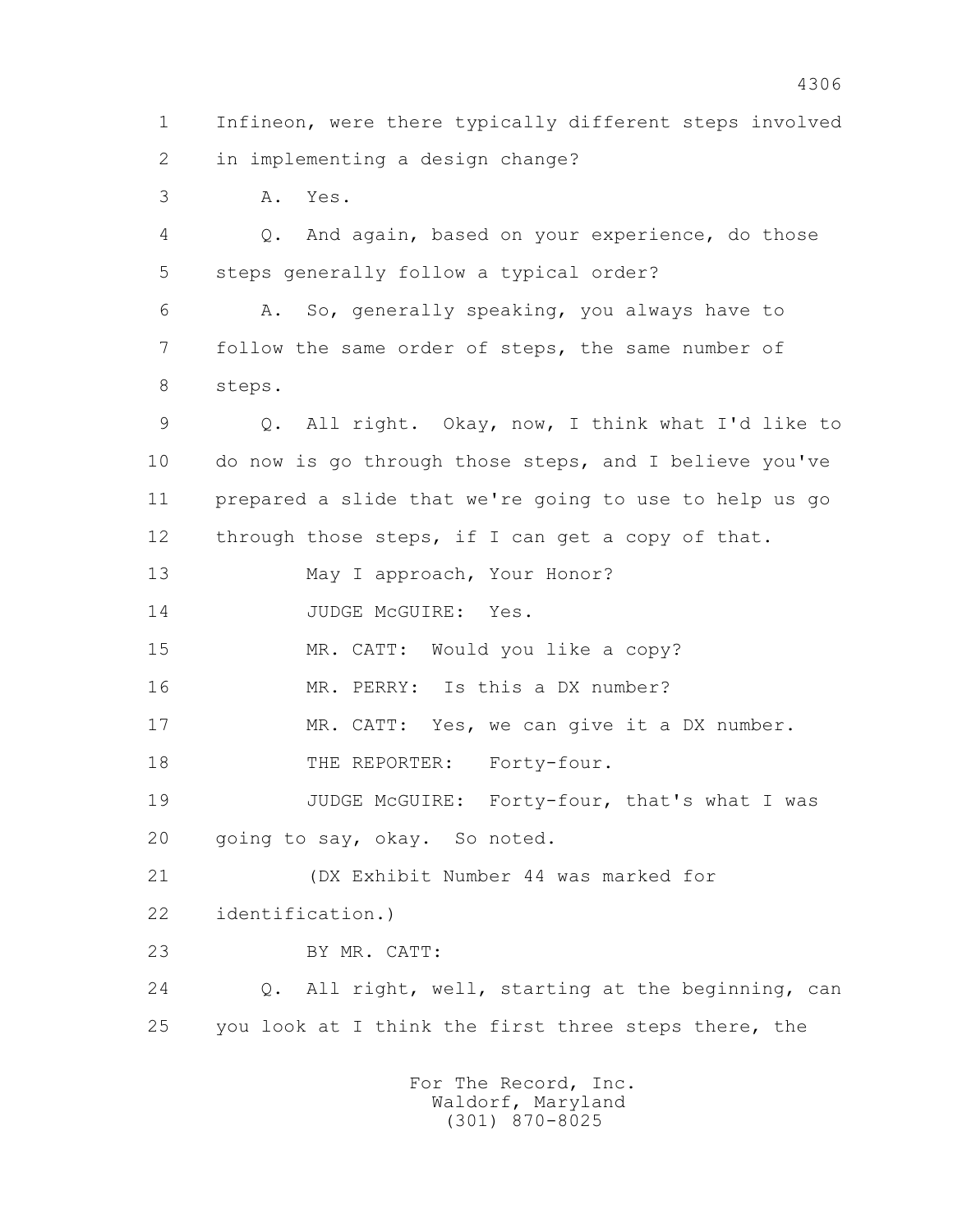1 Infineon, were there typically different steps involved
2 in implementing a design change?

3 A. Yes.

4 Q. And again, based on your experience, do those
5 steps generally follow a typical order?

6 A. So, generally speaking, you always have to
7 follow the same order of steps, the same number of
8 steps.

9 Q. All right. Okay, now, I think what I'd like to
10 do now is go through those steps, and I believe you've
11 prepared a slide that we're going to use to help us go
12 through those steps, if I can get a copy of that.

13 May I approach, Your Honor?

14 JUDGE McGUIRE: Yes.

15 MR. CATT: Would you like a copy?

16 MR. PERRY: Is this a DX number?

17 MR. CATT: Yes, we can give it a DX number.

18 THE REPORTER: Forty-four.

19 JUDGE McGUIRE: Forty-four, that's what I was
20 going to say, okay. So noted.

21 (DX Exhibit Number 44 was marked for
22 identification.)

23 BY MR. CATT:

24 Q. All right, well, starting at the beginning, can
25 you look at I think the first three steps there, the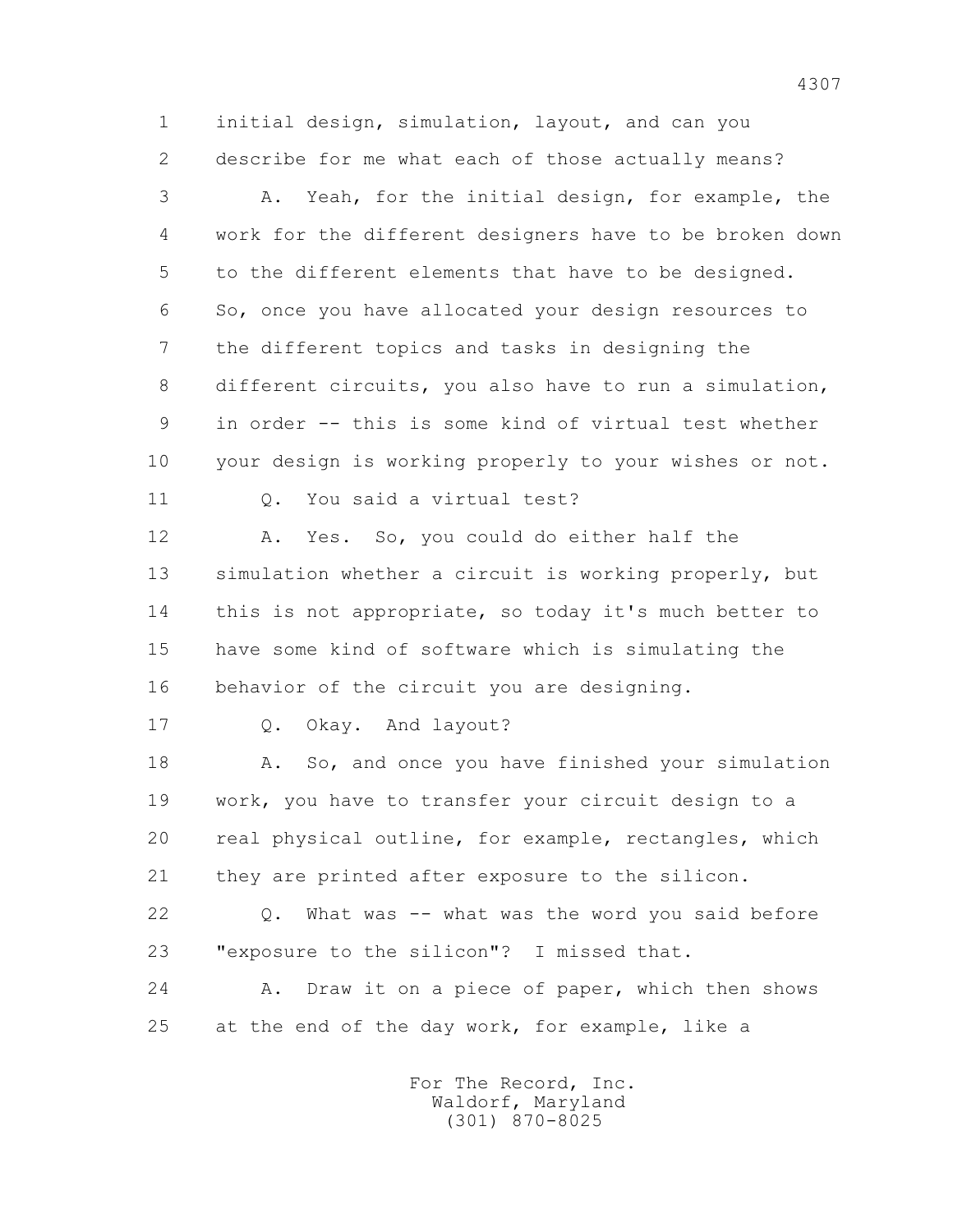1 initial design, simulation, layout, and can you
2 describe for me what each of those actually means?
3 A. Yeah, for the initial design, for example, the
4 work for the different designers have to be broken down
5 to the different elements that have to be designed.
6 So, once you have allocated your design resources to
7 the different topics and tasks in designing the
8 different circuits, you also have to run a simulation,
9 in order -- this is some kind of virtual test whether
10 your design is working properly to your wishes or not.
11 Q. You said a virtual test?
12 A. Yes. So, you could do either half the
13 simulation whether a circuit is working properly, but
14 this is not appropriate, so today it's much better to
15 have some kind of software which is simulating the
16 behavior of the circuit you are designing.
17 Q. Okay. And layout?
18 A. So, and once you have finished your simulation
19 work, you have to transfer your circuit design to a
20 real physical outline, for example, rectangles, which
21 they are printed after exposure to the silicon.
22 Q. What was -- what was the word you said before
23 "exposure to the silicon"? I missed that.
24 A. Draw it on a piece of paper, which then shows
25 at the end of the day work, for example, like a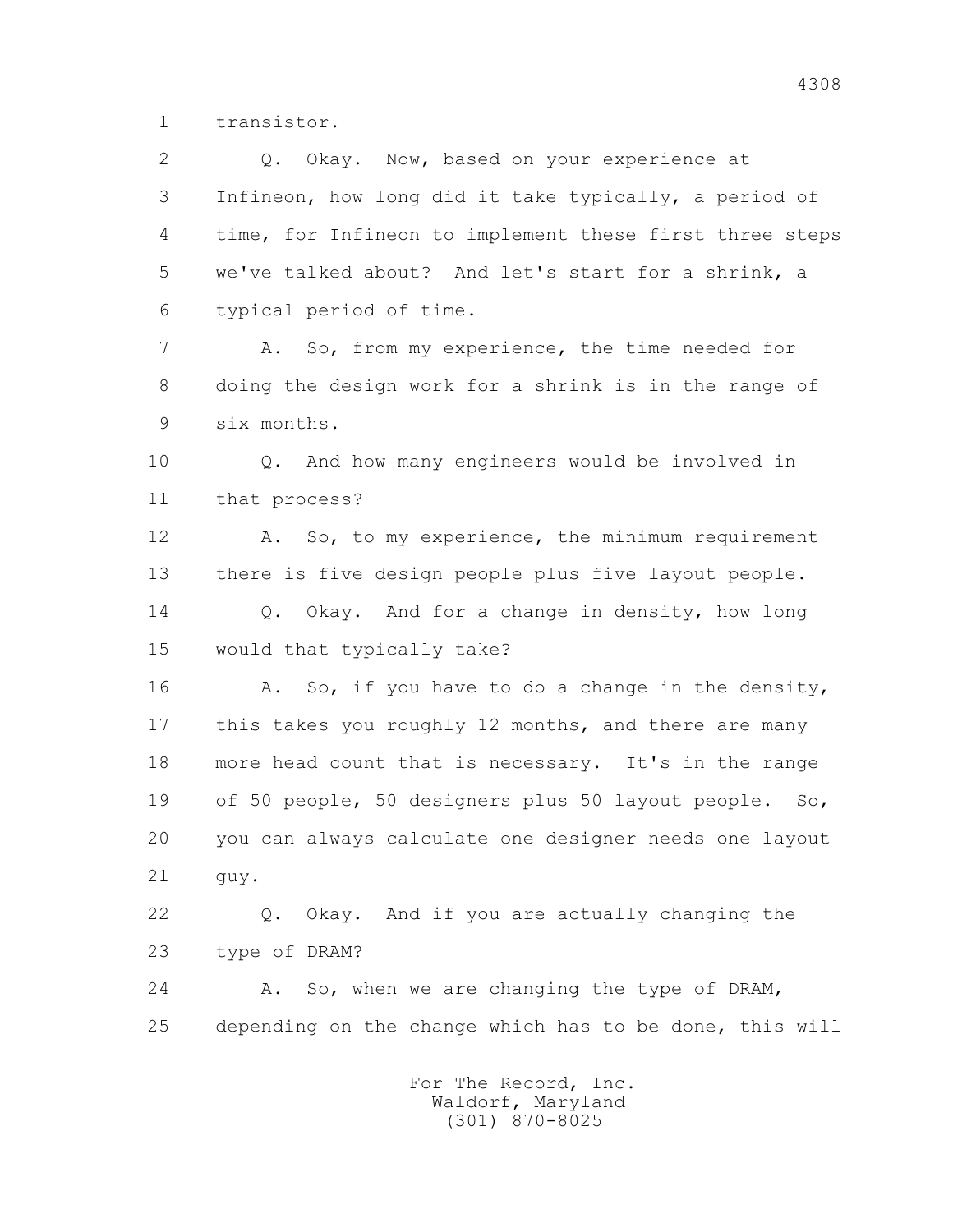transistor.

Q. Okay. Now, based on your experience at Infineon, how long did it take typically, a period of time, for Infineon to implement these first three steps we've talked about? And let's start for a shrink, a typical period of time.

A. So, from my experience, the time needed for doing the design work for a shrink is in the range of six months.

Q. And how many engineers would be involved in that process?

A. So, to my experience, the minimum requirement there is five design people plus five layout people.

Q. Okay. And for a change in density, how long would that typically take?

A. So, if you have to do a change in the density, this takes you roughly 12 months, and there are many more head count that is necessary. It's in the range of 50 people, 50 designers plus 50 layout people. So, you can always calculate one designer needs one layout guy.

Q. Okay. And if you are actually changing the type of DRAM?

A. So, when we are changing the type of DRAM, depending on the change which has to be done, this will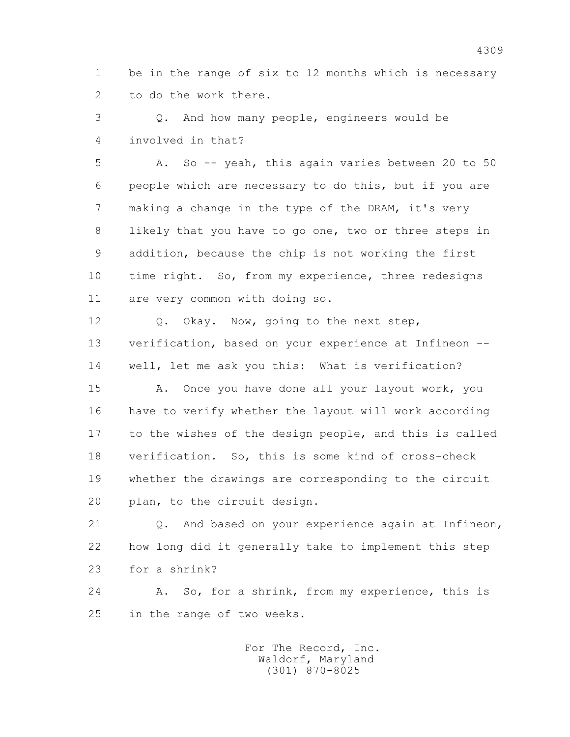1 be in the range of six to 12 months which is necessary
2 to do the work there.

3 Q. And how many people, engineers would be
4 involved in that?

5 A. So -- yeah, this again varies between 20 to 50
6 people which are necessary to do this, but if you are
7 making a change in the type of the DRAM, it's very
8 likely that you have to go one, two or three steps in
9 addition, because the chip is not working the first
10 time right. So, from my experience, three redesigns
11 are very common with doing so.

12 Q. Okay. Now, going to the next step,
13 verification, based on your experience at Infineon --
14 well, let me ask you this: What is verification?

15 A. Once you have done all your layout work, you
16 have to verify whether the layout will work according
17 to the wishes of the design people, and this is called
18 verification. So, this is some kind of cross-check
19 whether the drawings are corresponding to the circuit
20 plan, to the circuit design.

21 Q. And based on your experience again at Infineon,
22 how long did it generally take to implement this step
23 for a shrink?

24 A. So, for a shrink, from my experience, this is
25 in the range of two weeks.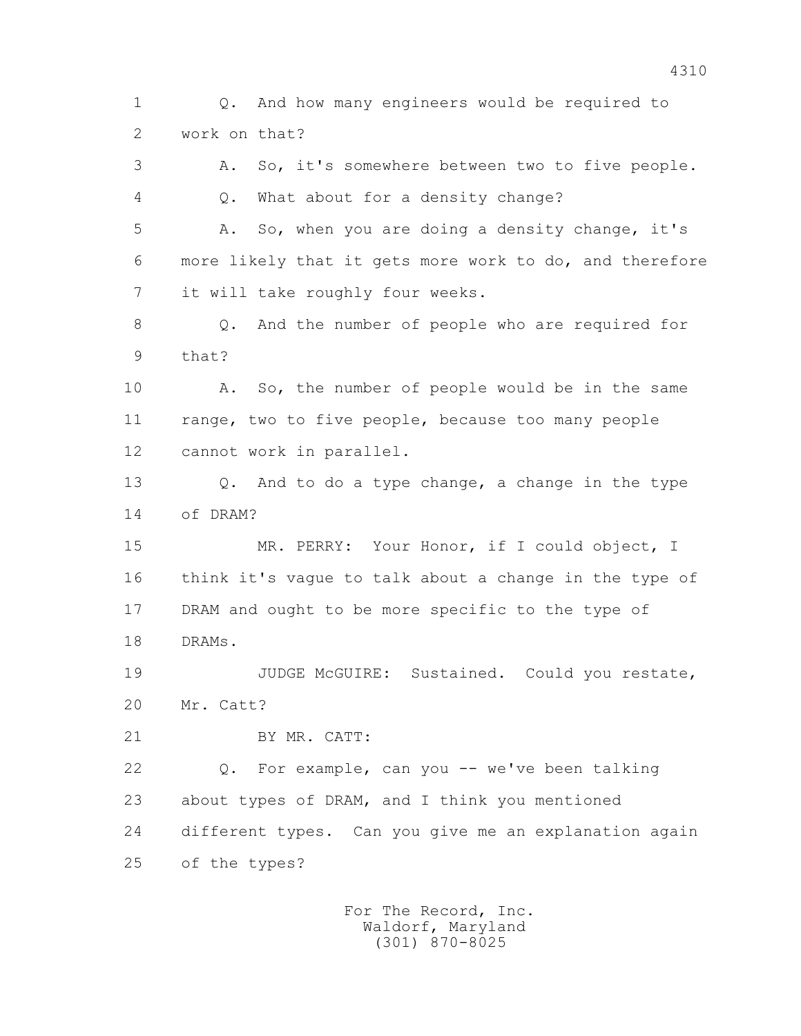Q. And how many engineers would be required to work on that?

A. So, it's somewhere between two to five people.

Q. What about for a density change?

A. So, when you are doing a density change, it's more likely that it gets more work to do, and therefore it will take roughly four weeks.

Q. And the number of people who are required for that?

A. So, the number of people would be in the same range, two to five people, because too many people cannot work in parallel.

Q. And to do a type change, a change in the type of DRAM?

MR. PERRY: Your Honor, if I could object, I think it's vague to talk about a change in the type of DRAM and ought to be more specific to the type of DRAMs.

JUDGE McGUIRE: Sustained. Could you restate, Mr. Catt?

BY MR. CATT:

Q. For example, can you -- we've been talking about types of DRAM, and I think you mentioned different types. Can you give me an explanation again of the types?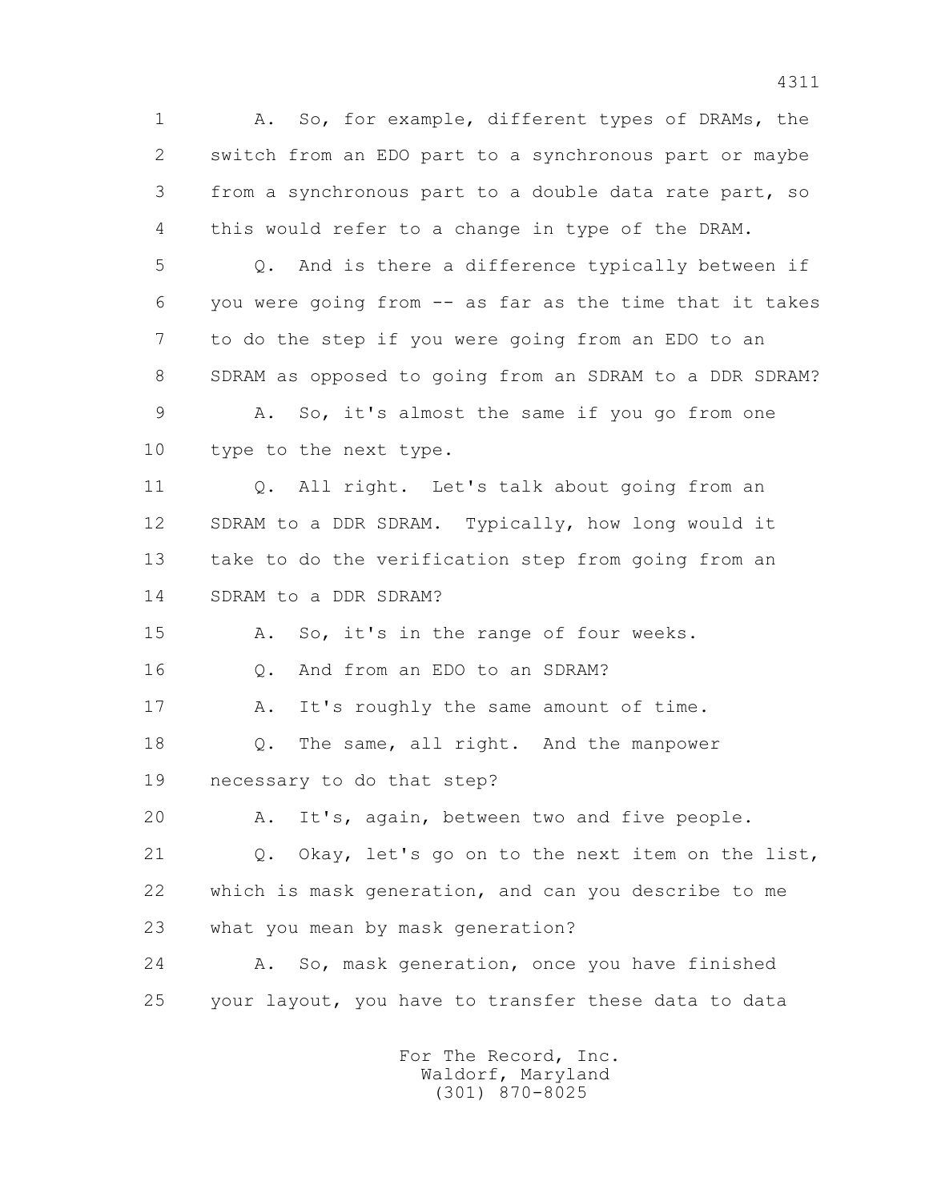1 A. So, for example, different types of DRAMs, the
2 switch from an EDO part to a synchronous part or maybe
3 from a synchronous part to a double data rate part, so
4 this would refer to a change in type of the DRAM.
5 Q. And is there a difference typically between if
6 you were going from -- as far as the time that it takes
7 to do the step if you were going from an EDO to an
8 SDRAM as opposed to going from an SDRAM to a DDR SDRAM?
9 A. So, it's almost the same if you go from one
10 type to the next type.
11 Q. All right. Let's talk about going from an
12 SDRAM to a DDR SDRAM. Typically, how long would it
13 take to do the verification step from going from an
14 SDRAM to a DDR SDRAM?
15 A. So, it's in the range of four weeks.
16 Q. And from an EDO to an SDRAM?
17 A. It's roughly the same amount of time.
18 Q. The same, all right. And the manpower
19 necessary to do that step?
20 A. It's, again, between two and five people.
21 Q. Okay, let's go on to the next item on the list,
22 which is mask generation, and can you describe to me
23 what you mean by mask generation?
24 A. So, mask generation, once you have finished
25 your layout, you have to transfer these data to data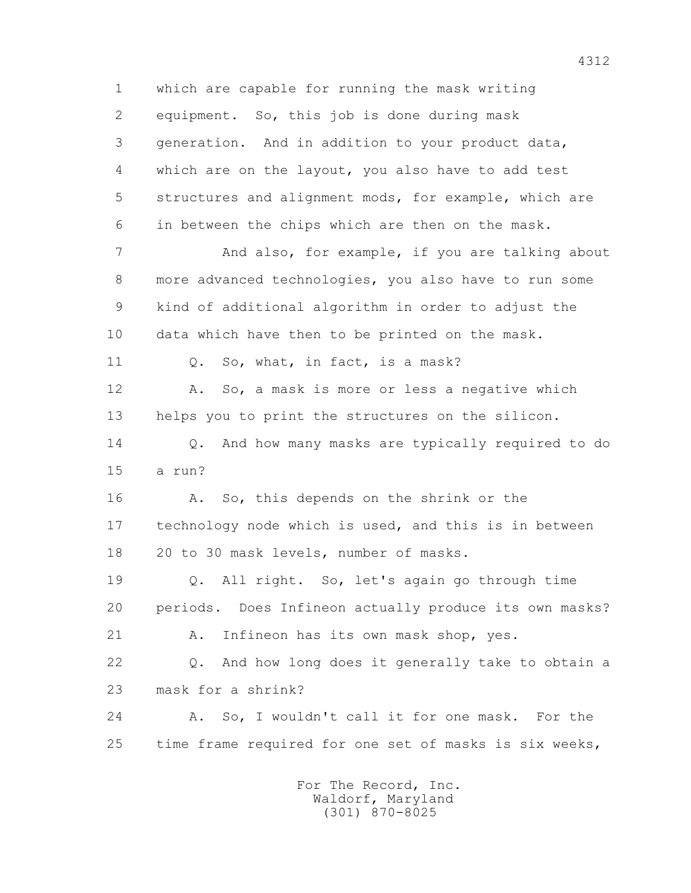1 which are capable for running the mask writing
2 equipment. So, this job is done during mask
3 generation. And in addition to your product data,
4 which are on the layout, you also have to add test
5 structures and alignment mods, for example, which are
6 in between the chips which are then on the mask.
7 And also, for example, if you are talking about
8 more advanced technologies, you also have to run some
9 kind of additional algorithm in order to adjust the
10 data which have then to be printed on the mask.
11 Q. So, what, in fact, is a mask?
12 A. So, a mask is more or less a negative which
13 helps you to print the structures on the silicon.
14 Q. And how many masks are typically required to do
15 a run?
16 A. So, this depends on the shrink or the
17 technology node which is used, and this is in between
18 20 to 30 mask levels, number of masks.
19 Q. All right. So, let's again go through time
20 periods. Does Infineon actually produce its own masks?
21 A. Infineon has its own mask shop, yes.
22 Q. And how long does it generally take to obtain a
23 mask for a shrink?
24 A. So, I wouldn't call it for one mask. For the
25 time frame required for one set of masks is six weeks,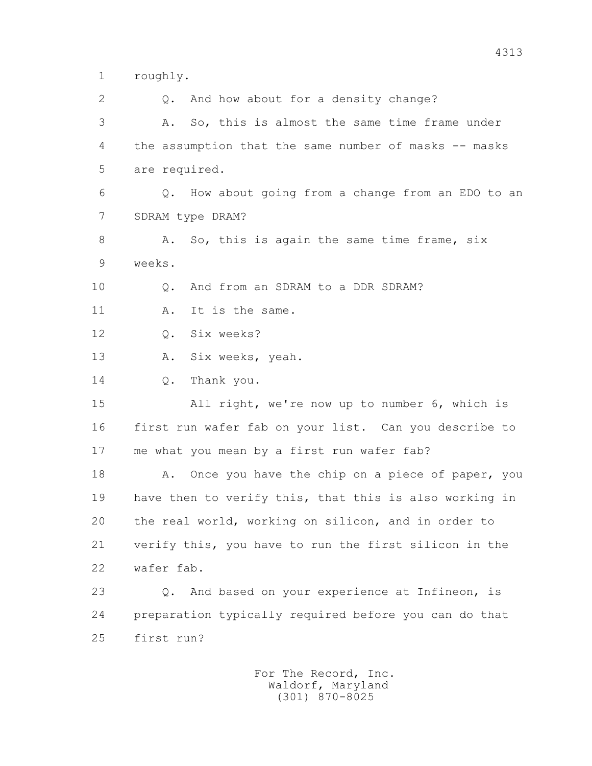roughly.

Q. And how about for a density change?

A. So, this is almost the same time frame under the assumption that the same number of masks -- masks are required.

Q. How about going from a change from an EDO to an SDRAM type DRAM?

A. So, this is again the same time frame, six weeks.

Q. And from an SDRAM to a DDR SDRAM?

A. It is the same.

Q. Six weeks?

A. Six weeks, yeah.

Q. Thank you.

All right, we're now up to number 6, which is first run wafer fab on your list. Can you describe to me what you mean by a first run wafer fab?

A. Once you have the chip on a piece of paper, you have then to verify this, that this is also working in the real world, working on silicon, and in order to verify this, you have to run the first silicon in the wafer fab.

Q. And based on your experience at Infineon, is preparation typically required before you can do that first run?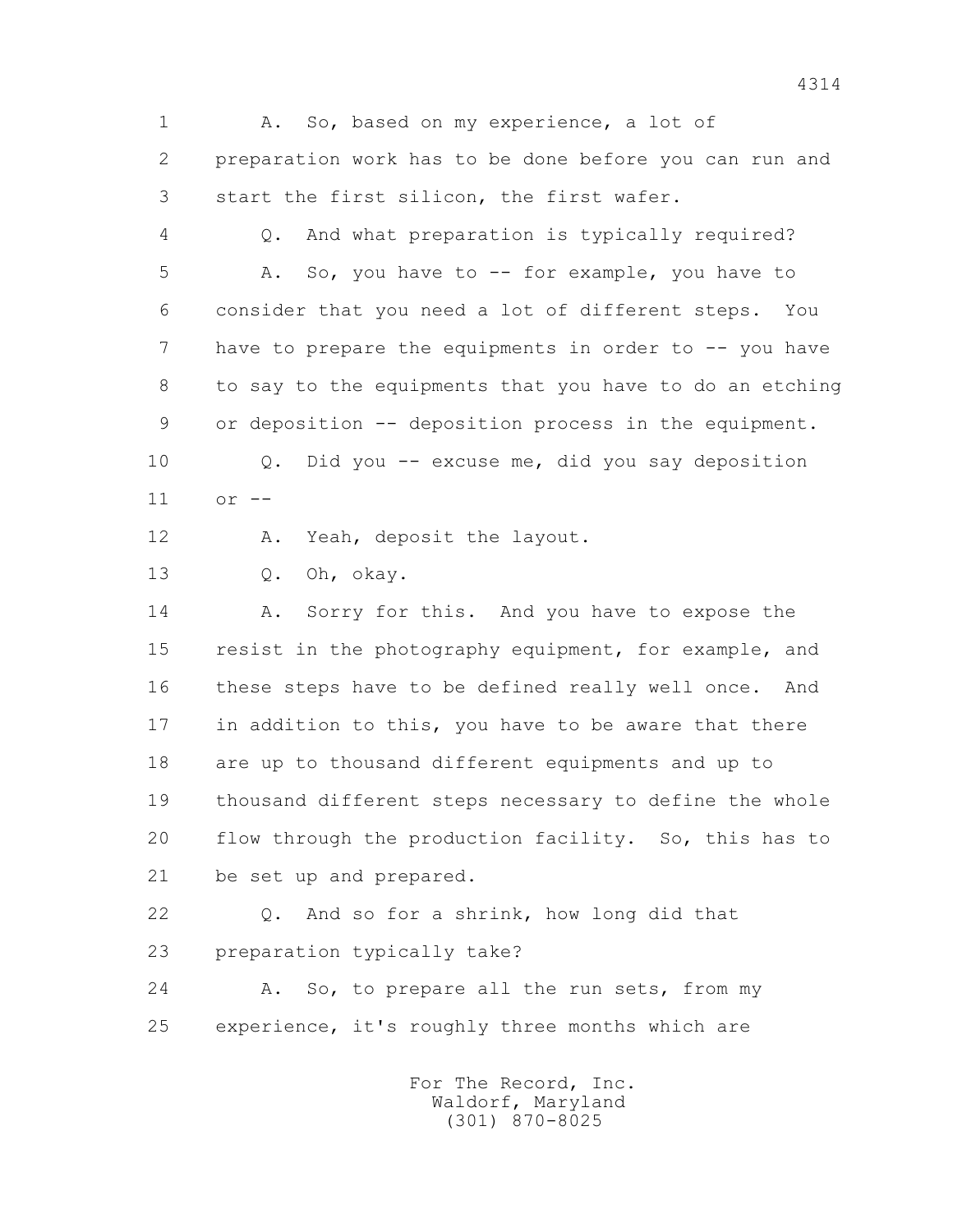A. So, based on my experience, a lot of preparation work has to be done before you can run and start the first silicon, the first wafer.

Q. And what preparation is typically required?

A. So, you have to -- for example, you have to consider that you need a lot of different steps. You have to prepare the equipments in order to -- you have to say to the equipments that you have to do an etching or deposition -- deposition process in the equipment.

Q. Did you -- excuse me, did you say deposition or --

A. Yeah, deposit the layout.

Q. Oh, okay.

A. Sorry for this. And you have to expose the resist in the photography equipment, for example, and these steps have to be defined really well once. And in addition to this, you have to be aware that there are up to thousand different equipments and up to thousand different steps necessary to define the whole flow through the production facility. So, this has to be set up and prepared.

Q. And so for a shrink, how long did that preparation typically take?

A. So, to prepare all the run sets, from my experience, it's roughly three months which are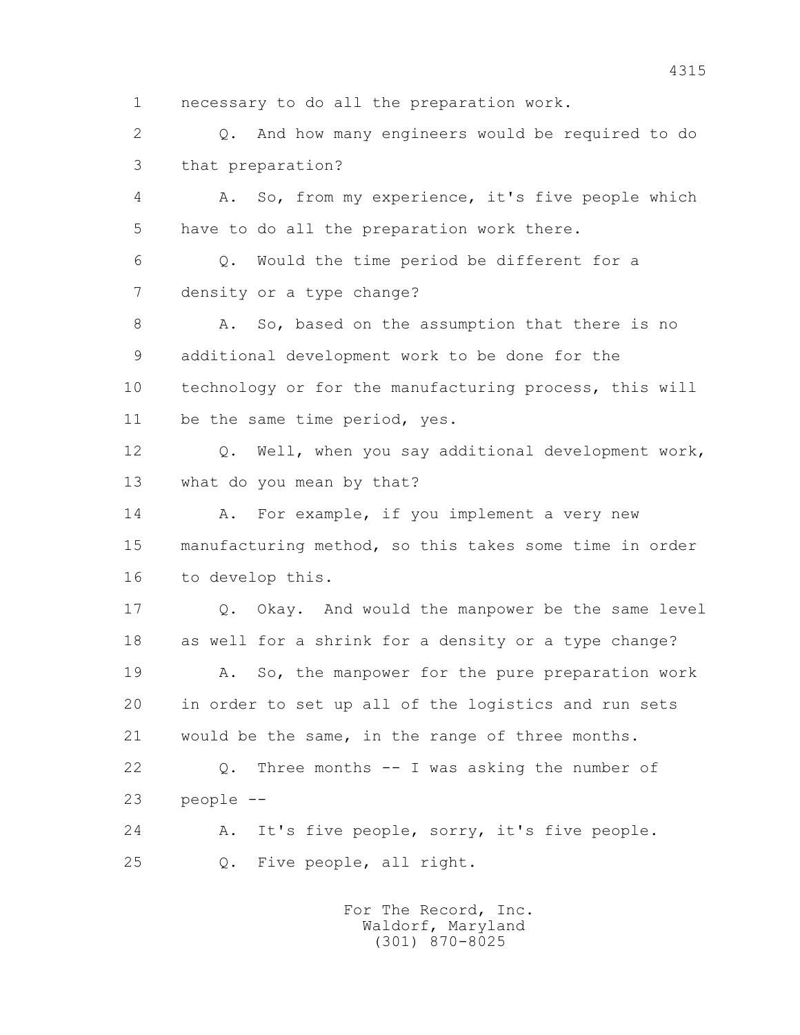1 necessary to do all the preparation work.

2 Q. And how many engineers would be required to do

3 that preparation?

4 A. So, from my experience, it's five people which

5 have to do all the preparation work there.

6 Q. Would the time period be different for a

7 density or a type change?

8 A. So, based on the assumption that there is no

9 additional development work to be done for the

10 technology or for the manufacturing process, this will

11 be the same time period, yes.

12 Q. Well, when you say additional development work,

13 what do you mean by that?

14 A. For example, if you implement a very new

15 manufacturing method, so this takes some time in order

16 to develop this.

17 Q. Okay. And would the manpower be the same level

18 as well for a shrink for a density or a type change?

19 A. So, the manpower for the pure preparation work

20 in order to set up all of the logistics and run sets

21 would be the same, in the range of three months.

22 Q. Three months -- I was asking the number of

23 people --

24 A. It's five people, sorry, it's five people.

25 Q. Five people, all right.

For The Record, Inc.
Waldorf, Maryland
(301) 870-8025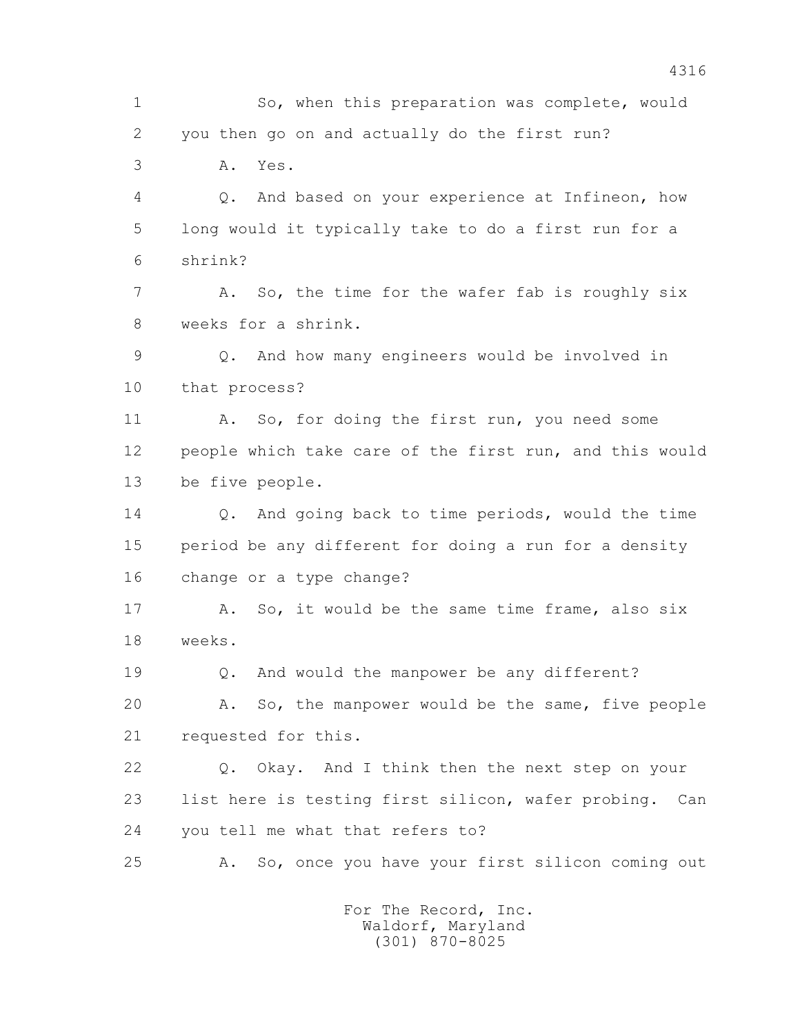So, when this preparation was complete, would you then go on and actually do the first run?

A. Yes.

Q. And based on your experience at Infineon, how long would it typically take to do a first run for a shrink?

A. So, the time for the wafer fab is roughly six weeks for a shrink.

Q. And how many engineers would be involved in that process?

A. So, for doing the first run, you need some people which take care of the first run, and this would be five people.

Q. And going back to time periods, would the time period be any different for doing a run for a density change or a type change?

A. So, it would be the same time frame, also six weeks.

Q. And would the manpower be any different?

A. So, the manpower would be the same, five people requested for this.

Q. Okay. And I think then the next step on your list here is testing first silicon, wafer probing. Can you tell me what that refers to?

A. So, once you have your first silicon coming out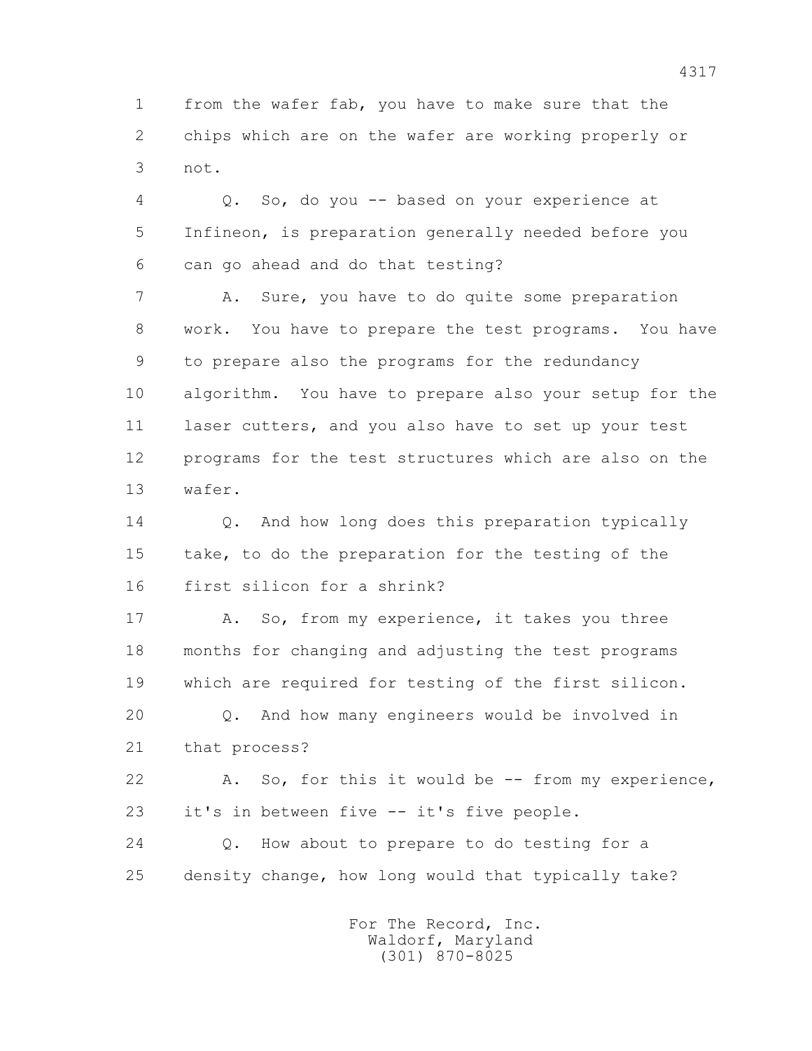1 from the wafer fab, you have to make sure that the
2 chips which are on the wafer are working properly or
3 not.

4 Q. So, do you -- based on your experience at
5 Infineon, is preparation generally needed before you
6 can go ahead and do that testing?

7 A. Sure, you have to do quite some preparation
8 work. You have to prepare the test programs. You have
9 to prepare also the programs for the redundancy
10 algorithm. You have to prepare also your setup for the
11 laser cutters, and you also have to set up your test
12 programs for the test structures which are also on the
13 wafer.

14 Q. And how long does this preparation typically
15 take, to do the preparation for the testing of the
16 first silicon for a shrink?

17 A. So, from my experience, it takes you three
18 months for changing and adjusting the test programs
19 which are required for testing of the first silicon.

20 Q. And how many engineers would be involved in
21 that process?

22 A. So, for this it would be -- from my experience,
23 it's in between five -- it's five people.

24 Q. How about to prepare to do testing for a
25 density change, how long would that typically take?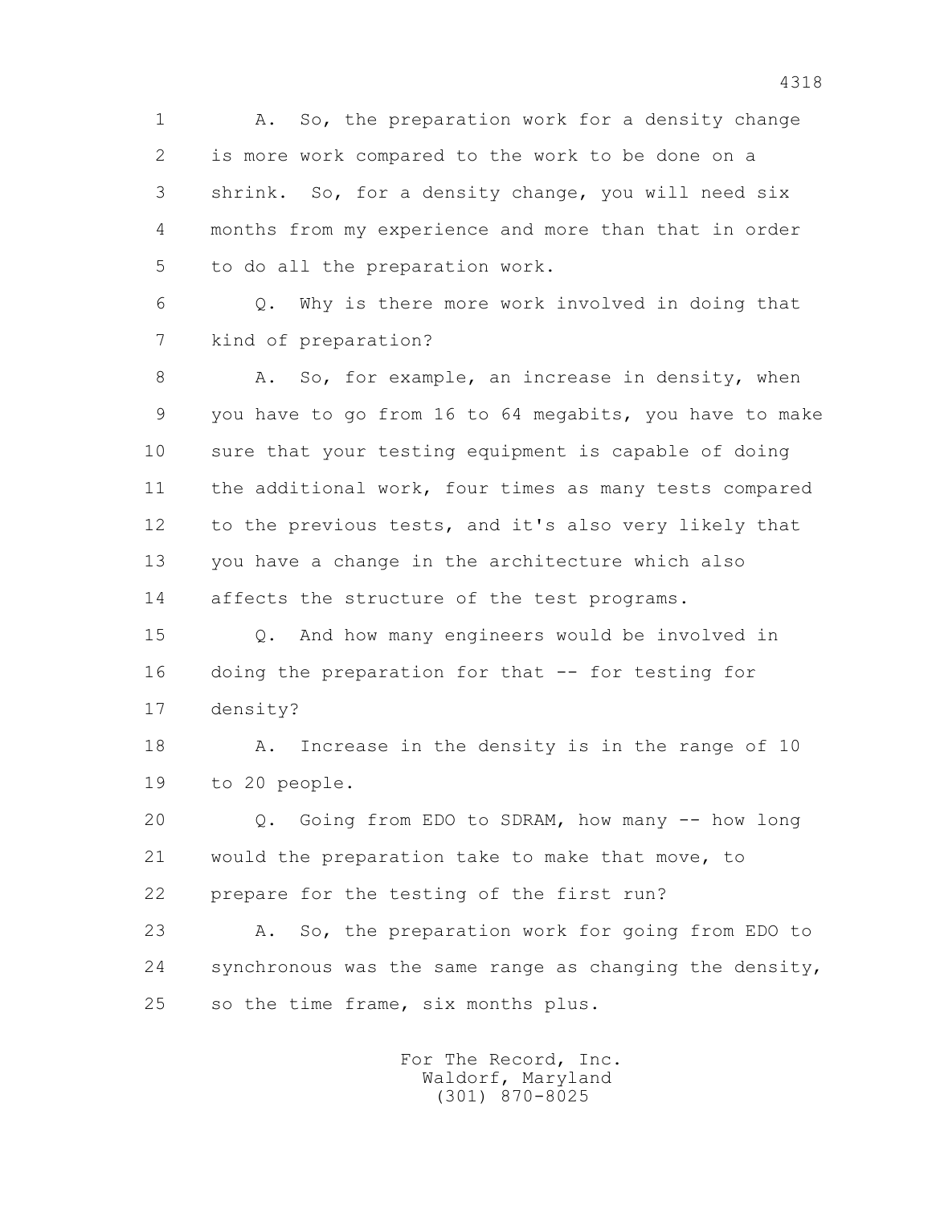A. So, the preparation work for a density change is more work compared to the work to be done on a shrink. So, for a density change, you will need six months from my experience and more than that in order to do all the preparation work.

Q. Why is there more work involved in doing that kind of preparation?

A. So, for example, an increase in density, when you have to go from 16 to 64 megabits, you have to make sure that your testing equipment is capable of doing the additional work, four times as many tests compared to the previous tests, and it's also very likely that you have a change in the architecture which also affects the structure of the test programs.

Q. And how many engineers would be involved in doing the preparation for that -- for testing for density?

A. Increase in the density is in the range of 10 to 20 people.

Q. Going from EDO to SDRAM, how many -- how long would the preparation take to make that move, to prepare for the testing of the first run?

A. So, the preparation work for going from EDO to synchronous was the same range as changing the density, so the time frame, six months plus.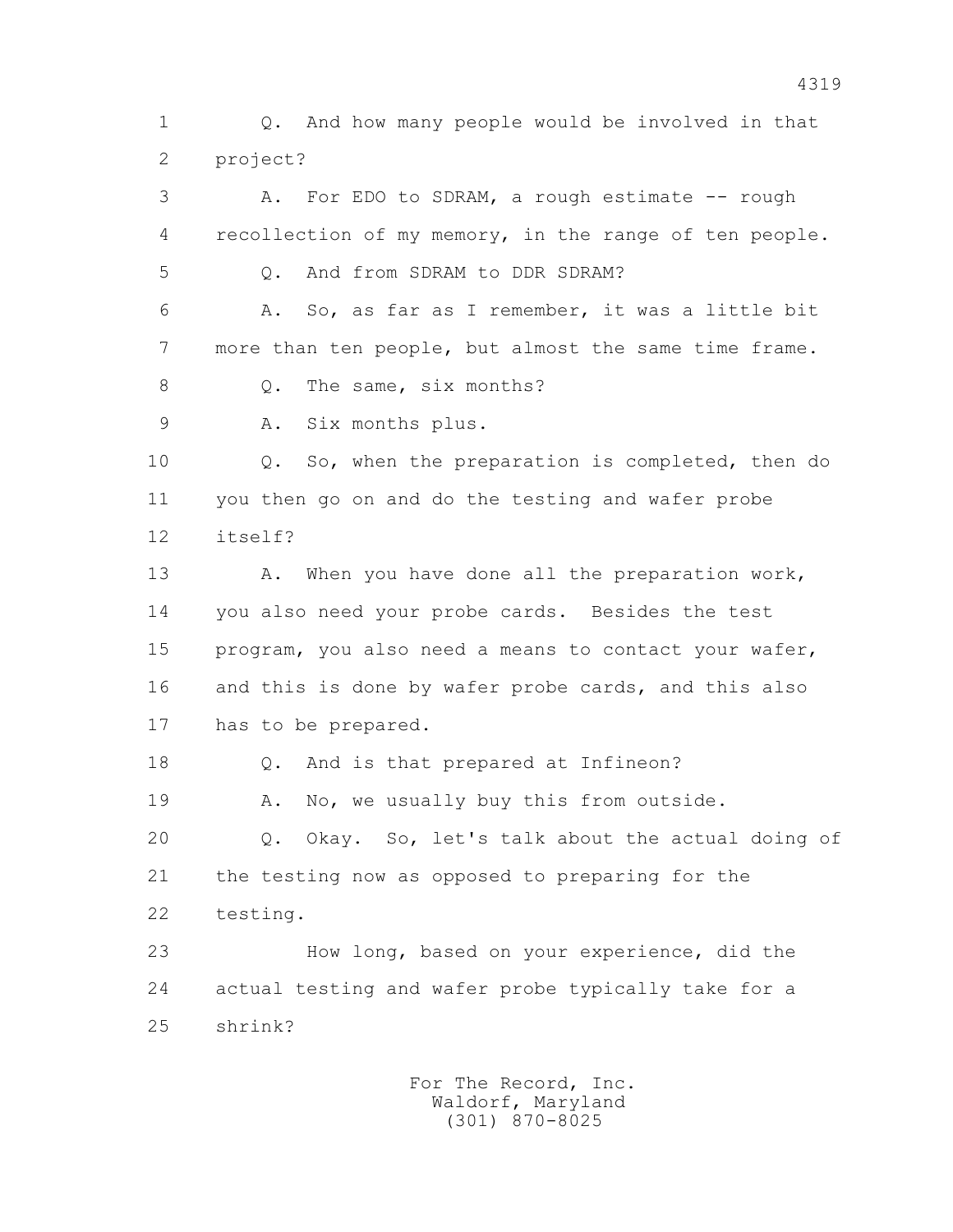1 Q. And how many people would be involved in that
2 project?

3 A. For EDO to SDRAM, a rough estimate -- rough
4 recollection of my memory, in the range of ten people.

5 Q. And from SDRAM to DDR SDRAM?

6 A. So, as far as I remember, it was a little bit
7 more than ten people, but almost the same time frame.

8 Q. The same, six months?

9 A. Six months plus.

10 Q. So, when the preparation is completed, then do
11 you then go on and do the testing and wafer probe
12 itself?

13 A. When you have done all the preparation work,
14 you also need your probe cards. Besides the test
15 program, you also need a means to contact your wafer,
16 and this is done by wafer probe cards, and this also
17 has to be prepared.

18 Q. And is that prepared at Infineon?

19 A. No, we usually buy this from outside.

20 Q. Okay. So, let's talk about the actual doing of
21 the testing now as opposed to preparing for the
22 testing.

23 How long, based on your experience, did the
24 actual testing and wafer probe typically take for a
25 shrink?

For The Record, Inc.
Waldorf, Maryland
(301) 870-8025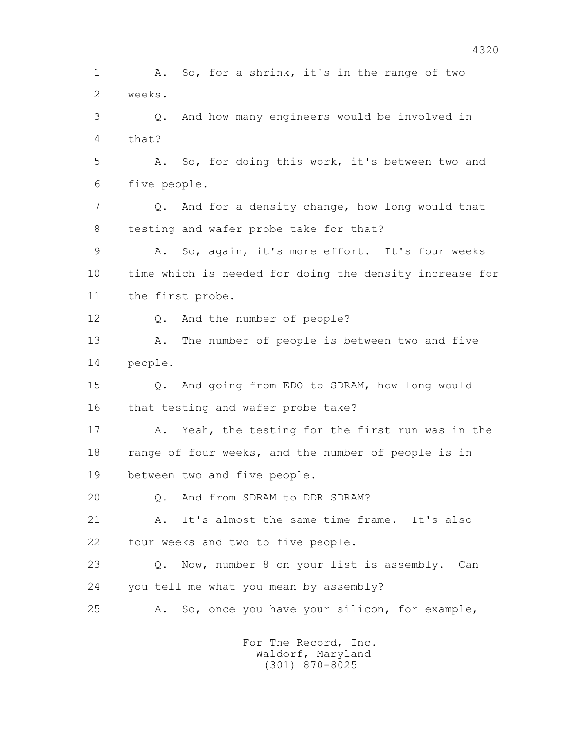1 A. So, for a shrink, it's in the range of two
2 weeks.
3 Q. And how many engineers would be involved in
4 that?
5 A. So, for doing this work, it's between two and
6 five people.
7 Q. And for a density change, how long would that
8 testing and wafer probe take for that?
9 A. So, again, it's more effort. It's four weeks
10 time which is needed for doing the density increase for
11 the first probe.
12 Q. And the number of people?
13 A. The number of people is between two and five
14 people.
15 Q. And going from EDO to SDRAM, how long would
16 that testing and wafer probe take?
17 A. Yeah, the testing for the first run was in the
18 range of four weeks, and the number of people is in
19 between two and five people.
20 Q. And from SDRAM to DDR SDRAM?
21 A. It's almost the same time frame. It's also
22 four weeks and two to five people.
23 Q. Now, number 8 on your list is assembly. Can
24 you tell me what you mean by assembly?
25 A. So, once you have your silicon, for example,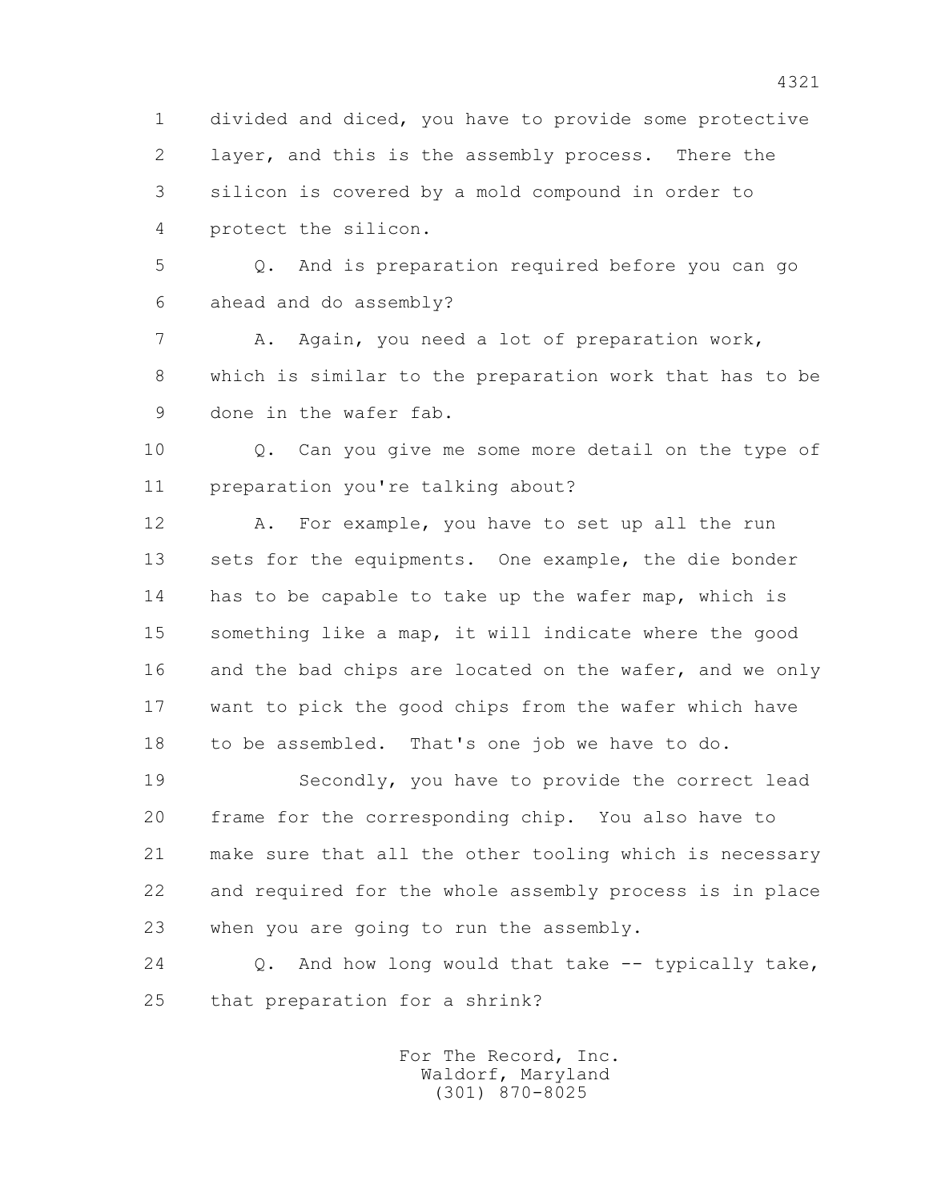1 divided and diced, you have to provide some protective
2 layer, and this is the assembly process. There the
3 silicon is covered by a mold compound in order to
4 protect the silicon.

5 Q. And is preparation required before you can go
6 ahead and do assembly?

7 A. Again, you need a lot of preparation work,
8 which is similar to the preparation work that has to be
9 done in the wafer fab.

10 Q. Can you give me some more detail on the type of
11 preparation you're talking about?

12 A. For example, you have to set up all the run
13 sets for the equipments. One example, the die bonder
14 has to be capable to take up the wafer map, which is
15 something like a map, it will indicate where the good
16 and the bad chips are located on the wafer, and we only
17 want to pick the good chips from the wafer which have
18 to be assembled. That's one job we have to do.

19 Secondly, you have to provide the correct lead
20 frame for the corresponding chip. You also have to
21 make sure that all the other tooling which is necessary
22 and required for the whole assembly process is in place
23 when you are going to run the assembly.

24 Q. And how long would that take -- typically take,
25 that preparation for a shrink?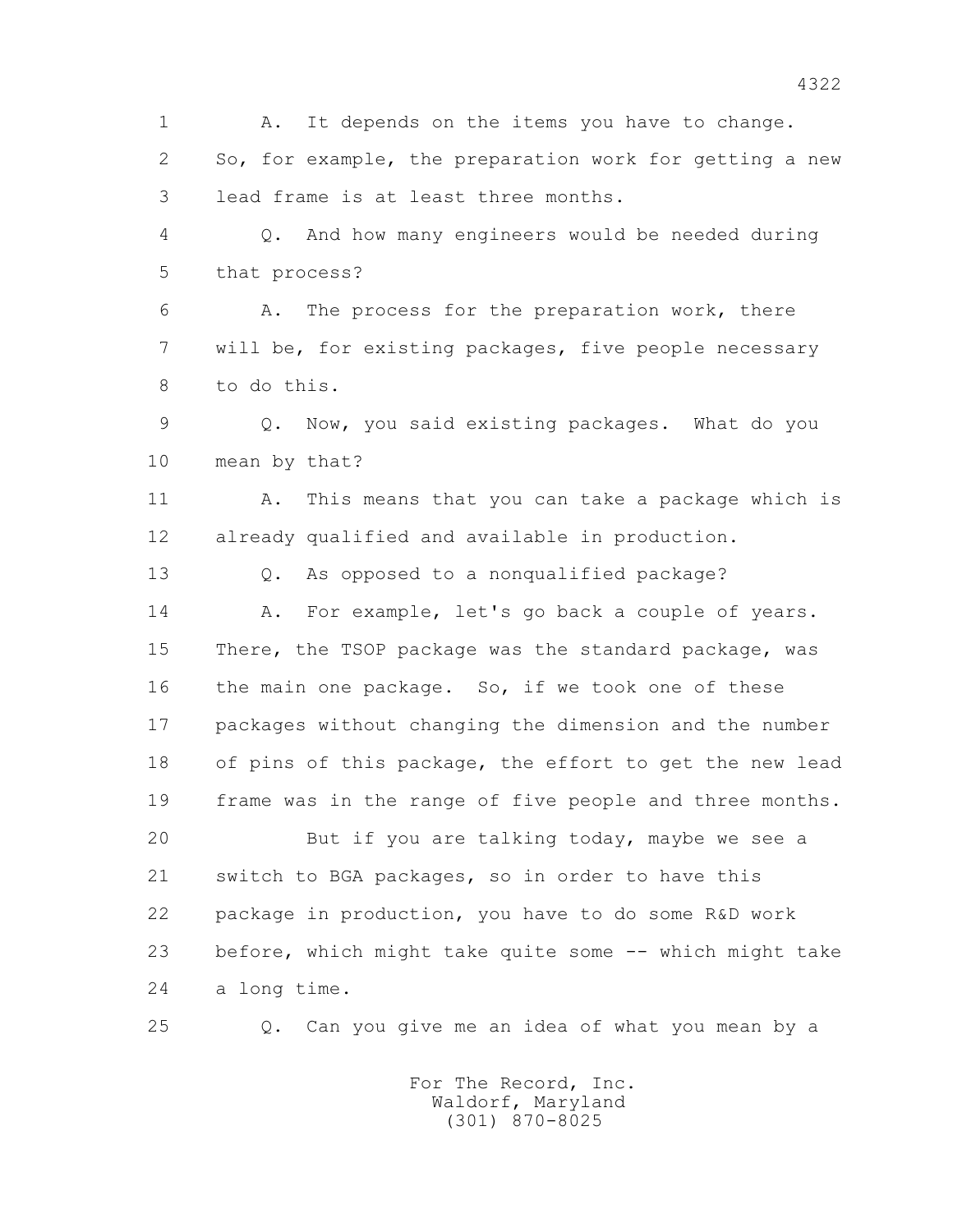A. It depends on the items you have to change. So, for example, the preparation work for getting a new lead frame is at least three months.

Q. And how many engineers would be needed during that process?

A. The process for the preparation work, there will be, for existing packages, five people necessary to do this.

Q. Now, you said existing packages. What do you mean by that?

A. This means that you can take a package which is already qualified and available in production.

Q. As opposed to a nonqualified package?

A. For example, let's go back a couple of years. There, the TSOP package was the standard package, was the main one package. So, if we took one of these packages without changing the dimension and the number of pins of this package, the effort to get the new lead frame was in the range of five people and three months.

But if you are talking today, maybe we see a switch to BGA packages, so in order to have this package in production, you have to do some R&D work before, which might take quite some -- which might take a long time.

Q. Can you give me an idea of what you mean by a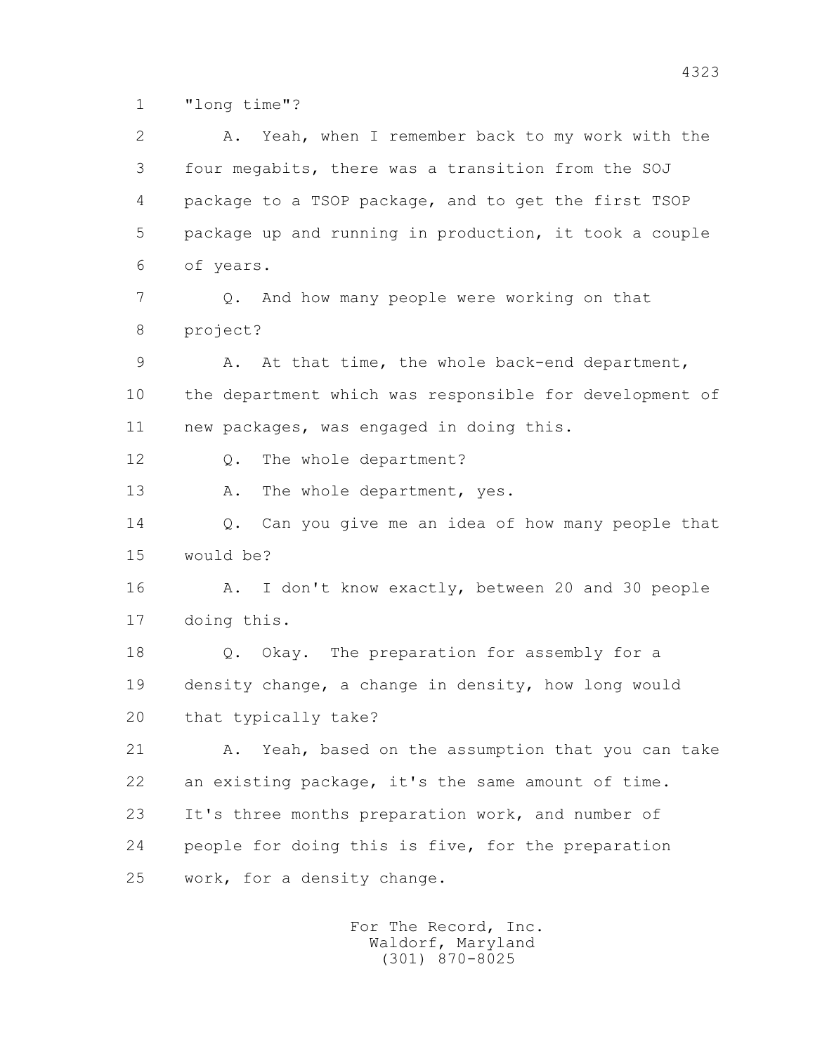1 "long time"?

2 A. Yeah, when I remember back to my work with the
3 four megabits, there was a transition from the SOJ
4 package to a TSOP package, and to get the first TSOP
5 package up and running in production, it took a couple
6 of years.

7 Q. And how many people were working on that
8 project?

9 A. At that time, the whole back-end department,
10 the department which was responsible for development of
11 new packages, was engaged in doing this.

12 Q. The whole department?

13 A. The whole department, yes.

14 Q. Can you give me an idea of how many people that
15 would be?

16 A. I don't know exactly, between 20 and 30 people
17 doing this.

18 Q. Okay. The preparation for assembly for a
19 density change, a change in density, how long would
20 that typically take?

21 A. Yeah, based on the assumption that you can take
22 an existing package, it's the same amount of time.
23 It's three months preparation work, and number of
24 people for doing this is five, for the preparation
25 work, for a density change.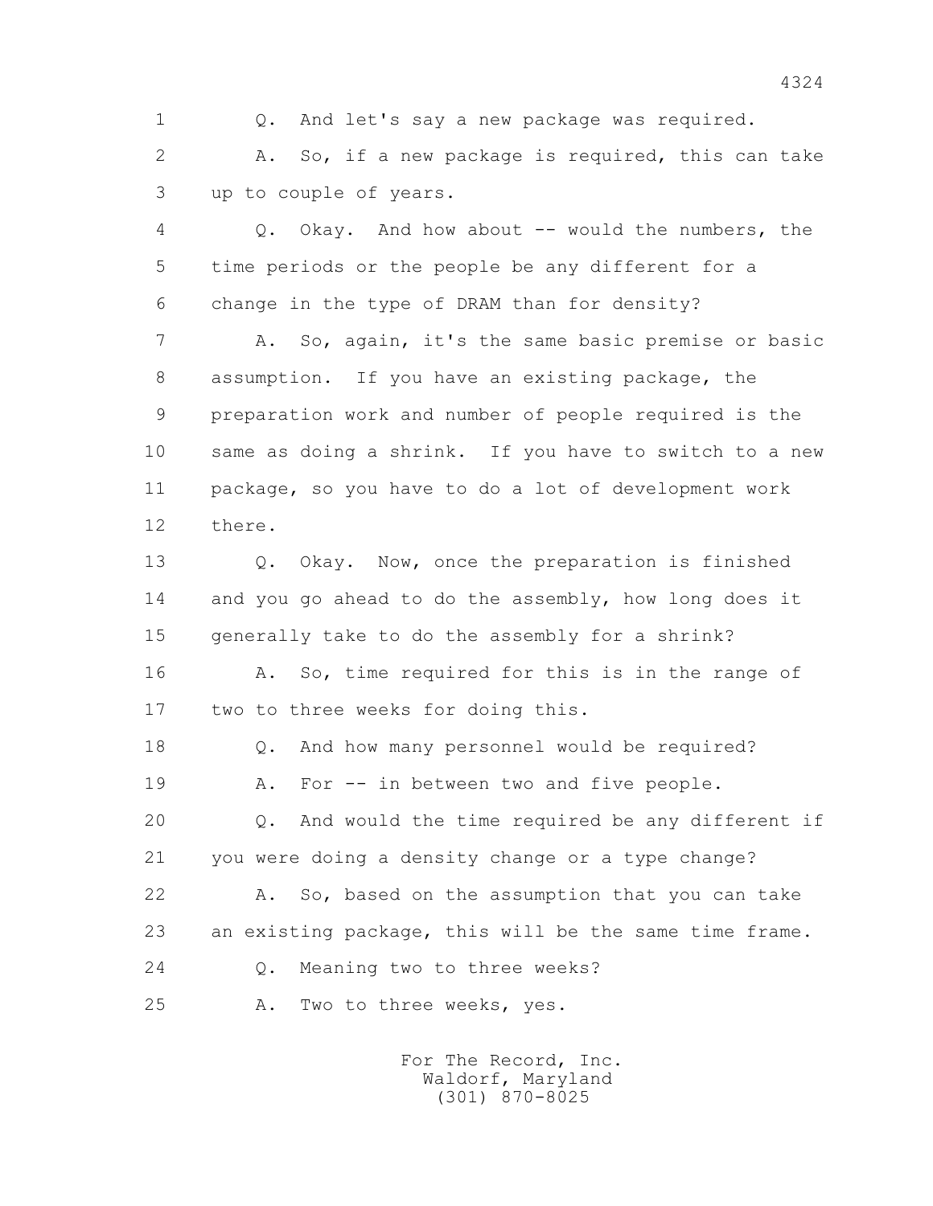1 Q. And let's say a new package was required.

2 A. So, if a new package is required, this can take

3 up to couple of years.

4 Q. Okay. And how about -- would the numbers, the

5 time periods or the people be any different for a

6 change in the type of DRAM than for density?

7 A. So, again, it's the same basic premise or basic

8 assumption. If you have an existing package, the

9 preparation work and number of people required is the

10 same as doing a shrink. If you have to switch to a new

11 package, so you have to do a lot of development work

12 there.

13 Q. Okay. Now, once the preparation is finished

14 and you go ahead to do the assembly, how long does it

15 generally take to do the assembly for a shrink?

16 A. So, time required for this is in the range of

17 two to three weeks for doing this.

18 Q. And how many personnel would be required?

19 A. For -- in between two and five people.

20 Q. And would the time required be any different if

21 you were doing a density change or a type change?

22 A. So, based on the assumption that you can take

23 an existing package, this will be the same time frame.

24 Q. Meaning two to three weeks?

25 A. Two to three weeks, yes.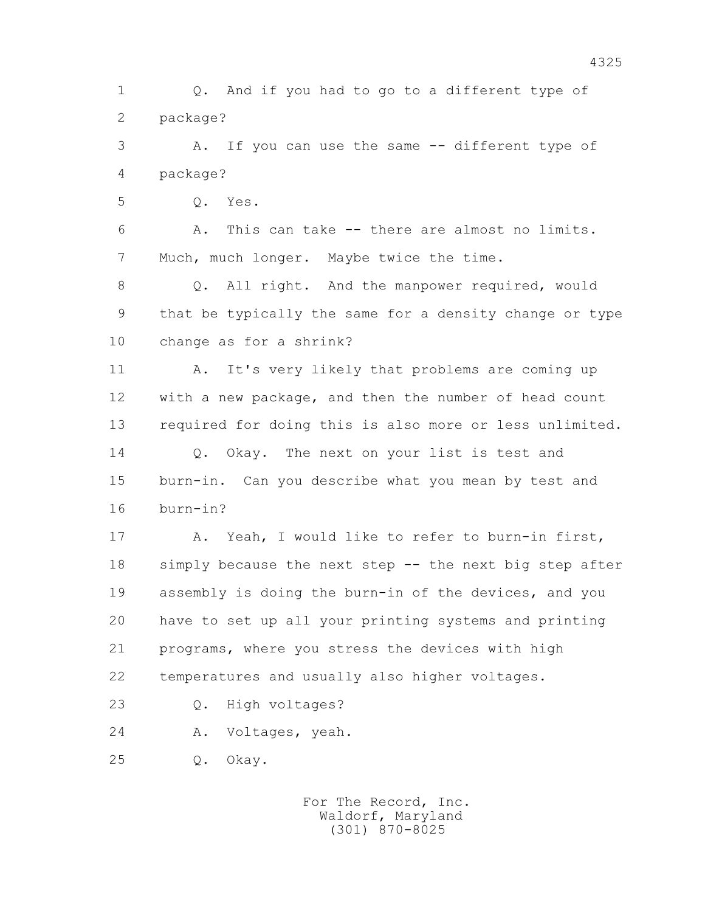Q. And if you had to go to a different type of package?

A. If you can use the same -- different type of package?

Q. Yes.

A. This can take -- there are almost no limits. Much, much longer. Maybe twice the time.

Q. All right. And the manpower required, would that be typically the same for a density change or type change as for a shrink?

A. It's very likely that problems are coming up with a new package, and then the number of head count required for doing this is also more or less unlimited.

Q. Okay. The next on your list is test and burn-in. Can you describe what you mean by test and burn-in?

A. Yeah, I would like to refer to burn-in first, simply because the next step -- the next big step after assembly is doing the burn-in of the devices, and you have to set up all your printing systems and printing programs, where you stress the devices with high temperatures and usually also higher voltages.

Q. High voltages?

A. Voltages, yeah.

Q. Okay.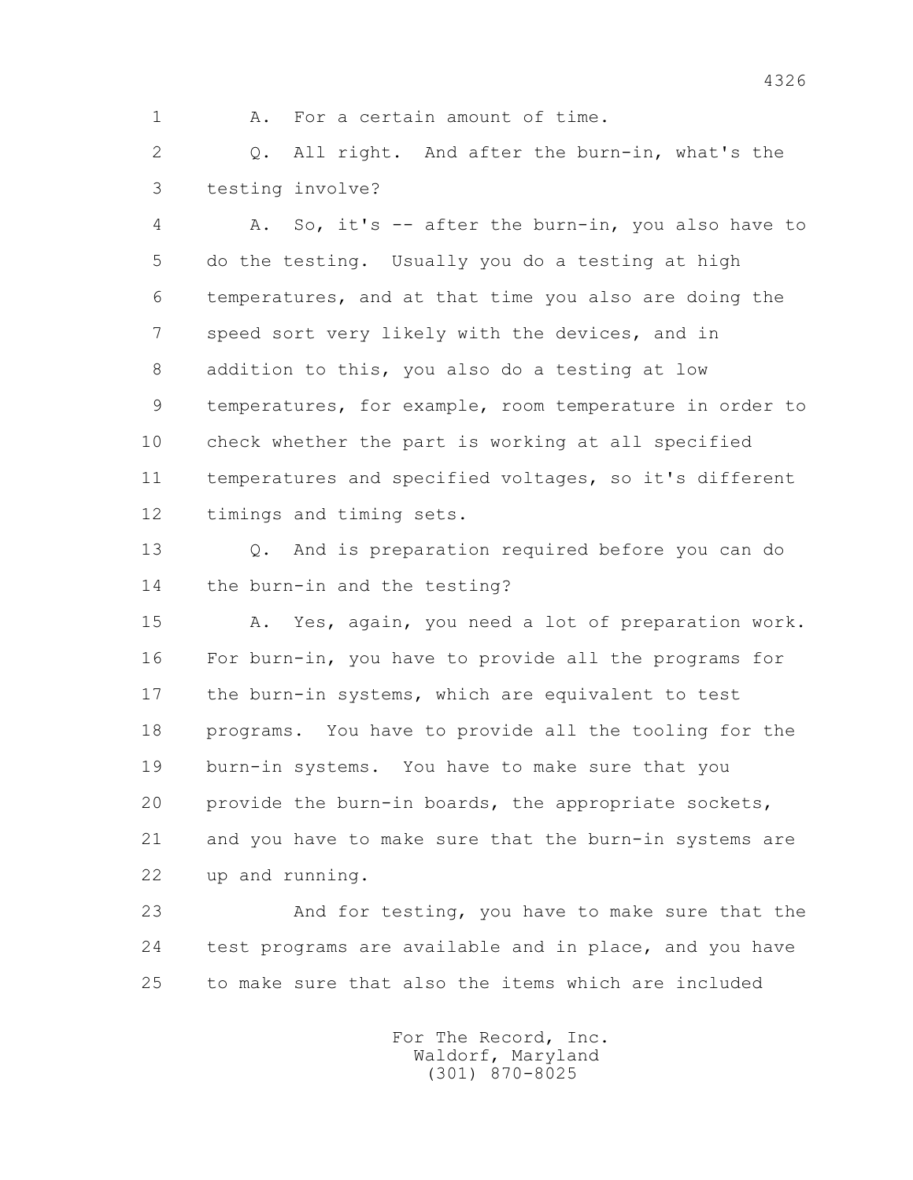A. For a certain amount of time.

Q. All right. And after the burn-in, what's the testing involve?

A. So, it's -- after the burn-in, you also have to do the testing. Usually you do a testing at high temperatures, and at that time you also are doing the speed sort very likely with the devices, and in addition to this, you also do a testing at low temperatures, for example, room temperature in order to check whether the part is working at all specified temperatures and specified voltages, so it's different timings and timing sets.

Q. And is preparation required before you can do the burn-in and the testing?

A. Yes, again, you need a lot of preparation work. For burn-in, you have to provide all the programs for the burn-in systems, which are equivalent to test programs. You have to provide all the tooling for the burn-in systems. You have to make sure that you provide the burn-in boards, the appropriate sockets, and you have to make sure that the burn-in systems are up and running.

And for testing, you have to make sure that the test programs are available and in place, and you have to make sure that also the items which are included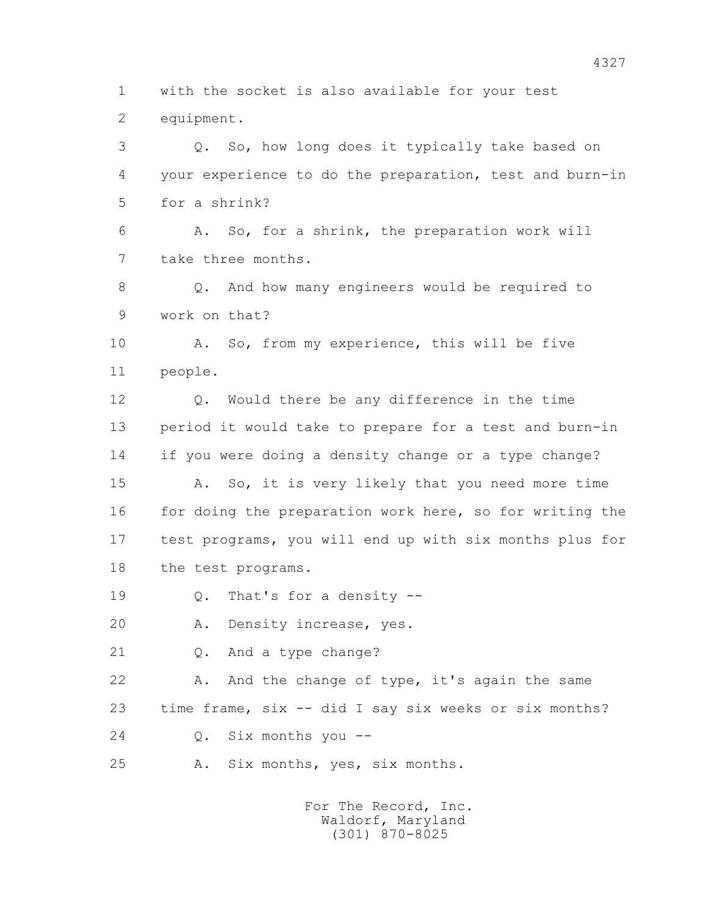1 with the socket is also available for your test
2 equipment.

3 Q. So, how long does it typically take based on
4 your experience to do the preparation, test and burn-in
5 for a shrink?

6 A. So, for a shrink, the preparation work will
7 take three months.

8 Q. And how many engineers would be required to
9 work on that?

10 A. So, from my experience, this will be five
11 people.

12 Q. Would there be any difference in the time
13 period it would take to prepare for a test and burn-in
14 if you were doing a density change or a type change?

15 A. So, it is very likely that you need more time
16 for doing the preparation work here, so for writing the
17 test programs, you will end up with six months plus for
18 the test programs.

19 Q. That's for a density --

20 A. Density increase, yes.

21 Q. And a type change?

22 A. And the change of type, it's again the same
23 time frame, six -- did I say six weeks or six months?

24 Q. Six months you --

25 A. Six months, yes, six months.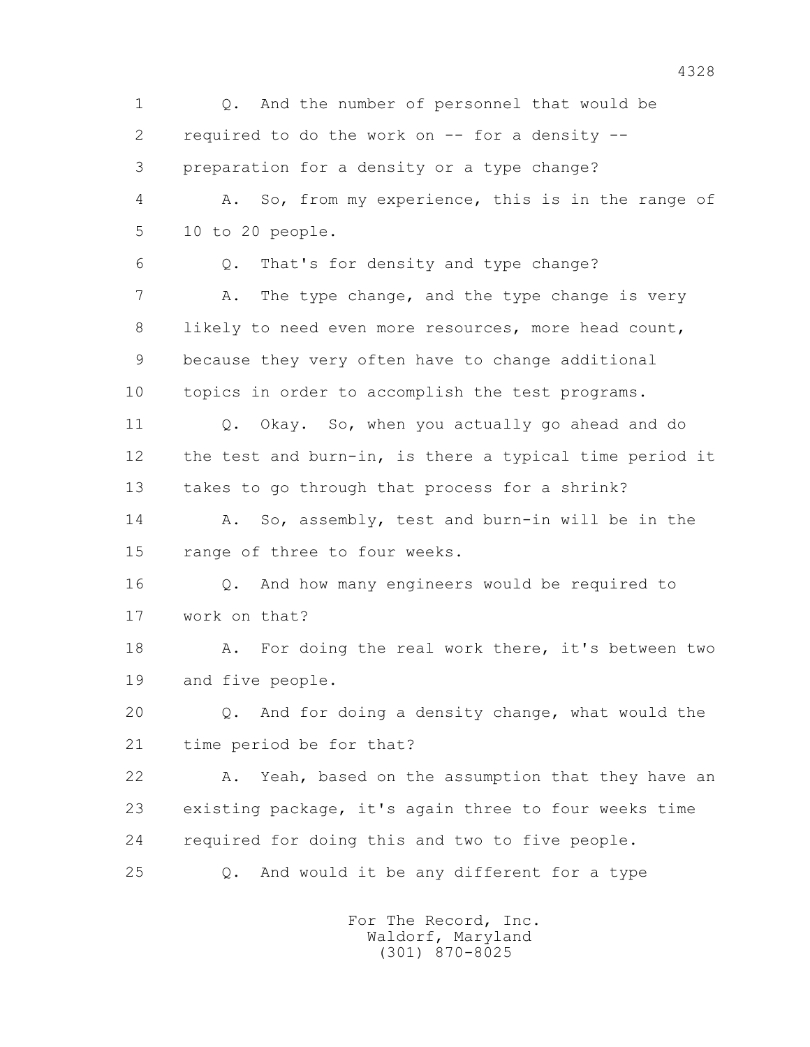Q. And the number of personnel that would be required to do the work on -- for a density -- preparation for a density or a type change?

A. So, from my experience, this is in the range of 10 to 20 people.

Q. That's for density and type change?

A. The type change, and the type change is very likely to need even more resources, more head count, because they very often have to change additional topics in order to accomplish the test programs.

Q. Okay. So, when you actually go ahead and do the test and burn-in, is there a typical time period it takes to go through that process for a shrink?

A. So, assembly, test and burn-in will be in the range of three to four weeks.

Q. And how many engineers would be required to work on that?

A. For doing the real work there, it's between two and five people.

Q. And for doing a density change, what would the time period be for that?

A. Yeah, based on the assumption that they have an existing package, it's again three to four weeks time required for doing this and two to five people.

Q. And would it be any different for a type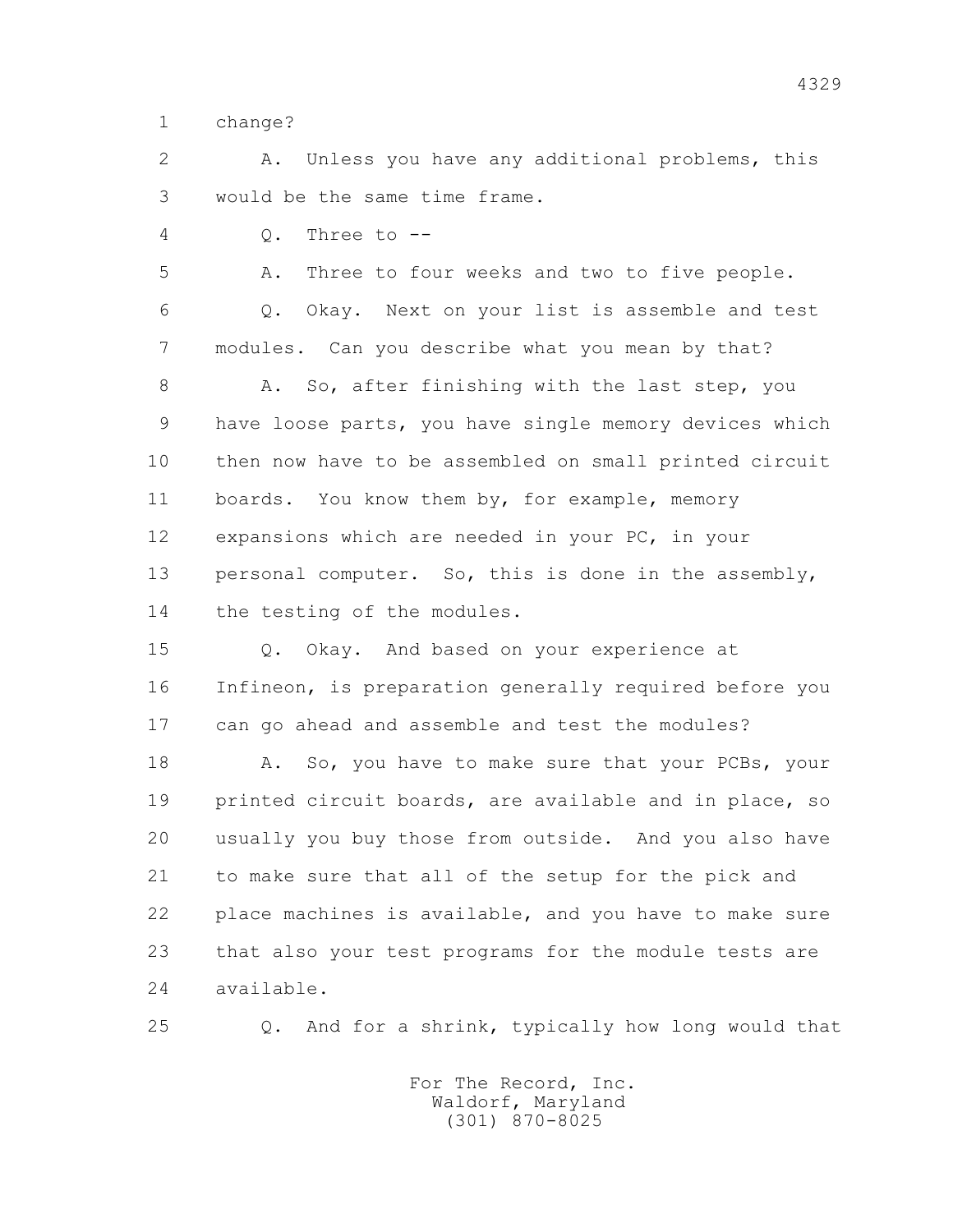1 change?

2 A. Unless you have any additional problems, this
3 would be the same time frame.

4 Q. Three to --

5 A. Three to four weeks and two to five people.

6 Q. Okay. Next on your list is assemble and test
7 modules. Can you describe what you mean by that?

8 A. So, after finishing with the last step, you
9 have loose parts, you have single memory devices which
10 then now have to be assembled on small printed circuit
11 boards. You know them by, for example, memory
12 expansions which are needed in your PC, in your
13 personal computer. So, this is done in the assembly,
14 the testing of the modules.

15 Q. Okay. And based on your experience at
16 Infineon, is preparation generally required before you
17 can go ahead and assemble and test the modules?

18 A. So, you have to make sure that your PCBs, your
19 printed circuit boards, are available and in place, so
20 usually you buy those from outside. And you also have
21 to make sure that all of the setup for the pick and
22 place machines is available, and you have to make sure
23 that also your test programs for the module tests are
24 available.

25 Q. And for a shrink, typically how long would that

For The Record, Inc.
Waldorf, Maryland
(301) 870-8025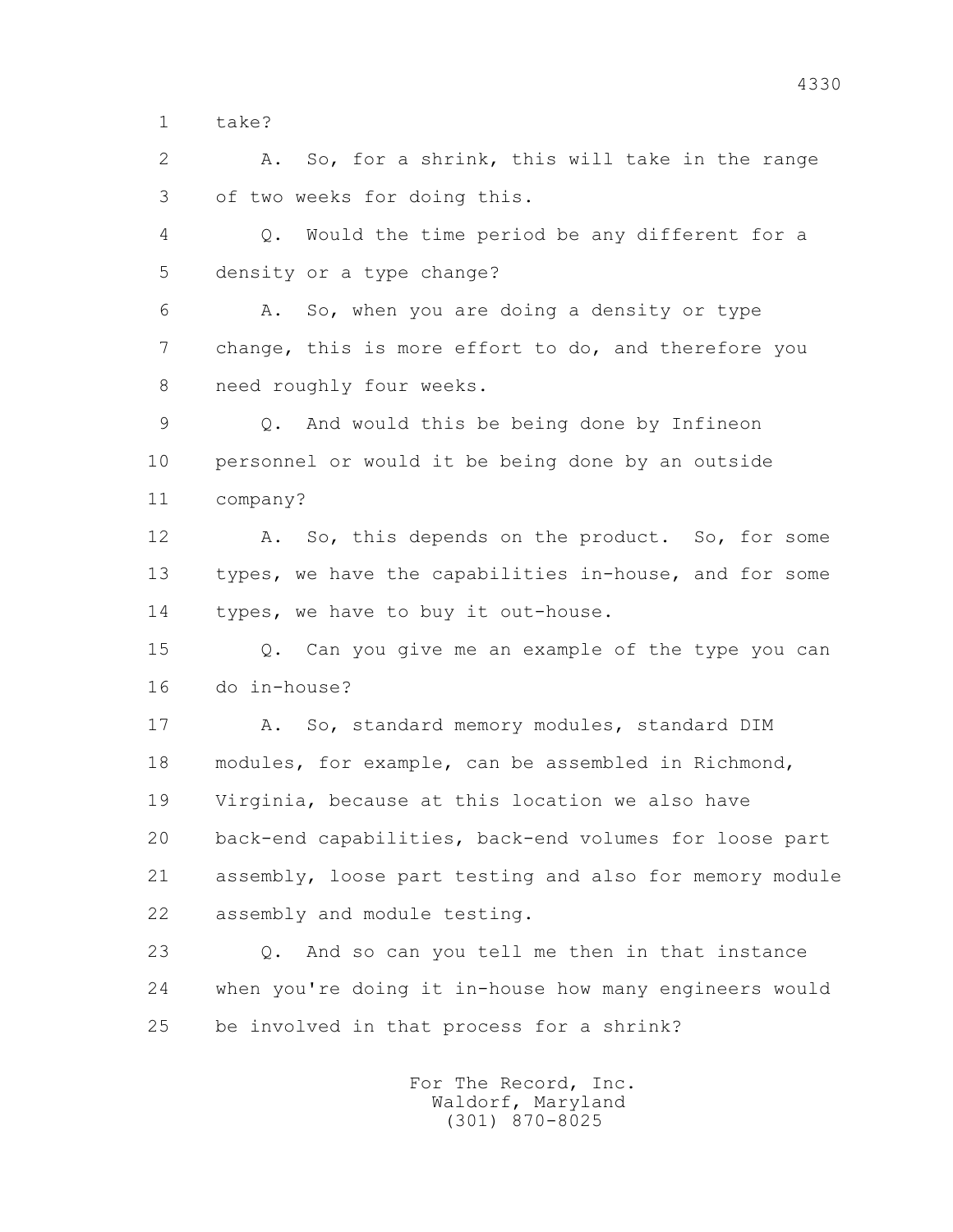take?

A. So, for a shrink, this will take in the range of two weeks for doing this.

Q. Would the time period be any different for a density or a type change?

A. So, when you are doing a density or type change, this is more effort to do, and therefore you need roughly four weeks.

Q. And would this be being done by Infineon personnel or would it be being done by an outside company?

A. So, this depends on the product. So, for some types, we have the capabilities in-house, and for some types, we have to buy it out-house.

Q. Can you give me an example of the type you can do in-house?

A. So, standard memory modules, standard DIM modules, for example, can be assembled in Richmond, Virginia, because at this location we also have back-end capabilities, back-end volumes for loose part assembly, loose part testing and also for memory module assembly and module testing.

Q. And so can you tell me then in that instance when you're doing it in-house how many engineers would be involved in that process for a shrink?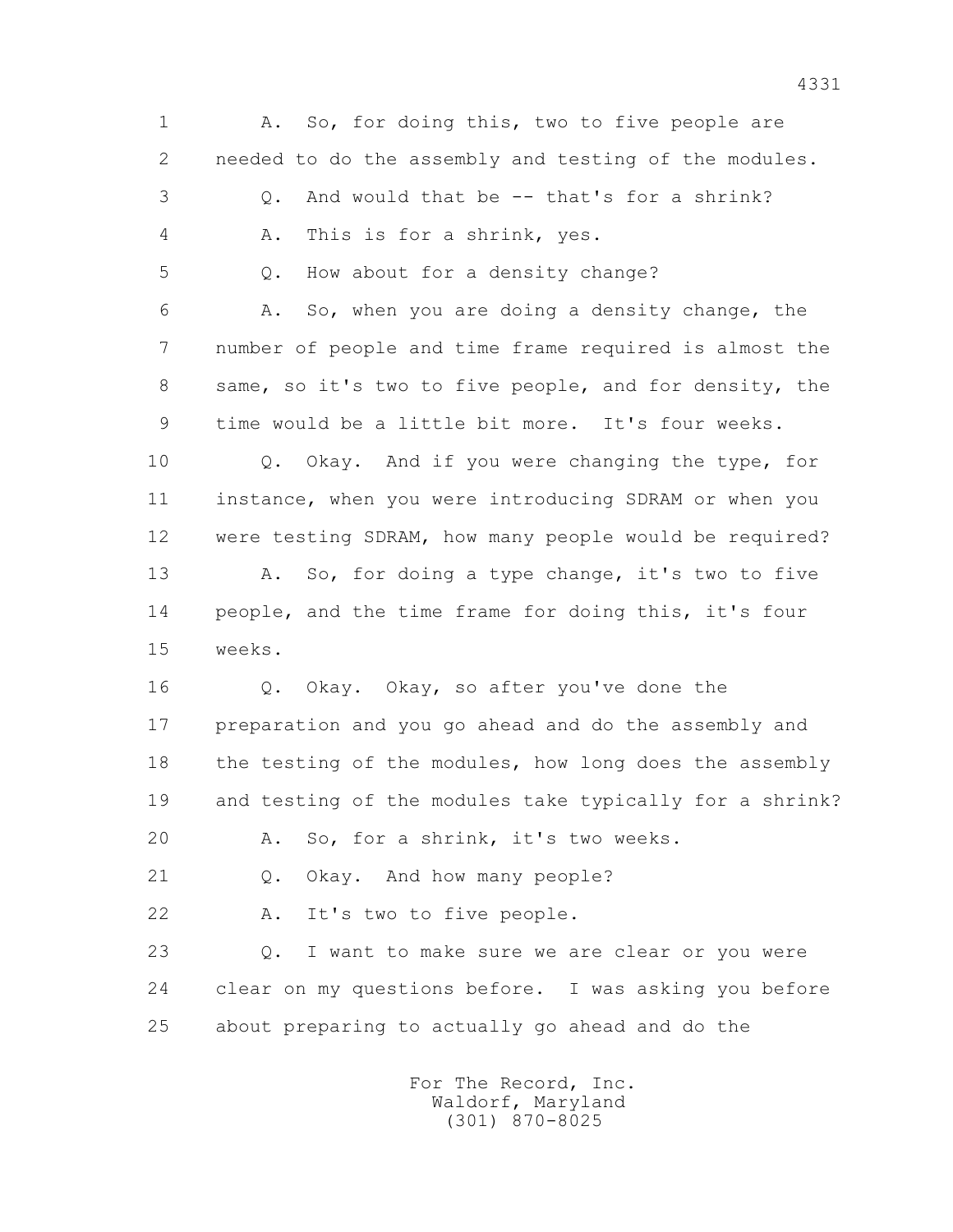1 A. So, for doing this, two to five people are
2 needed to do the assembly and testing of the modules.
3 Q. And would that be -- that's for a shrink?
4 A. This is for a shrink, yes.
5 Q. How about for a density change?
6 A. So, when you are doing a density change, the
7 number of people and time frame required is almost the
8 same, so it's two to five people, and for density, the
9 time would be a little bit more. It's four weeks.
10 Q. Okay. And if you were changing the type, for
11 instance, when you were introducing SDRAM or when you
12 were testing SDRAM, how many people would be required?
13 A. So, for doing a type change, it's two to five
14 people, and the time frame for doing this, it's four
15 weeks.
16 Q. Okay. Okay, so after you've done the
17 preparation and you go ahead and do the assembly and
18 the testing of the modules, how long does the assembly
19 and testing of the modules take typically for a shrink?
20 A. So, for a shrink, it's two weeks.
21 Q. Okay. And how many people?
22 A. It's two to five people.
23 Q. I want to make sure we are clear or you were
24 clear on my questions before. I was asking you before
25 about preparing to actually go ahead and do the

For The Record, Inc.
Waldorf, Maryland
(301) 870-8025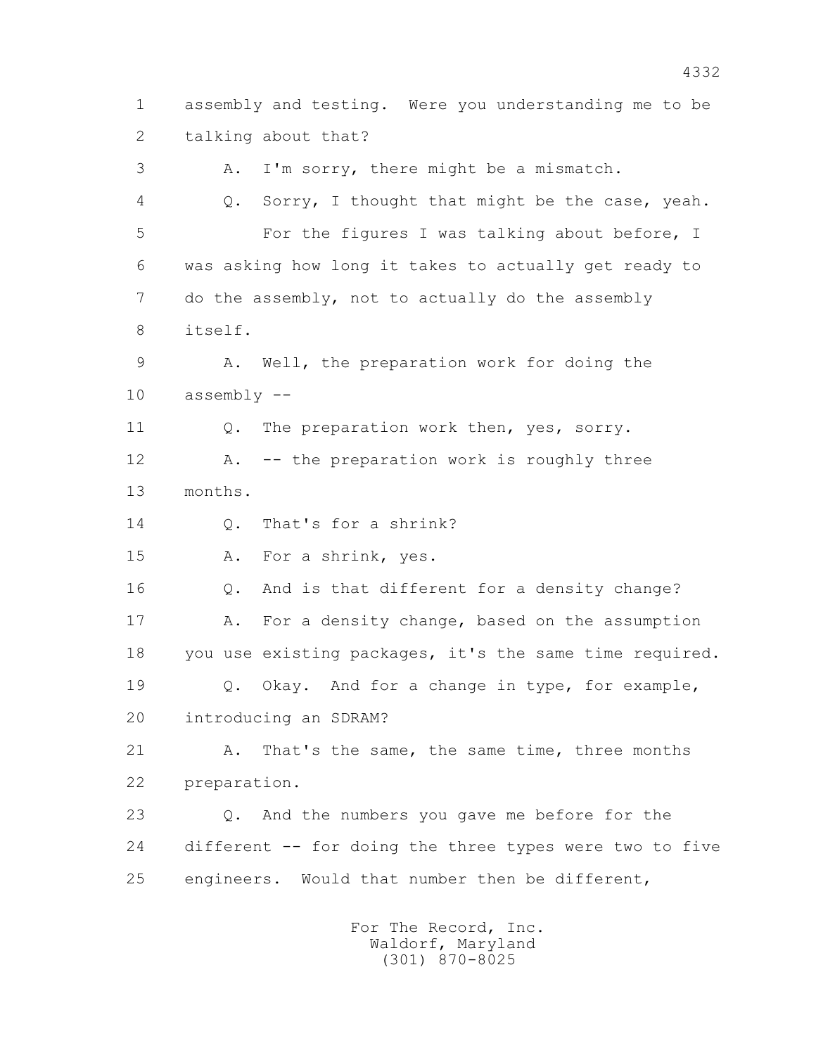1 assembly and testing. Were you understanding me to be
2 talking about that?
3 A. I'm sorry, there might be a mismatch.
4 Q. Sorry, I thought that might be the case, yeah.
5 For the figures I was talking about before, I
6 was asking how long it takes to actually get ready to
7 do the assembly, not to actually do the assembly
8 itself.
9 A. Well, the preparation work for doing the
10 assembly --
11 Q. The preparation work then, yes, sorry.
12 A. -- the preparation work is roughly three
13 months.
14 Q. That's for a shrink?
15 A. For a shrink, yes.
16 Q. And is that different for a density change?
17 A. For a density change, based on the assumption
18 you use existing packages, it's the same time required.
19 Q. Okay. And for a change in type, for example,
20 introducing an SDRAM?
21 A. That's the same, the same time, three months
22 preparation.
23 Q. And the numbers you gave me before for the
24 different -- for doing the three types were two to five
25 engineers. Would that number then be different,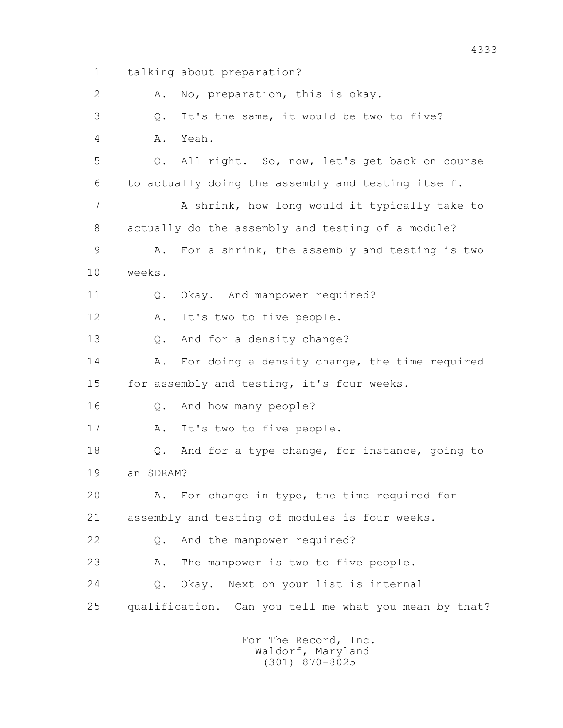1 talking about preparation?

2 A. No, preparation, this is okay.

3 Q. It's the same, it would be two to five?

4 A. Yeah.

5 Q. All right. So, now, let's get back on course

6 to actually doing the assembly and testing itself.

7 A shrink, how long would it typically take to

8 actually do the assembly and testing of a module?

9 A. For a shrink, the assembly and testing is two

10 weeks.

11 Q. Okay. And manpower required?

12 A. It's two to five people.

13 Q. And for a density change?

14 A. For doing a density change, the time required

15 for assembly and testing, it's four weeks.

16 Q. And how many people?

17 A. It's two to five people.

18 Q. And for a type change, for instance, going to

19 an SDRAM?

20 A. For change in type, the time required for

21 assembly and testing of modules is four weeks.

22 Q. And the manpower required?

23 A. The manpower is two to five people.

24 Q. Okay. Next on your list is internal

25 qualification. Can you tell me what you mean by that?

For The Record, Inc.
Waldorf, Maryland
(301) 870-8025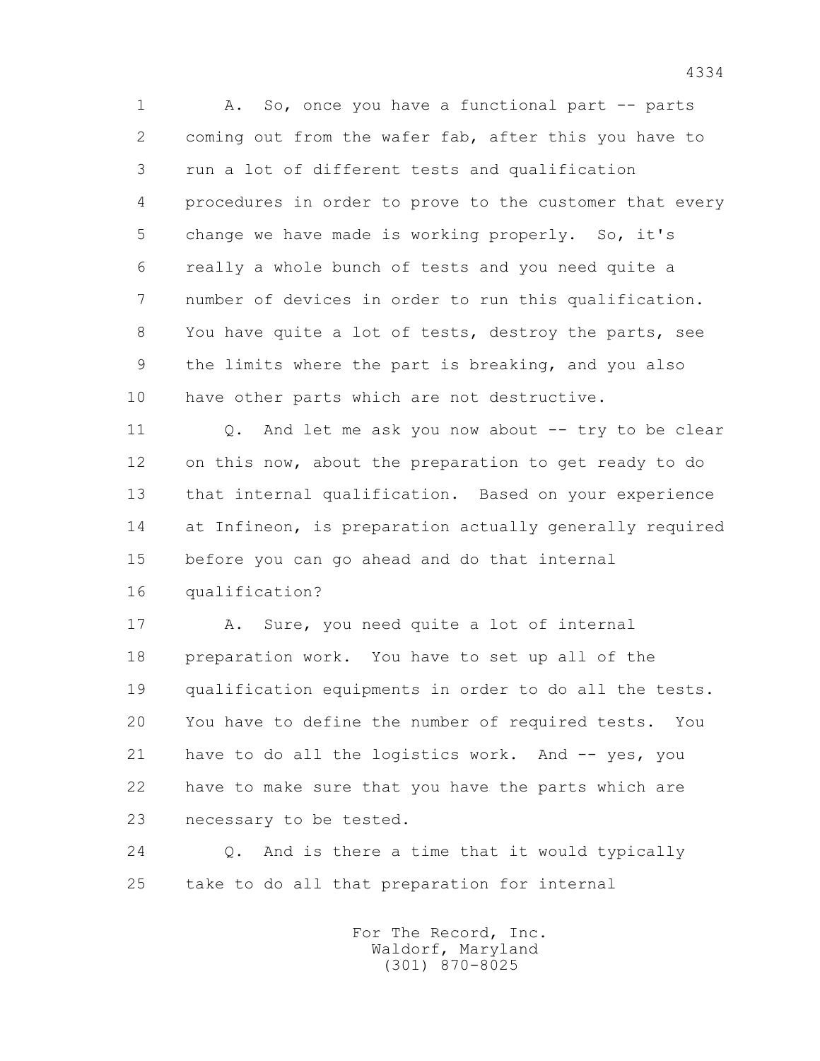A. So, once you have a functional part -- parts coming out from the wafer fab, after this you have to run a lot of different tests and qualification procedures in order to prove to the customer that every change we have made is working properly. So, it's really a whole bunch of tests and you need quite a number of devices in order to run this qualification. You have quite a lot of tests, destroy the parts, see the limits where the part is breaking, and you also have other parts which are not destructive.

Q. And let me ask you now about -- try to be clear on this now, about the preparation to get ready to do that internal qualification. Based on your experience at Infineon, is preparation actually generally required before you can go ahead and do that internal qualification?

A. Sure, you need quite a lot of internal preparation work. You have to set up all of the qualification equipments in order to do all the tests. You have to define the number of required tests. You have to do all the logistics work. And -- yes, you have to make sure that you have the parts which are necessary to be tested.

Q. And is there a time that it would typically take to do all that preparation for internal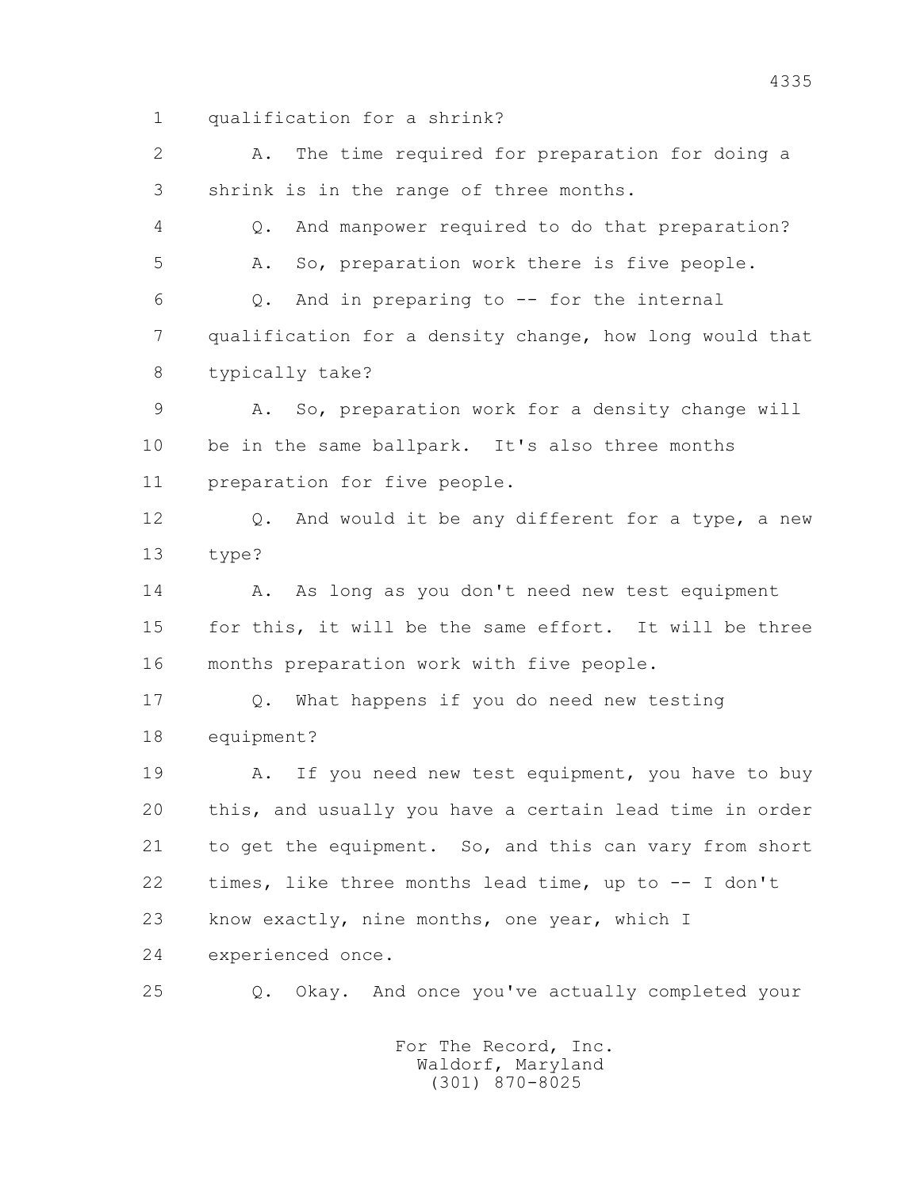1 qualification for a shrink?

2 A. The time required for preparation for doing a

3 shrink is in the range of three months.

4 Q. And manpower required to do that preparation?

5 A. So, preparation work there is five people.

6 Q. And in preparing to -- for the internal

7 qualification for a density change, how long would that

8 typically take?

9 A. So, preparation work for a density change will

10 be in the same ballpark. It's also three months

11 preparation for five people.

12 Q. And would it be any different for a type, a new

13 type?

14 A. As long as you don't need new test equipment

15 for this, it will be the same effort. It will be three

16 months preparation work with five people.

17 Q. What happens if you do need new testing

18 equipment?

19 A. If you need new test equipment, you have to buy

20 this, and usually you have a certain lead time in order

21 to get the equipment. So, and this can vary from short

22 times, like three months lead time, up to -- I don't

23 know exactly, nine months, one year, which I

24 experienced once.

25 Q. Okay. And once you've actually completed your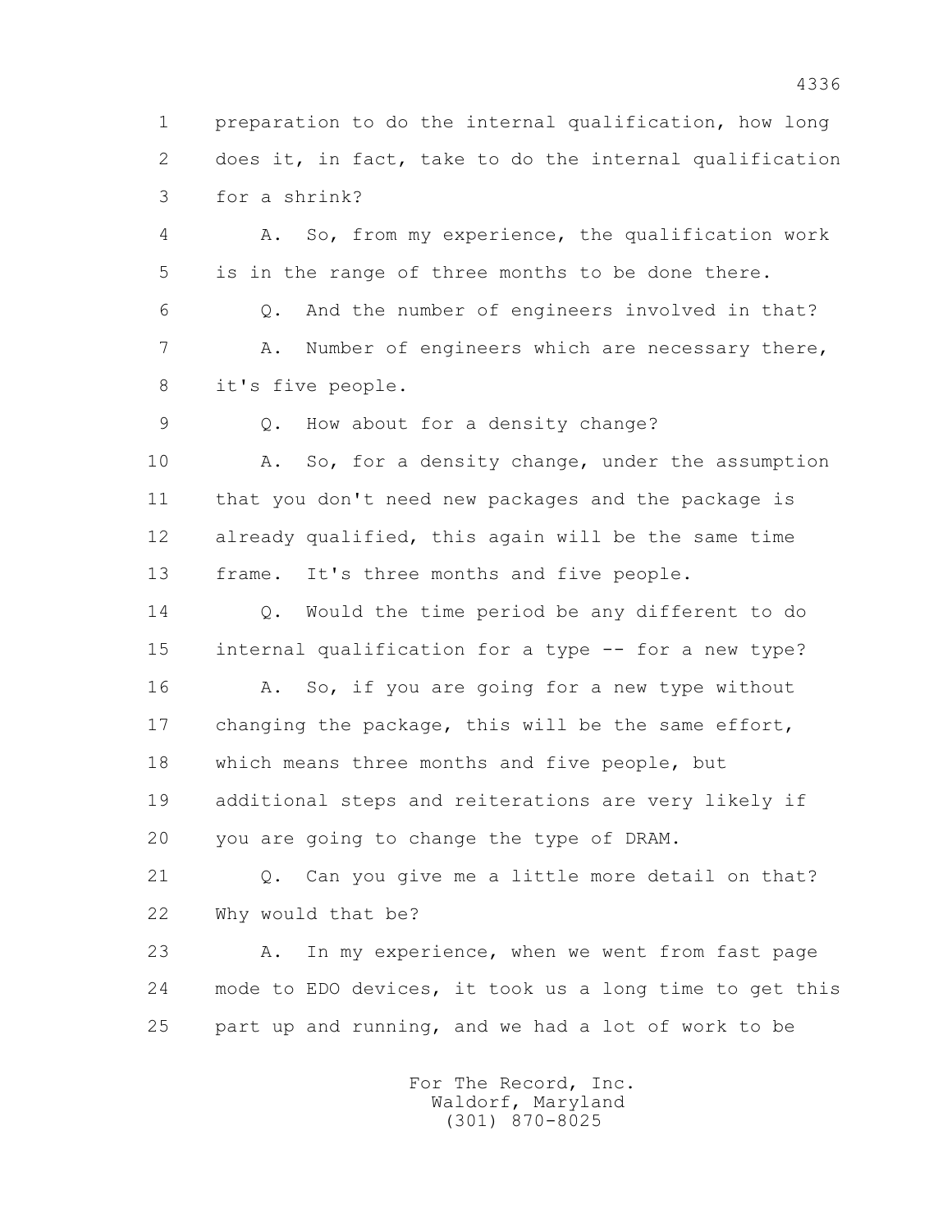1 preparation to do the internal qualification, how long
2 does it, in fact, take to do the internal qualification
3 for a shrink?

4 A. So, from my experience, the qualification work
5 is in the range of three months to be done there.

6 Q. And the number of engineers involved in that?

7 A. Number of engineers which are necessary there,
8 it's five people.

9 Q. How about for a density change?

10 A. So, for a density change, under the assumption
11 that you don't need new packages and the package is
12 already qualified, this again will be the same time
13 frame. It's three months and five people.

14 Q. Would the time period be any different to do
15 internal qualification for a type -- for a new type?

16 A. So, if you are going for a new type without
17 changing the package, this will be the same effort,
18 which means three months and five people, but
19 additional steps and reiterations are very likely if
20 you are going to change the type of DRAM.

21 Q. Can you give me a little more detail on that?
22 Why would that be?

23 A. In my experience, when we went from fast page
24 mode to EDO devices, it took us a long time to get this
25 part up and running, and we had a lot of work to be

For The Record, Inc.
Waldorf, Maryland
(301) 870-8025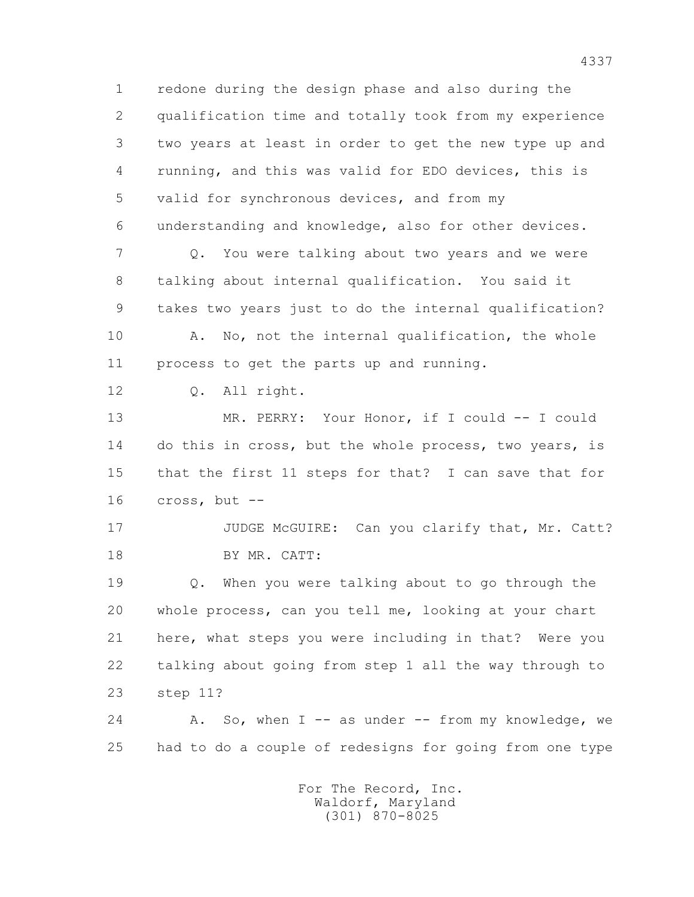1 redone during the design phase and also during the
2 qualification time and totally took from my experience
3 two years at least in order to get the new type up and
4 running, and this was valid for EDO devices, this is
5 valid for synchronous devices, and from my
6 understanding and knowledge, also for other devices.

7 Q. You were talking about two years and we were
8 talking about internal qualification. You said it
9 takes two years just to do the internal qualification?

10 A. No, not the internal qualification, the whole
11 process to get the parts up and running.

12 Q. All right.

13 MR. PERRY: Your Honor, if I could -- I could
14 do this in cross, but the whole process, two years, is
15 that the first 11 steps for that? I can save that for
16 cross, but --

17 JUDGE McGUIRE: Can you clarify that, Mr. Catt?

18 BY MR. CATT:

19 Q. When you were talking about to go through the
20 whole process, can you tell me, looking at your chart
21 here, what steps you were including in that? Were you
22 talking about going from step 1 all the way through to
23 step 11?

24 A. So, when I -- as under -- from my knowledge, we
25 had to do a couple of redesigns for going from one type

For The Record, Inc.
Waldorf, Maryland
(301) 870-8025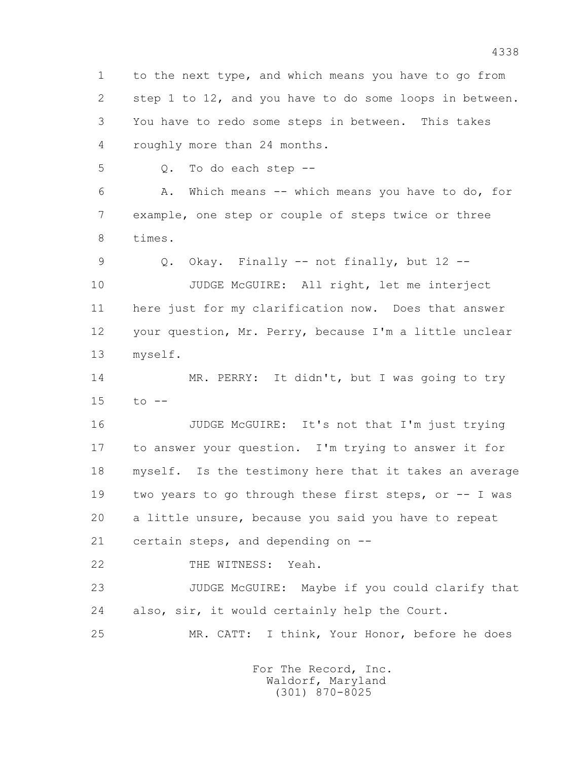1 to the next type, and which means you have to go from
2 step 1 to 12, and you have to do some loops in between.
3 You have to redo some steps in between. This takes
4 roughly more than 24 months.

5 Q. To do each step --

6 A. Which means -- which means you have to do, for
7 example, one step or couple of steps twice or three
8 times.

9 Q. Okay. Finally -- not finally, but 12 --

10 JUDGE McGUIRE: All right, let me interject
11 here just for my clarification now. Does that answer
12 your question, Mr. Perry, because I'm a little unclear
13 myself.

14 MR. PERRY: It didn't, but I was going to try
15 to --

16 JUDGE McGUIRE: It's not that I'm just trying
17 to answer your question. I'm trying to answer it for
18 myself. Is the testimony here that it takes an average
19 two years to go through these first steps, or -- I was
20 a little unsure, because you said you have to repeat
21 certain steps, and depending on --

22 THE WITNESS: Yeah.

23 JUDGE McGUIRE: Maybe if you could clarify that
24 also, sir, it would certainly help the Court.

25 MR. CATT: I think, Your Honor, before he does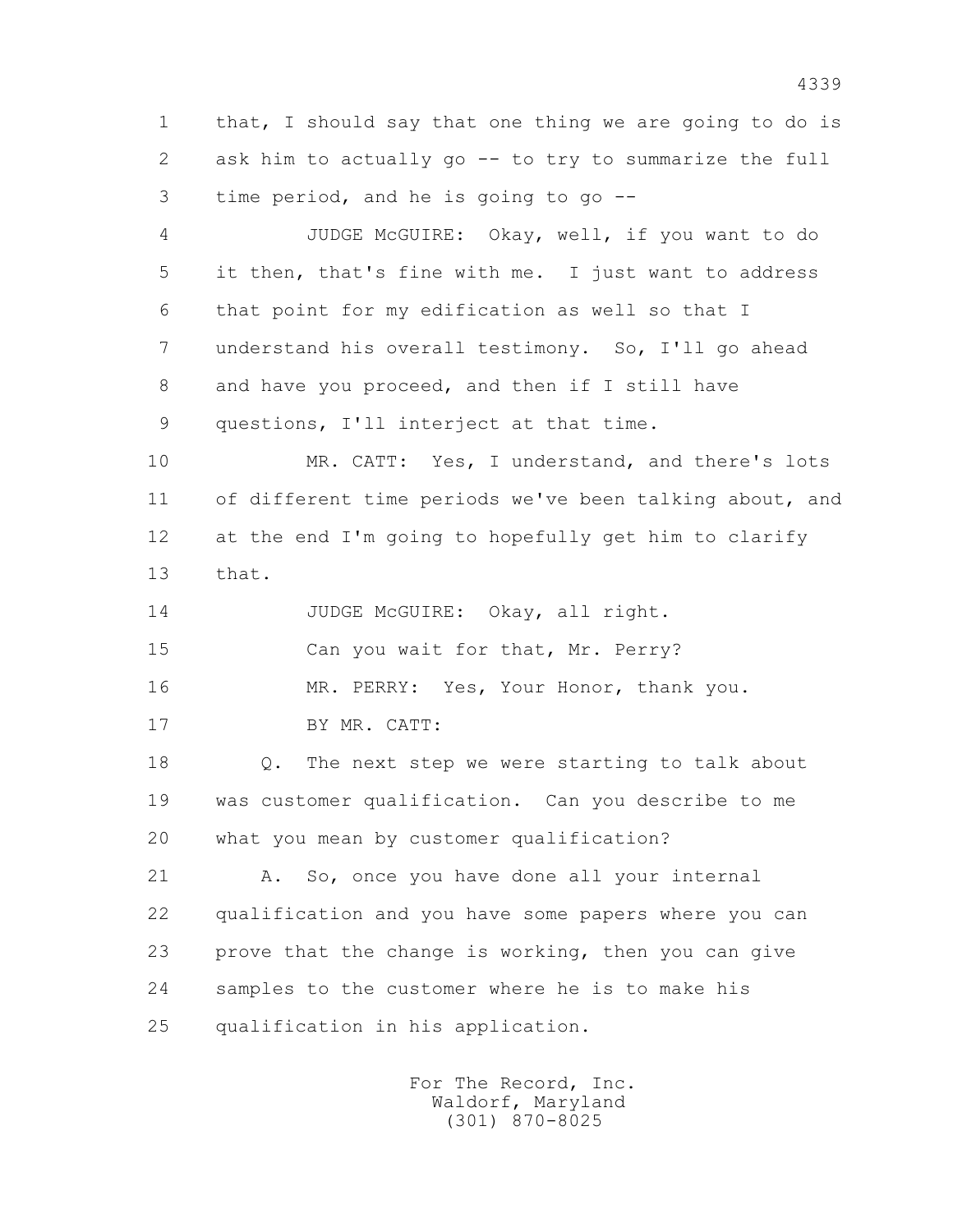1 that, I should say that one thing we are going to do is
2 ask him to actually go -- to try to summarize the full
3 time period, and he is going to go --

4 JUDGE McGUIRE: Okay, well, if you want to do
5 it then, that's fine with me. I just want to address
6 that point for my edification as well so that I
7 understand his overall testimony. So, I'll go ahead
8 and have you proceed, and then if I still have
9 questions, I'll interject at that time.

10 MR. CATT: Yes, I understand, and there's lots
11 of different time periods we've been talking about, and
12 at the end I'm going to hopefully get him to clarify
13 that.

14 JUDGE McGUIRE: Okay, all right.

15 Can you wait for that, Mr. Perry?

16 MR. PERRY: Yes, Your Honor, thank you.

17 BY MR. CATT:

18 Q. The next step we were starting to talk about
19 was customer qualification. Can you describe to me
20 what you mean by customer qualification?

21 A. So, once you have done all your internal
22 qualification and you have some papers where you can
23 prove that the change is working, then you can give
24 samples to the customer where he is to make his
25 qualification in his application.

For The Record, Inc.
Waldorf, Maryland
(301) 870-8025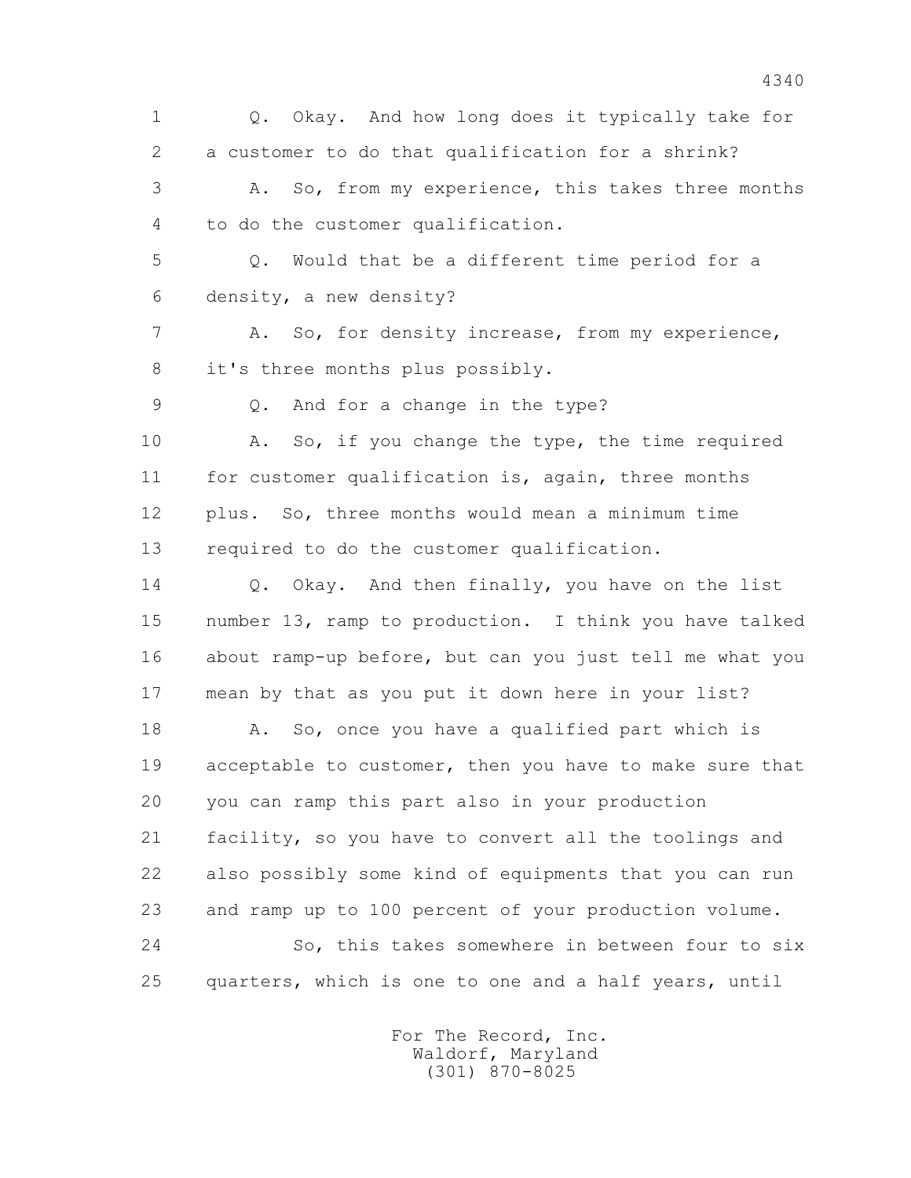1 Q. Okay. And how long does it typically take for
2 a customer to do that qualification for a shrink?
3 A. So, from my experience, this takes three months
4 to do the customer qualification.
5 Q. Would that be a different time period for a
6 density, a new density?
7 A. So, for density increase, from my experience,
8 it's three months plus possibly.
9 Q. And for a change in the type?
10 A. So, if you change the type, the time required
11 for customer qualification is, again, three months
12 plus. So, three months would mean a minimum time
13 required to do the customer qualification.
14 Q. Okay. And then finally, you have on the list
15 number 13, ramp to production. I think you have talked
16 about ramp-up before, but can you just tell me what you
17 mean by that as you put it down here in your list?
18 A. So, once you have a qualified part which is
19 acceptable to customer, then you have to make sure that
20 you can ramp this part also in your production
21 facility, so you have to convert all the toolings and
22 also possibly some kind of equipments that you can run
23 and ramp up to 100 percent of your production volume.
24 So, this takes somewhere in between four to six
25 quarters, which is one to one and a half years, until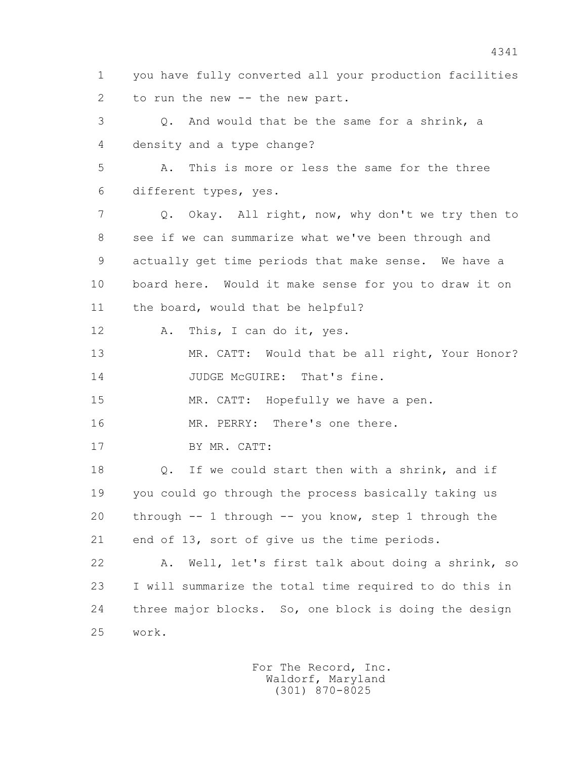1 you have fully converted all your production facilities
2 to run the new -- the new part.

3 Q. And would that be the same for a shrink, a
4 density and a type change?

5 A. This is more or less the same for the three
6 different types, yes.

7 Q. Okay. All right, now, why don't we try then to
8 see if we can summarize what we've been through and
9 actually get time periods that make sense. We have a
10 board here. Would it make sense for you to draw it on
11 the board, would that be helpful?

12 A. This, I can do it, yes.

13 MR. CATT: Would that be all right, Your Honor?

14 JUDGE McGUIRE: That's fine.

15 MR. CATT: Hopefully we have a pen.

16 MR. PERRY: There's one there.

17 BY MR. CATT:

18 Q. If we could start then with a shrink, and if
19 you could go through the process basically taking us
20 through -- 1 through -- you know, step 1 through the
21 end of 13, sort of give us the time periods.

22 A. Well, let's first talk about doing a shrink, so
23 I will summarize the total time required to do this in
24 three major blocks. So, one block is doing the design
25 work.

For The Record, Inc.
Waldorf, Maryland
(301) 870-8025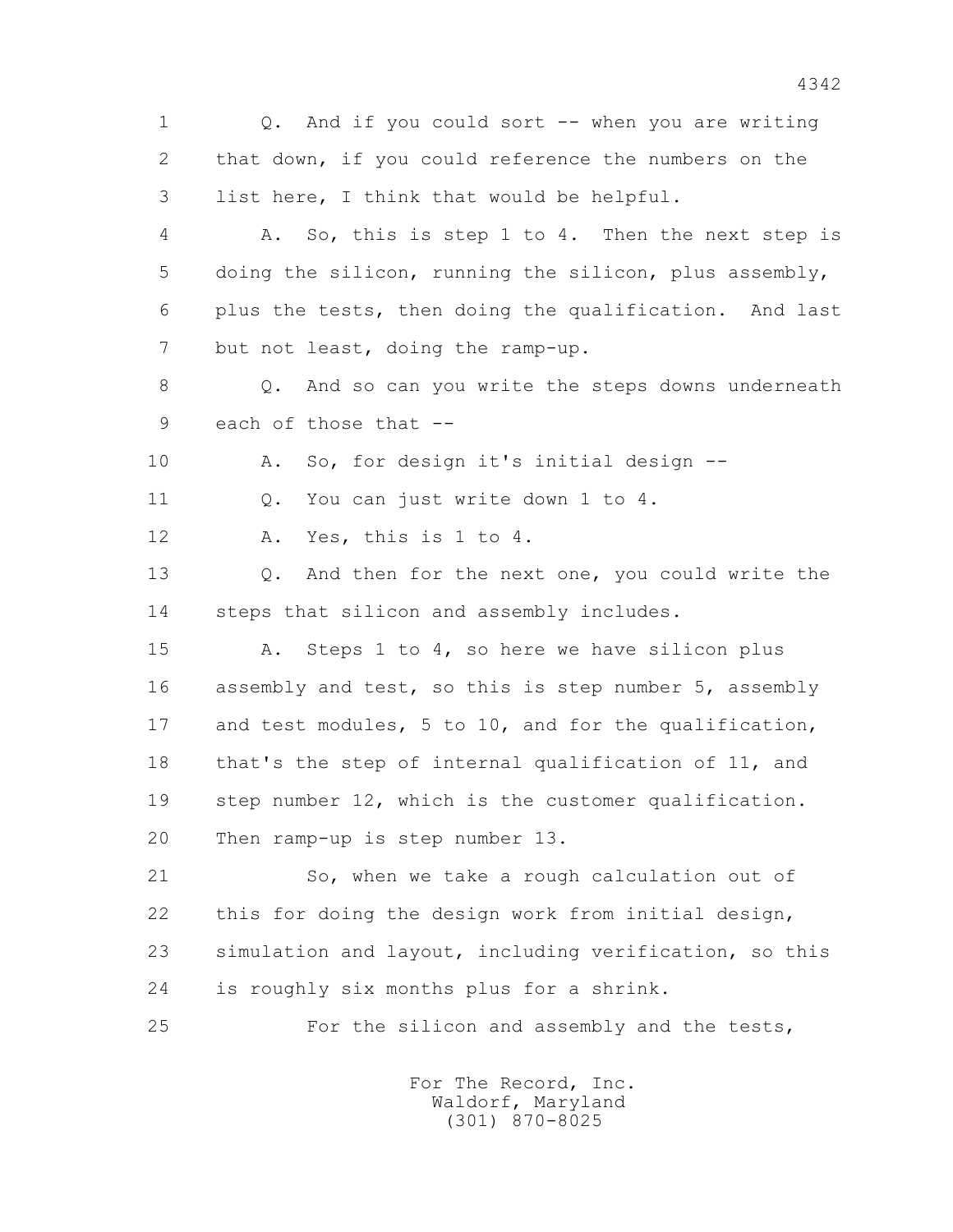1 Q. And if you could sort -- when you are writing
2 that down, if you could reference the numbers on the
3 list here, I think that would be helpful.
4 A. So, this is step 1 to 4. Then the next step is
5 doing the silicon, running the silicon, plus assembly,
6 plus the tests, then doing the qualification. And last
7 but not least, doing the ramp-up.
8 Q. And so can you write the steps downs underneath
9 each of those that --
10 A. So, for design it's initial design --
11 Q. You can just write down 1 to 4.
12 A. Yes, this is 1 to 4.
13 Q. And then for the next one, you could write the
14 steps that silicon and assembly includes.
15 A. Steps 1 to 4, so here we have silicon plus
16 assembly and test, so this is step number 5, assembly
17 and test modules, 5 to 10, and for the qualification,
18 that's the step of internal qualification of 11, and
19 step number 12, which is the customer qualification.
20 Then ramp-up is step number 13.
21 So, when we take a rough calculation out of
22 this for doing the design work from initial design,
23 simulation and layout, including verification, so this
24 is roughly six months plus for a shrink.
25 For the silicon and assembly and the tests,

For The Record, Inc.
Waldorf, Maryland
(301) 870-8025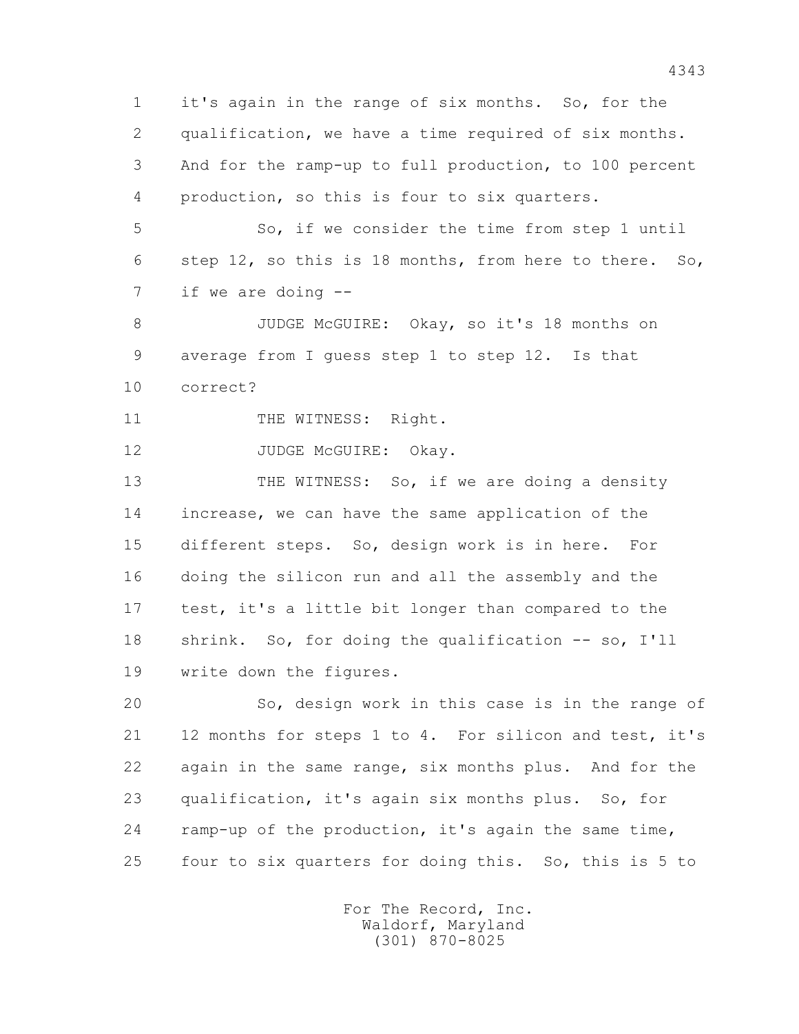1 it's again in the range of six months. So, for the
2 qualification, we have a time required of six months.
3 And for the ramp-up to full production, to 100 percent
4 production, so this is four to six quarters.

5 So, if we consider the time from step 1 until
6 step 12, so this is 18 months, from here to there. So,
7 if we are doing --

8 JUDGE McGUIRE: Okay, so it's 18 months on
9 average from I guess step 1 to step 12. Is that
10 correct?

11 THE WITNESS: Right.

12 JUDGE McGUIRE: Okay.

13 THE WITNESS: So, if we are doing a density
14 increase, we can have the same application of the
15 different steps. So, design work is in here. For
16 doing the silicon run and all the assembly and the
17 test, it's a little bit longer than compared to the
18 shrink. So, for doing the qualification -- so, I'll
19 write down the figures.

20 So, design work in this case is in the range of
21 12 months for steps 1 to 4. For silicon and test, it's
22 again in the same range, six months plus. And for the
23 qualification, it's again six months plus. So, for
24 ramp-up of the production, it's again the same time,
25 four to six quarters for doing this. So, this is 5 to

For The Record, Inc.
Waldorf, Maryland
(301) 870-8025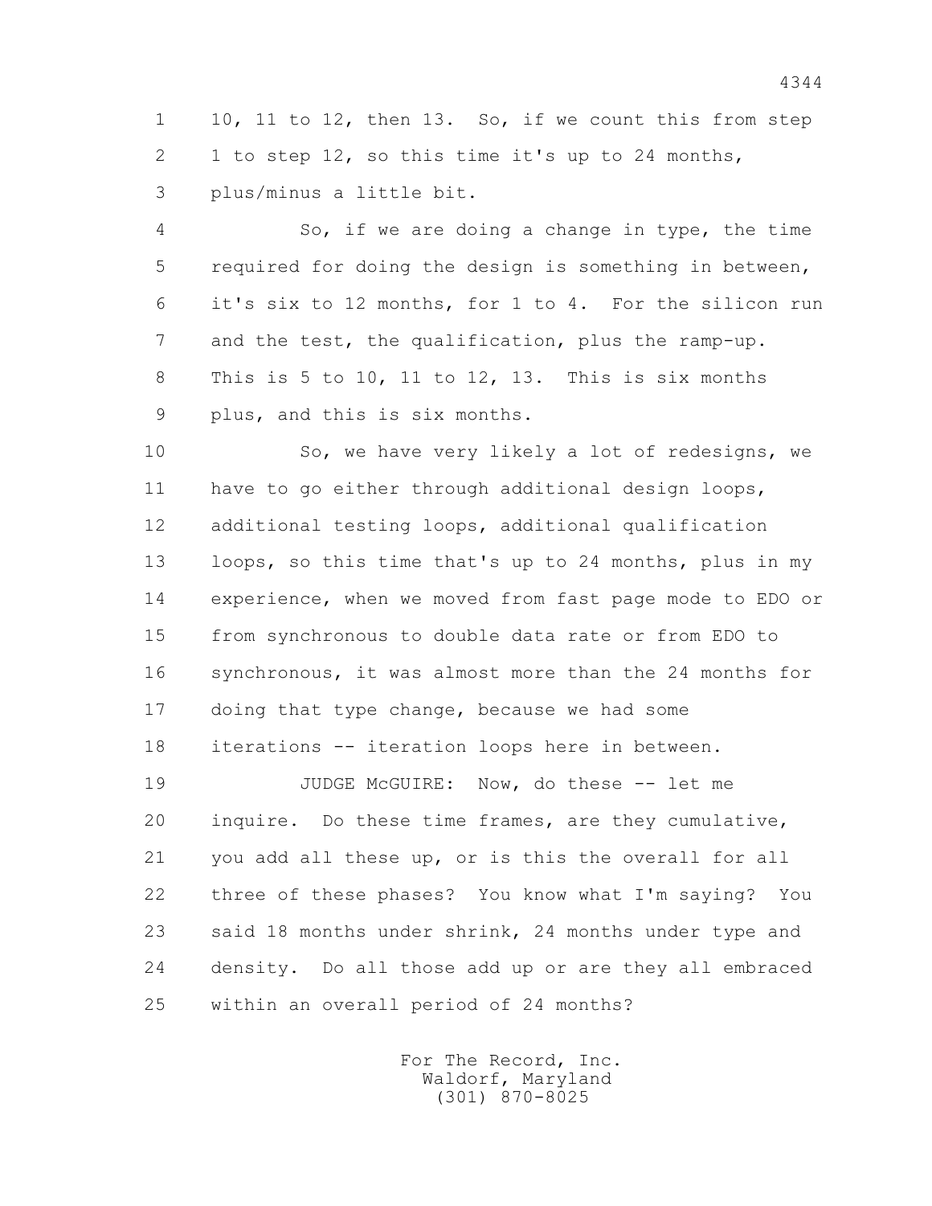10, 11 to 12, then 13. So, if we count this from step 1 to step 12, so this time it's up to 24 months, plus/minus a little bit.

So, if we are doing a change in type, the time required for doing the design is something in between, it's six to 12 months, for 1 to 4. For the silicon run and the test, the qualification, plus the ramp-up. This is 5 to 10, 11 to 12, 13. This is six months plus, and this is six months.

So, we have very likely a lot of redesigns, we have to go either through additional design loops, additional testing loops, additional qualification loops, so this time that's up to 24 months, plus in my experience, when we moved from fast page mode to EDO or from synchronous to double data rate or from EDO to synchronous, it was almost more than the 24 months for doing that type change, because we had some iterations -- iteration loops here in between.

JUDGE McGUIRE: Now, do these -- let me inquire. Do these time frames, are they cumulative, you add all these up, or is this the overall for all three of these phases? You know what I'm saying? You said 18 months under shrink, 24 months under type and density. Do all those add up or are they all embraced within an overall period of 24 months?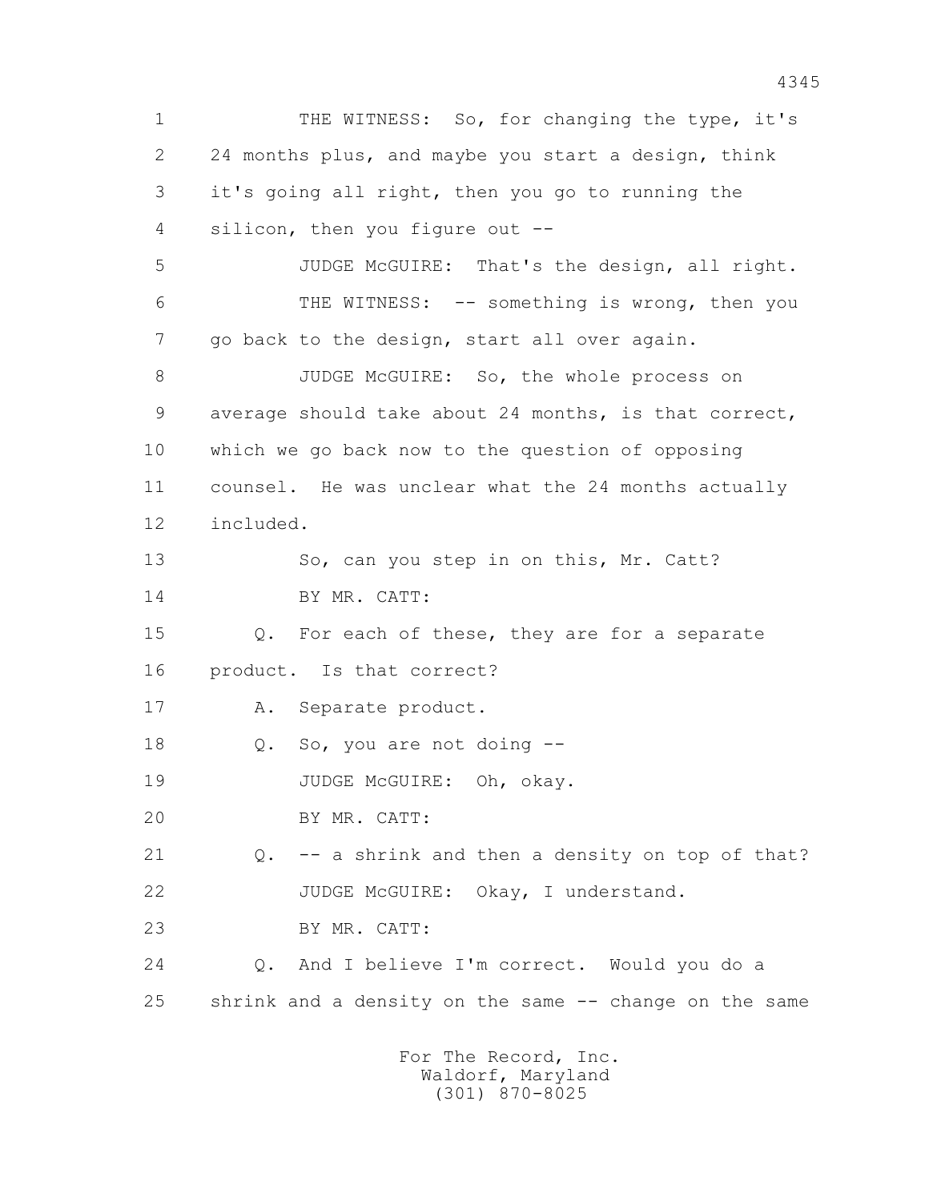1 THE WITNESS: So, for changing the type, it's
2 24 months plus, and maybe you start a design, think
3 it's going all right, then you go to running the
4 silicon, then you figure out --
5 JUDGE McGUIRE: That's the design, all right.
6 THE WITNESS: -- something is wrong, then you
7 go back to the design, start all over again.
8 JUDGE McGUIRE: So, the whole process on
9 average should take about 24 months, is that correct,
10 which we go back now to the question of opposing
11 counsel. He was unclear what the 24 months actually
12 included.
13 So, can you step in on this, Mr. Catt?
14 BY MR. CATT:
15 Q. For each of these, they are for a separate
16 product. Is that correct?
17 A. Separate product.
18 Q. So, you are not doing --
19 JUDGE McGUIRE: Oh, okay.
20 BY MR. CATT:
21 Q. -- a shrink and then a density on top of that?
22 JUDGE McGUIRE: Okay, I understand.
23 BY MR. CATT:
24 Q. And I believe I'm correct. Would you do a
25 shrink and a density on the same -- change on the same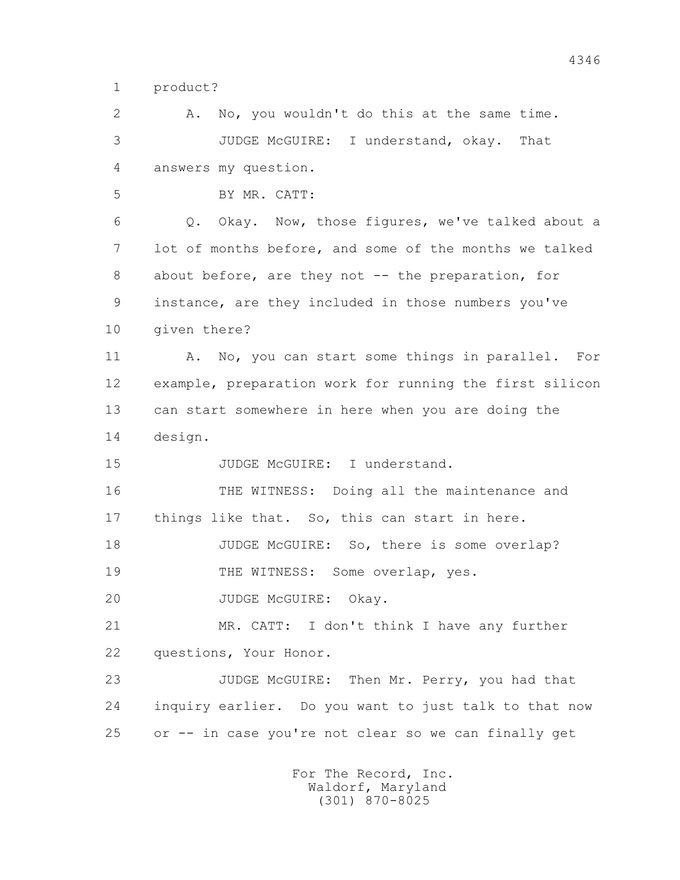1 product?

2 A. No, you wouldn't do this at the same time.

3 JUDGE McGUIRE: I understand, okay. That

4 answers my question.

5 BY MR. CATT:

6 Q. Okay. Now, those figures, we've talked about a

7 lot of months before, and some of the months we talked

8 about before, are they not -- the preparation, for

9 instance, are they included in those numbers you've

10 given there?

11 A. No, you can start some things in parallel. For

12 example, preparation work for running the first silicon

13 can start somewhere in here when you are doing the

14 design.

15 JUDGE McGUIRE: I understand.

16 THE WITNESS: Doing all the maintenance and

17 things like that. So, this can start in here.

18 JUDGE McGUIRE: So, there is some overlap?

19 THE WITNESS: Some overlap, yes.

20 JUDGE McGUIRE: Okay.

21 MR. CATT: I don't think I have any further

22 questions, Your Honor.

23 JUDGE McGUIRE: Then Mr. Perry, you had that

24 inquiry earlier. Do you want to just talk to that now

25 or -- in case you're not clear so we can finally get

For The Record, Inc.
Waldorf, Maryland
(301) 870-8025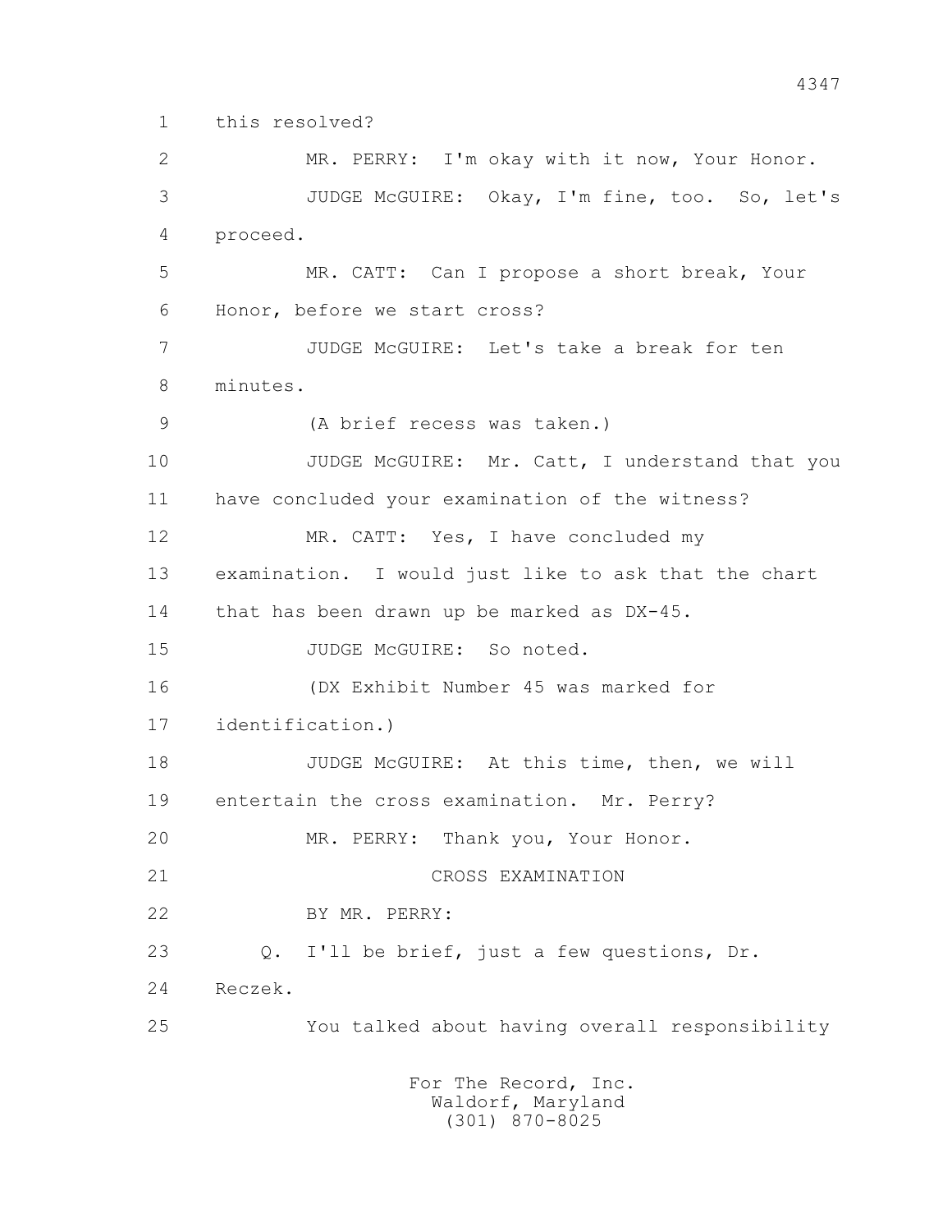this resolved?

MR. PERRY: I'm okay with it now, Your Honor.

JUDGE McGUIRE: Okay, I'm fine, too. So, let's proceed.

MR. CATT: Can I propose a short break, Your Honor, before we start cross?

JUDGE McGUIRE: Let's take a break for ten minutes.

(A brief recess was taken.)

JUDGE McGUIRE: Mr. Catt, I understand that you have concluded your examination of the witness?

MR. CATT: Yes, I have concluded my examination. I would just like to ask that the chart that has been drawn up be marked as DX-45.

JUDGE McGUIRE: So noted.

(DX Exhibit Number 45 was marked for identification.)

JUDGE McGUIRE: At this time, then, we will entertain the cross examination. Mr. Perry?

MR. PERRY: Thank you, Your Honor.

CROSS EXAMINATION

BY MR. PERRY:

Q. I'll be brief, just a few questions, Dr. Reczek.

You talked about having overall responsibility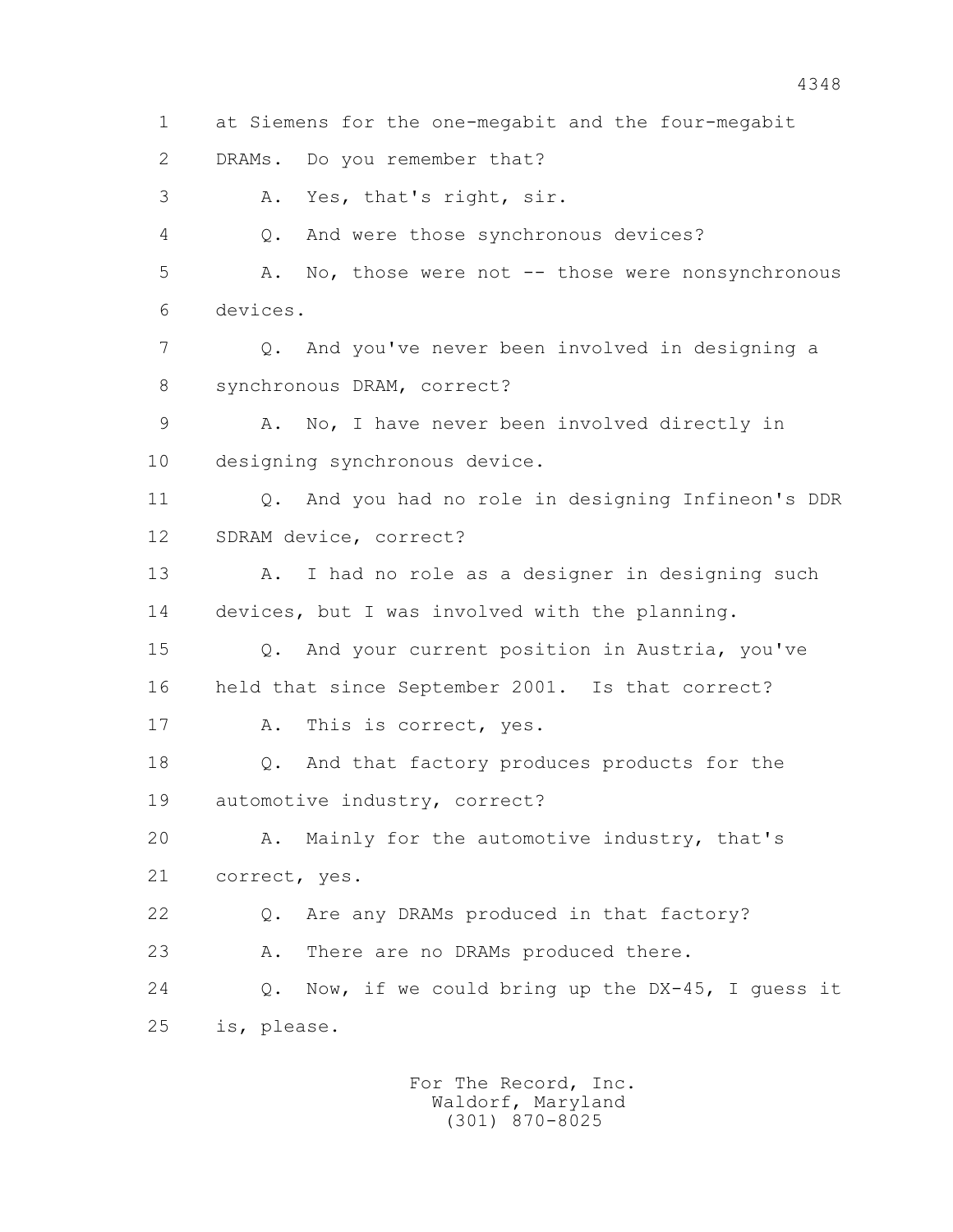1 at Siemens for the one-megabit and the four-megabit

2 DRAMs. Do you remember that?

3 A. Yes, that's right, sir.

4 Q. And were those synchronous devices?

5 A. No, those were not -- those were nonsynchronous

6 devices.

7 Q. And you've never been involved in designing a

8 synchronous DRAM, correct?

9 A. No, I have never been involved directly in

10 designing synchronous device.

11 Q. And you had no role in designing Infineon's DDR

12 SDRAM device, correct?

13 A. I had no role as a designer in designing such

14 devices, but I was involved with the planning.

15 Q. And your current position in Austria, you've

16 held that since September 2001. Is that correct?

17 A. This is correct, yes.

18 Q. And that factory produces products for the

19 automotive industry, correct?

20 A. Mainly for the automotive industry, that's

21 correct, yes.

22 Q. Are any DRAMs produced in that factory?

23 A. There are no DRAMs produced there.

24 Q. Now, if we could bring up the DX-45, I guess it

25 is, please.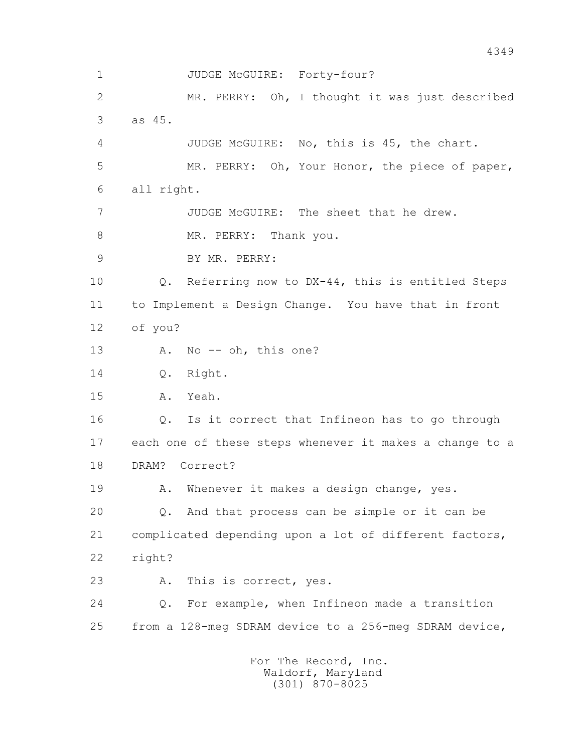1 JUDGE McGUIRE: Forty-four?

2 MR. PERRY: Oh, I thought it was just described

3 as 45.

4 JUDGE McGUIRE: No, this is 45, the chart.

5 MR. PERRY: Oh, Your Honor, the piece of paper,

6 all right.

7 JUDGE McGUIRE: The sheet that he drew.

8 MR. PERRY: Thank you.

9 BY MR. PERRY:

10 Q. Referring now to DX-44, this is entitled Steps

11 to Implement a Design Change. You have that in front

12 of you?

13 A. No -- oh, this one?

14 Q. Right.

15 A. Yeah.

16 Q. Is it correct that Infineon has to go through

17 each one of these steps whenever it makes a change to a

18 DRAM? Correct?

19 A. Whenever it makes a design change, yes.

20 Q. And that process can be simple or it can be

21 complicated depending upon a lot of different factors,

22 right?

23 A. This is correct, yes.

24 Q. For example, when Infineon made a transition

25 from a 128-meg SDRAM device to a 256-meg SDRAM device,

For The Record, Inc.
Waldorf, Maryland
(301) 870-8025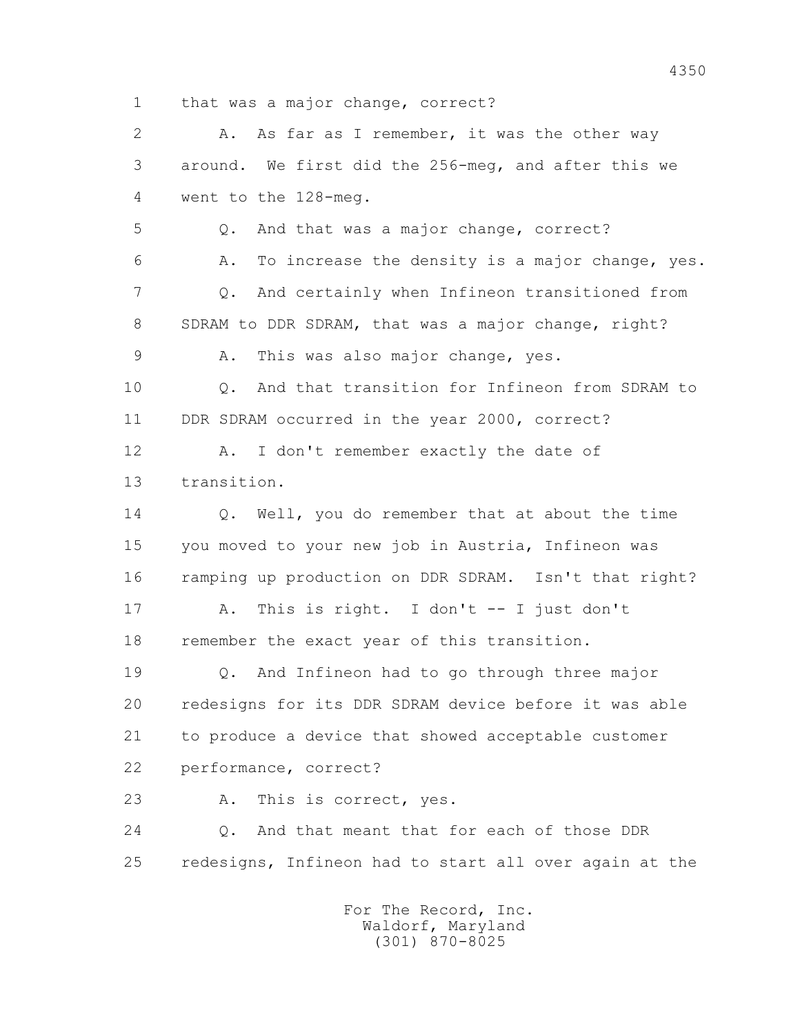1 that was a major change, correct?

2 A. As far as I remember, it was the other way

3 around. We first did the 256-meg, and after this we

4 went to the 128-meg.

5 Q. And that was a major change, correct?

6 A. To increase the density is a major change, yes.

7 Q. And certainly when Infineon transitioned from

8 SDRAM to DDR SDRAM, that was a major change, right?

9 A. This was also major change, yes.

10 Q. And that transition for Infineon from SDRAM to

11 DDR SDRAM occurred in the year 2000, correct?

12 A. I don't remember exactly the date of

13 transition.

14 Q. Well, you do remember that at about the time

15 you moved to your new job in Austria, Infineon was

16 ramping up production on DDR SDRAM. Isn't that right?

17 A. This is right. I don't -- I just don't

18 remember the exact year of this transition.

19 Q. And Infineon had to go through three major

20 redesigns for its DDR SDRAM device before it was able

21 to produce a device that showed acceptable customer

22 performance, correct?

23 A. This is correct, yes.

24 Q. And that meant that for each of those DDR

25 redesigns, Infineon had to start all over again at the

For The Record, Inc.
Waldorf, Maryland
(301) 870-8025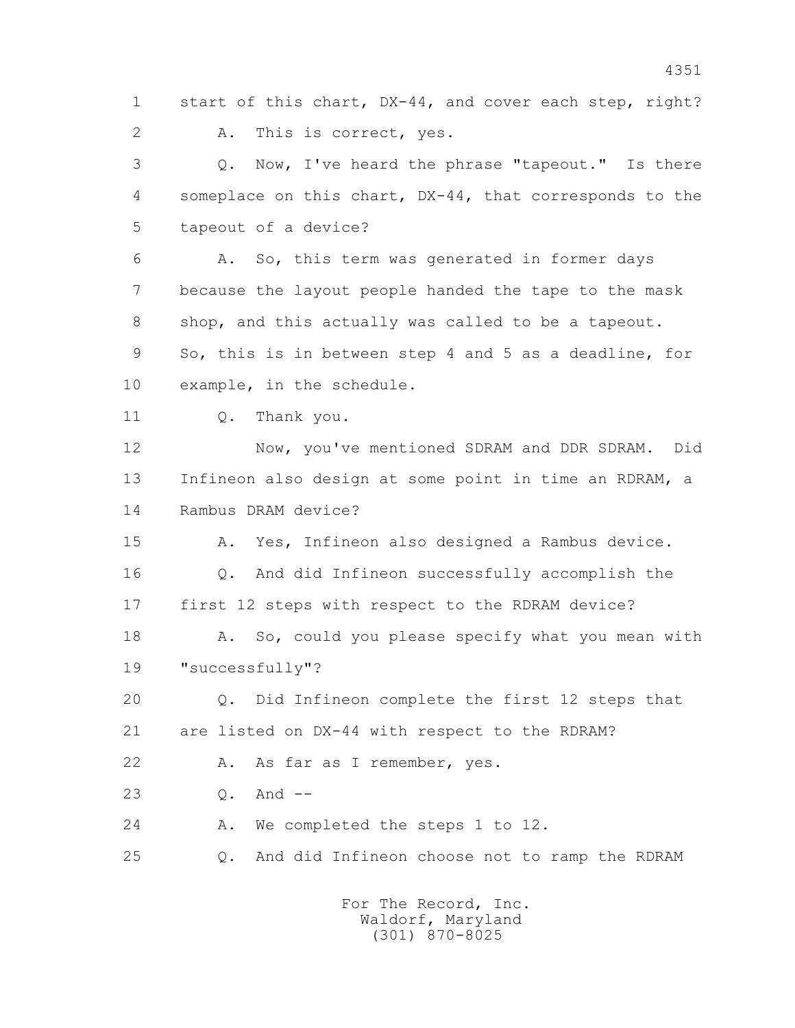1 start of this chart, DX-44, and cover each step, right?

2 A. This is correct, yes.

3 Q. Now, I've heard the phrase "tapeout." Is there

4 someplace on this chart, DX-44, that corresponds to the

5 tapeout of a device?

6 A. So, this term was generated in former days

7 because the layout people handed the tape to the mask

8 shop, and this actually was called to be a tapeout.

9 So, this is in between step 4 and 5 as a deadline, for

10 example, in the schedule.

11 Q. Thank you.

12 Now, you've mentioned SDRAM and DDR SDRAM. Did

13 Infineon also design at some point in time an RDRAM, a

14 Rambus DRAM device?

15 A. Yes, Infineon also designed a Rambus device.

16 Q. And did Infineon successfully accomplish the

17 first 12 steps with respect to the RDRAM device?

18 A. So, could you please specify what you mean with

19 "successfully"?

20 Q. Did Infineon complete the first 12 steps that

21 are listed on DX-44 with respect to the RDRAM?

22 A. As far as I remember, yes.

23 Q. And --

24 A. We completed the steps 1 to 12.

25 Q. And did Infineon choose not to ramp the RDRAM

For The Record, Inc.
Waldorf, Maryland
(301) 870-8025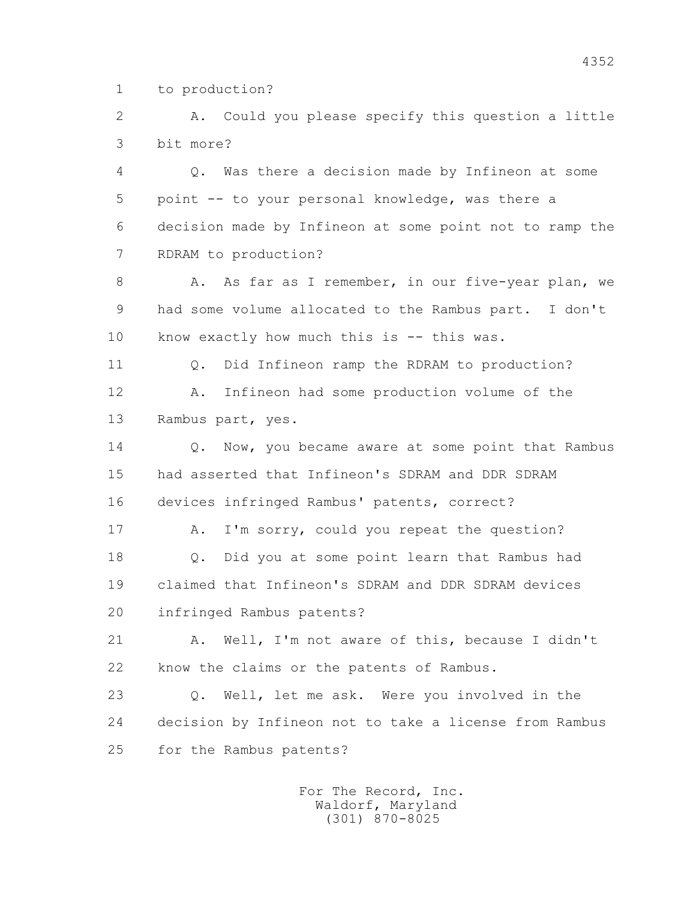1 to production?

2 A. Could you please specify this question a little

3 bit more?

4 Q. Was there a decision made by Infineon at some

5 point -- to your personal knowledge, was there a

6 decision made by Infineon at some point not to ramp the

7 RDRAM to production?

8 A. As far as I remember, in our five-year plan, we

9 had some volume allocated to the Rambus part. I don't

10 know exactly how much this is -- this was.

11 Q. Did Infineon ramp the RDRAM to production?

12 A. Infineon had some production volume of the

13 Rambus part, yes.

14 Q. Now, you became aware at some point that Rambus

15 had asserted that Infineon's SDRAM and DDR SDRAM

16 devices infringed Rambus' patents, correct?

17 A. I'm sorry, could you repeat the question?

18 Q. Did you at some point learn that Rambus had

19 claimed that Infineon's SDRAM and DDR SDRAM devices

20 infringed Rambus patents?

21 A. Well, I'm not aware of this, because I didn't

22 know the claims or the patents of Rambus.

23 Q. Well, let me ask. Were you involved in the

24 decision by Infineon not to take a license from Rambus

25 for the Rambus patents?

For The Record, Inc.
Waldorf, Maryland
(301) 870-8025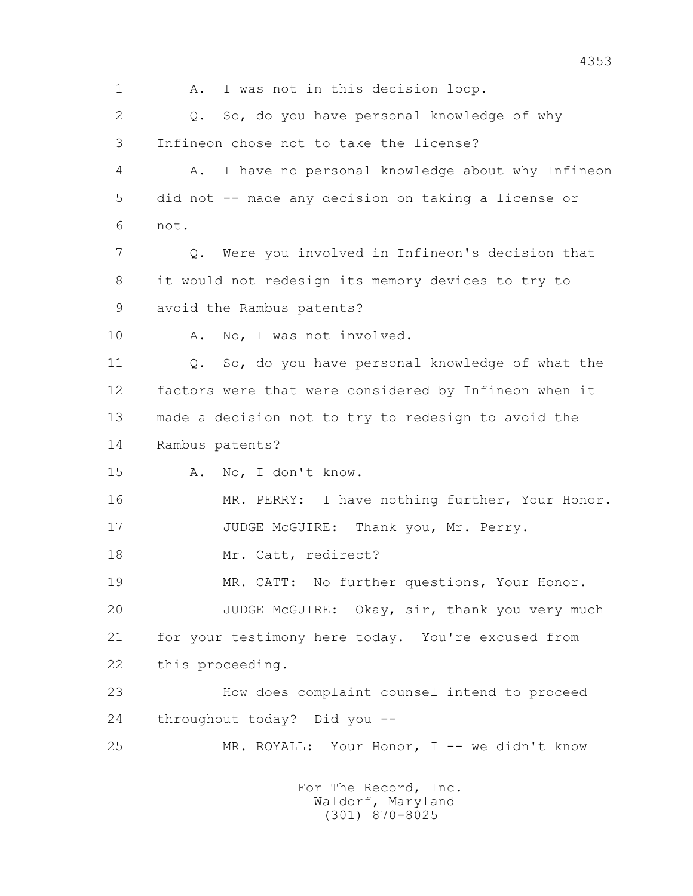1 A. I was not in this decision loop.

2 Q. So, do you have personal knowledge of why

3 Infineon chose not to take the license?

4 A. I have no personal knowledge about why Infineon

5 did not -- made any decision on taking a license or

6 not.

7 Q. Were you involved in Infineon's decision that

8 it would not redesign its memory devices to try to

9 avoid the Rambus patents?

10 A. No, I was not involved.

11 Q. So, do you have personal knowledge of what the

12 factors were that were considered by Infineon when it

13 made a decision not to try to redesign to avoid the

14 Rambus patents?

15 A. No, I don't know.

16 MR. PERRY: I have nothing further, Your Honor.

17 JUDGE McGUIRE: Thank you, Mr. Perry.

18 Mr. Catt, redirect?

19 MR. CATT: No further questions, Your Honor.

20 JUDGE McGUIRE: Okay, sir, thank you very much

21 for your testimony here today. You're excused from

22 this proceeding.

23 How does complaint counsel intend to proceed

24 throughout today? Did you --

25 MR. ROYALL: Your Honor, I -- we didn't know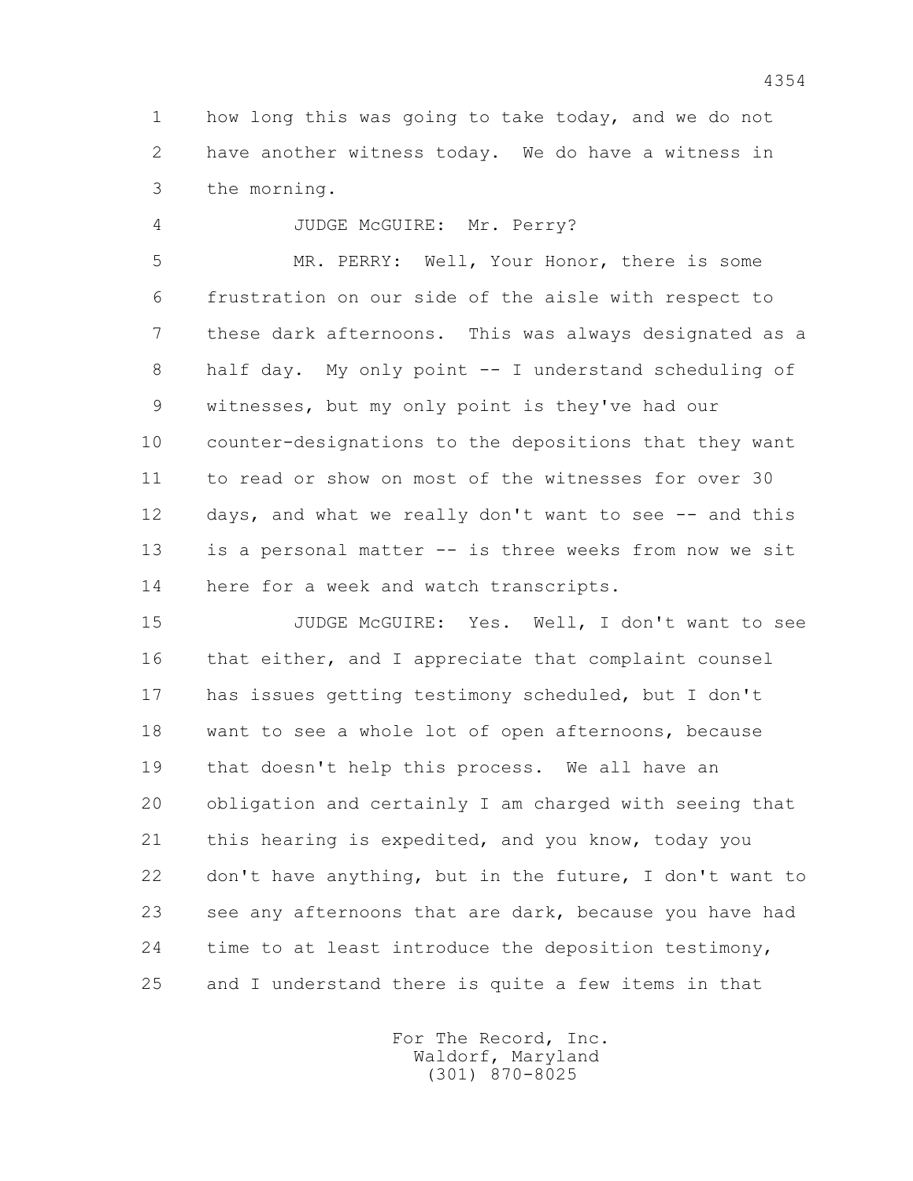how long this was going to take today, and we do not have another witness today. We do have a witness in the morning.

JUDGE McGUIRE: Mr. Perry?

MR. PERRY: Well, Your Honor, there is some frustration on our side of the aisle with respect to these dark afternoons. This was always designated as a half day. My only point -- I understand scheduling of witnesses, but my only point is they've had our counter-designations to the depositions that they want to read or show on most of the witnesses for over 30 days, and what we really don't want to see -- and this is a personal matter -- is three weeks from now we sit here for a week and watch transcripts.

JUDGE McGUIRE: Yes. Well, I don't want to see that either, and I appreciate that complaint counsel has issues getting testimony scheduled, but I don't want to see a whole lot of open afternoons, because that doesn't help this process. We all have an obligation and certainly I am charged with seeing that this hearing is expedited, and you know, today you don't have anything, but in the future, I don't want to see any afternoons that are dark, because you have had time to at least introduce the deposition testimony, and I understand there is quite a few items in that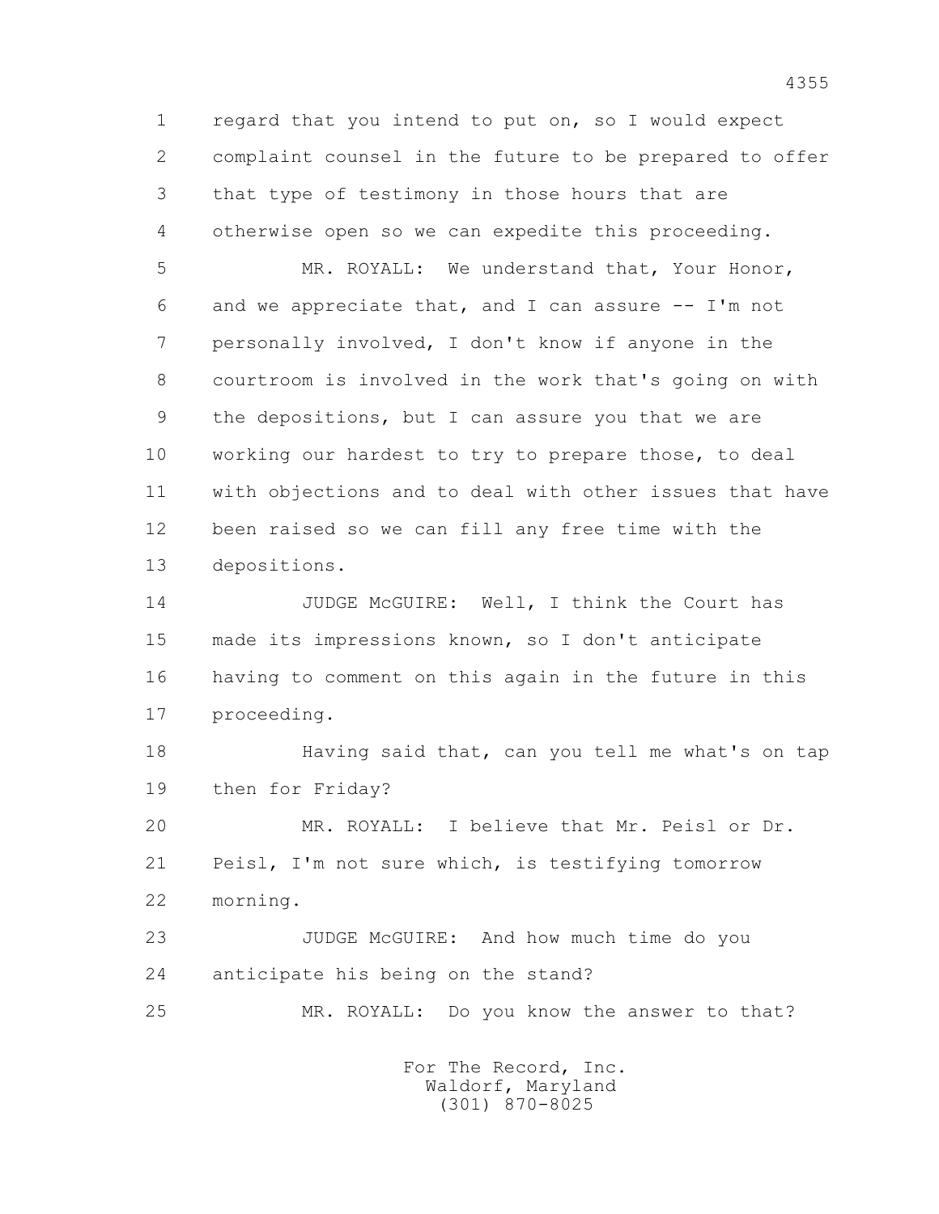1 regard that you intend to put on, so I would expect
2 complaint counsel in the future to be prepared to offer
3 that type of testimony in those hours that are
4 otherwise open so we can expedite this proceeding.

5 MR. ROYALL: We understand that, Your Honor,
6 and we appreciate that, and I can assure -- I'm not
7 personally involved, I don't know if anyone in the
8 courtroom is involved in the work that's going on with
9 the depositions, but I can assure you that we are
10 working our hardest to try to prepare those, to deal
11 with objections and to deal with other issues that have
12 been raised so we can fill any free time with the
13 depositions.

14 JUDGE McGUIRE: Well, I think the Court has
15 made its impressions known, so I don't anticipate
16 having to comment on this again in the future in this
17 proceeding.

18 Having said that, can you tell me what's on tap
19 then for Friday?

20 MR. ROYALL: I believe that Mr. Peisl or Dr.
21 Peisl, I'm not sure which, is testifying tomorrow
22 morning.

23 JUDGE McGUIRE: And how much time do you
24 anticipate his being on the stand?

25 MR. ROYALL: Do you know the answer to that?

For The Record, Inc.
Waldorf, Maryland
(301) 870-8025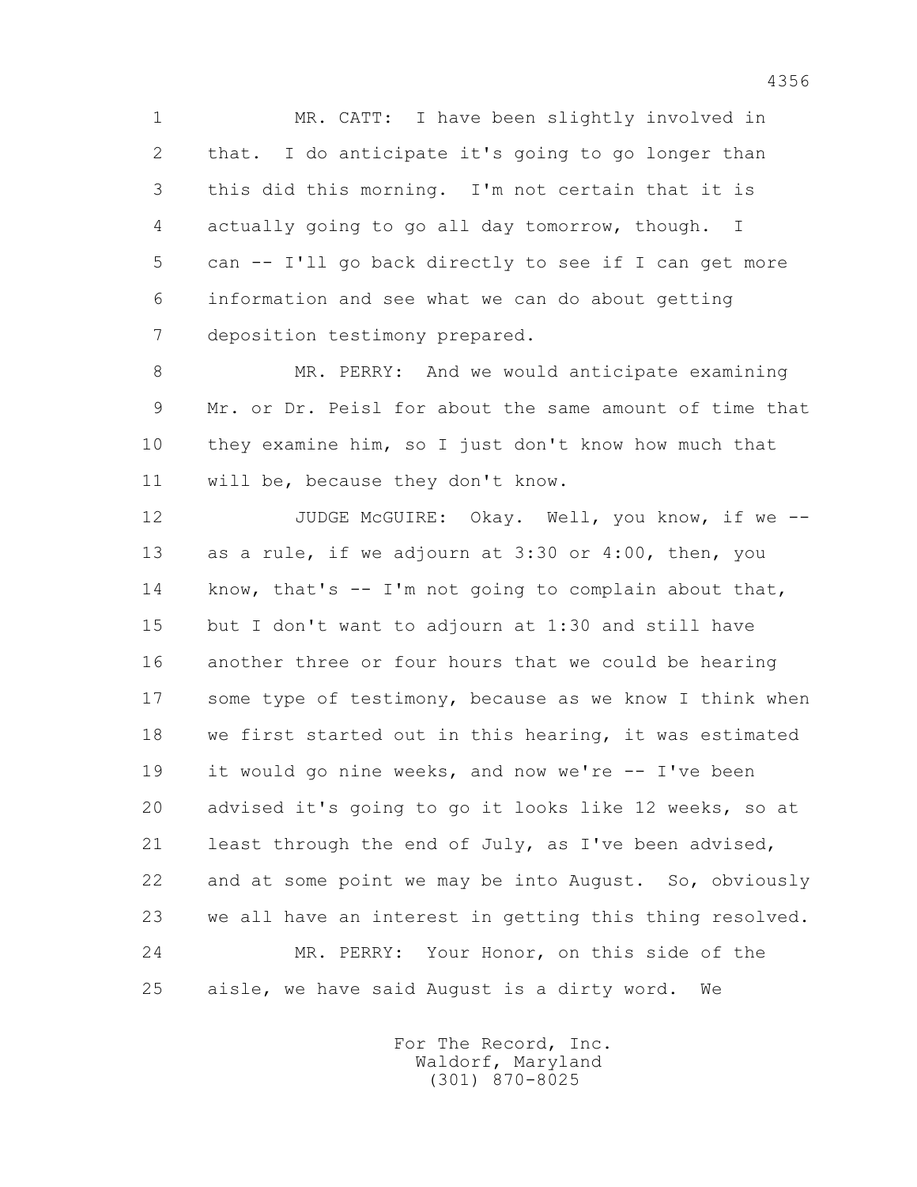MR. CATT: I have been slightly involved in that. I do anticipate it's going to go longer than this did this morning. I'm not certain that it is actually going to go all day tomorrow, though. I can -- I'll go back directly to see if I can get more information and see what we can do about getting deposition testimony prepared.

MR. PERRY: And we would anticipate examining Mr. or Dr. Peisl for about the same amount of time that they examine him, so I just don't know how much that will be, because they don't know.

JUDGE McGUIRE: Okay. Well, you know, if we -- as a rule, if we adjourn at 3:30 or 4:00, then, you know, that's -- I'm not going to complain about that, but I don't want to adjourn at 1:30 and still have another three or four hours that we could be hearing some type of testimony, because as we know I think when we first started out in this hearing, it was estimated it would go nine weeks, and now we're -- I've been advised it's going to go it looks like 12 weeks, so at least through the end of July, as I've been advised, and at some point we may be into August. So, obviously we all have an interest in getting this thing resolved.

MR. PERRY: Your Honor, on this side of the aisle, we have said August is a dirty word. We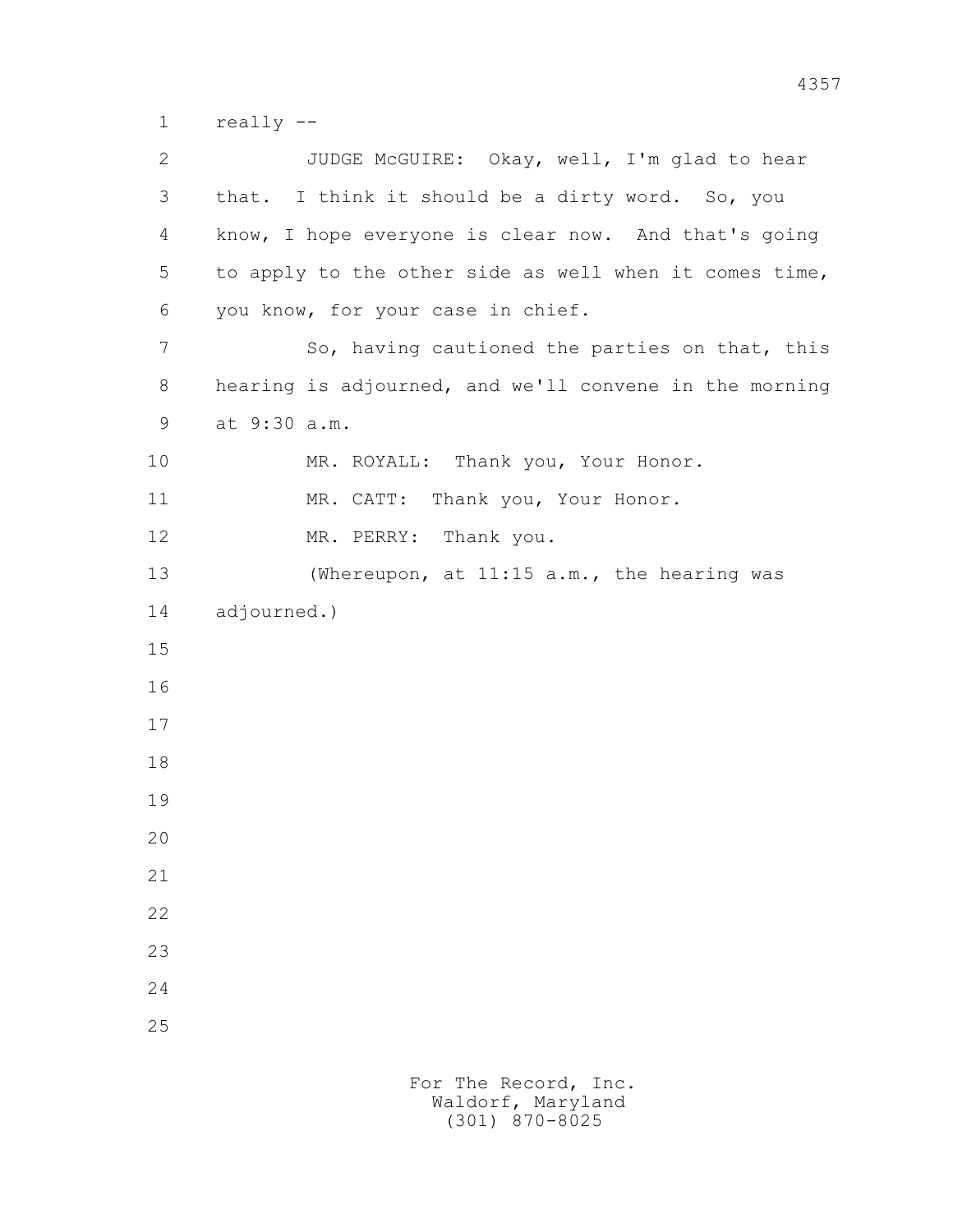really --

JUDGE McGUIRE: Okay, well, I'm glad to hear that. I think it should be a dirty word. So, you know, I hope everyone is clear now. And that's going to apply to the other side as well when it comes time, you know, for your case in chief.

So, having cautioned the parties on that, this hearing is adjourned, and we'll convene in the morning at 9:30 a.m.

MR. ROYALL: Thank you, Your Honor.

MR. CATT: Thank you, Your Honor.

MR. PERRY: Thank you.

(Whereupon, at 11:15 a.m., the hearing was adjourned.)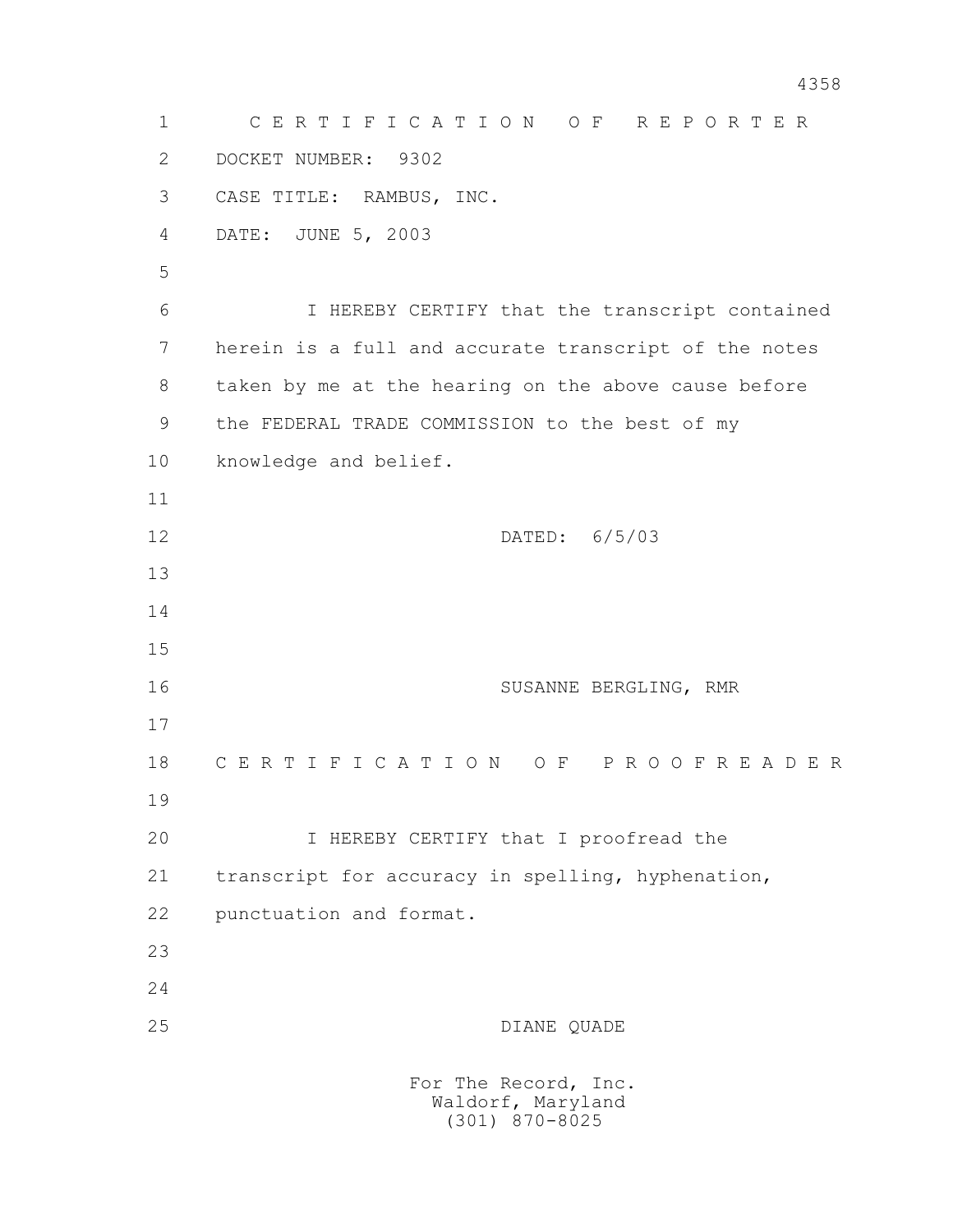# CERTIFICATION OF REPORTER

DOCKET NUMBER: 9302

CASE TITLE: RAMBUS, INC.

DATE: JUNE 5, 2003

I HEREBY CERTIFY that the transcript contained herein is a full and accurate transcript of the notes taken by me at the hearing on the above cause before the FEDERAL TRADE COMMISSION to the best of my knowledge and belief.

DATED: 6/5/03

SUSANNE BERGLING, RMR

# CERTIFICATION OF PROOFREADER

I HEREBY CERTIFY that I proofread the transcript for accuracy in spelling, hyphenation, punctuation and format.

DIANE QUADE

For The Record, Inc.
Waldorf, Maryland
(301) 870-8025